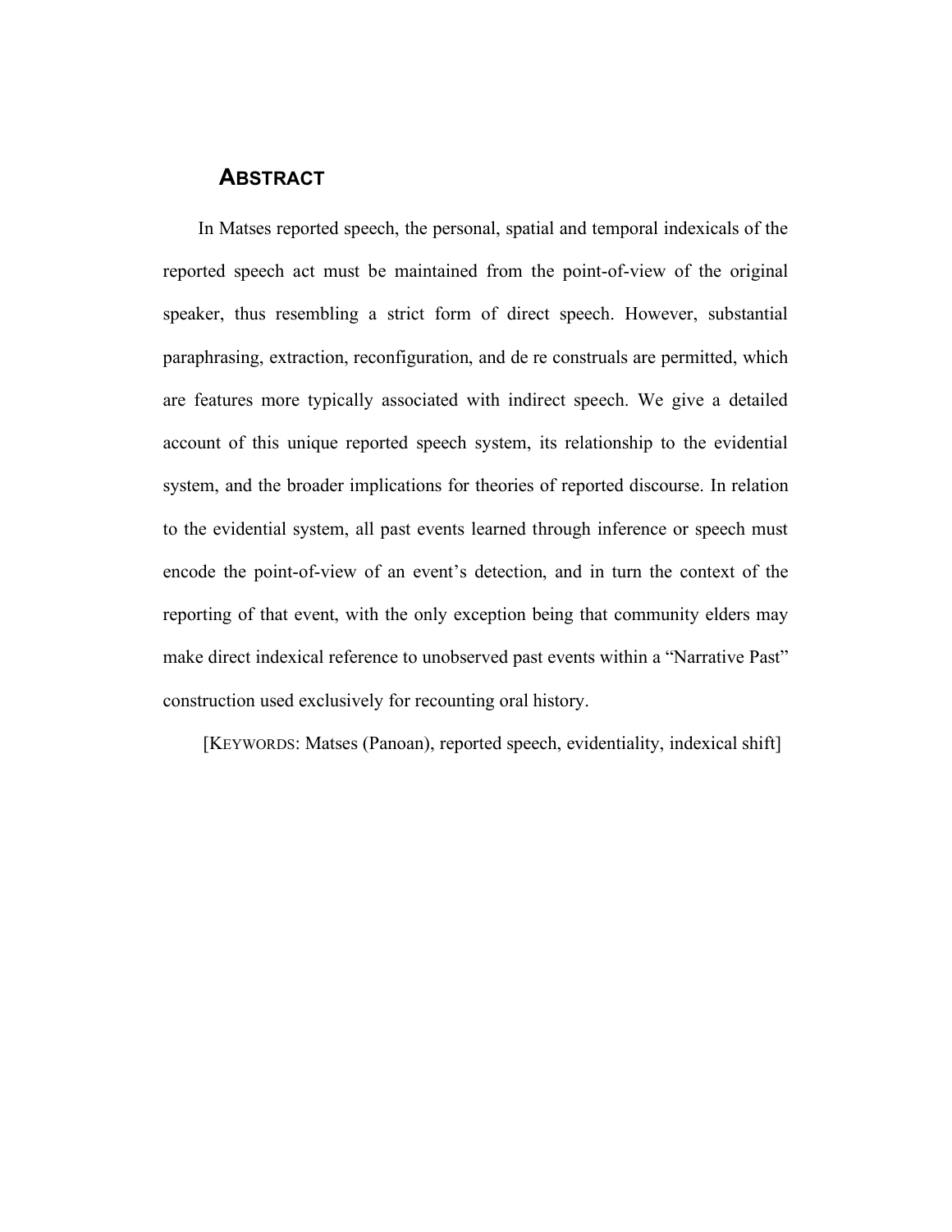## ABSTRACT

In Matses reported speech, the personal, spatial and temporal indexicals of the reported speech act must be maintained from the point-of-view of the original speaker, thus resembling a strict form of direct speech. However, substantial paraphrasing, extraction, reconfiguration, and de re construals are permitted, which are features more typically associated with indirect speech. We give a detailed account of this unique reported speech system, its relationship to the evidential system, and the broader implications for theories of reported discourse. In relation to the evidential system, all past events learned through inference or speech must encode the point-of-view of an event's detection, and in turn the context of the reporting of that event, with the only exception being that community elders may make direct indexical reference to unobserved past events within a "Narrative Past" construction used exclusively for recounting oral history.

[KEYWORDS: Matses (Panoan), reported speech, evidentiality, indexical shift]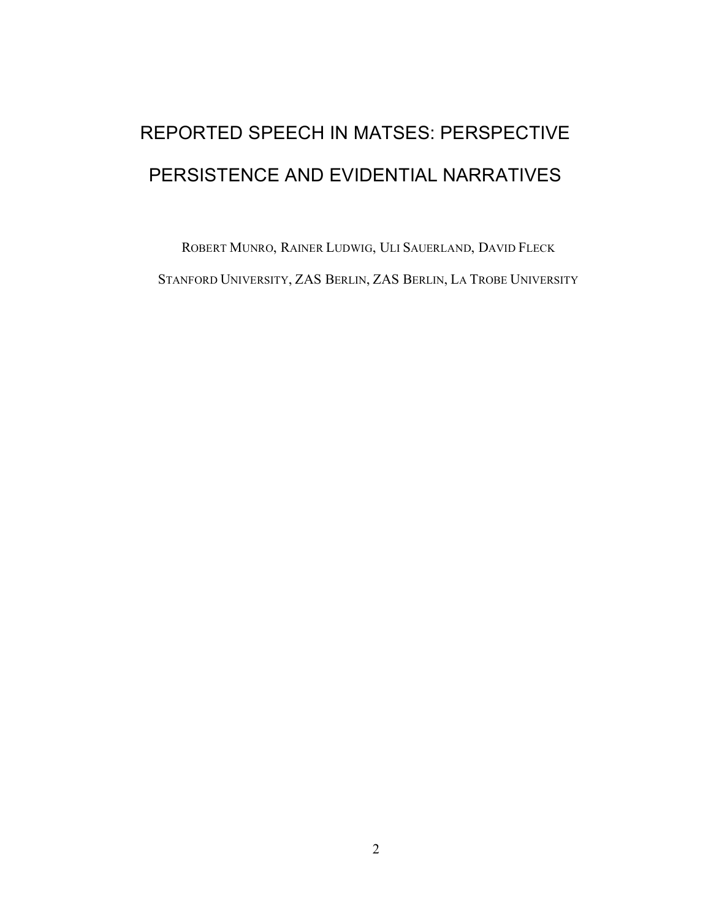# REPORTED SPEECH IN MATSES: PERSPECTIVE PERSISTENCE AND EVIDENTIAL NARRATIVES

ROBERT MUNRO, RAINER LUDWIG, ULI SAUERLAND, DAVID FLECK

STANFORD UNIVERSITY, ZAS BERLIN, ZAS BERLIN, LA TROBE UNIVERSITY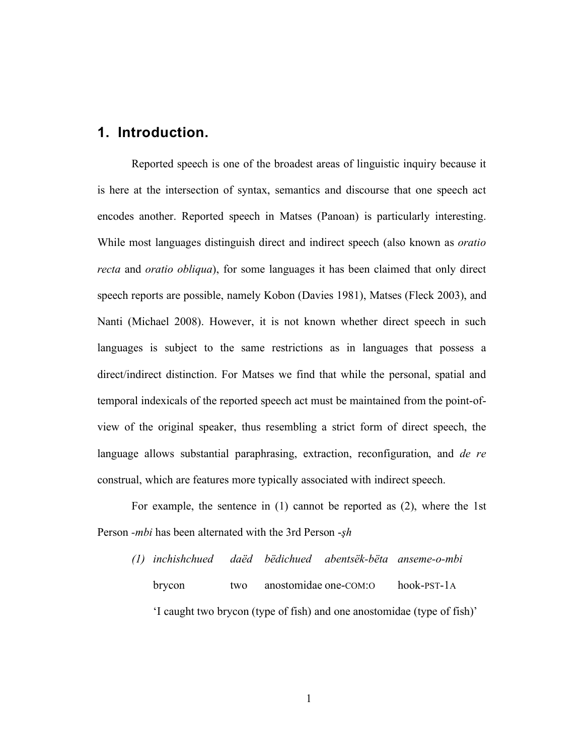## 1. Introduction.

Reported speech is one of the broadest areas of linguistic inquiry because it is here at the intersection of syntax, semantics and discourse that one speech act encodes another. Reported speech in Matses (Panoan) is particularly interesting. While most languages distinguish direct and indirect speech (also known as *oratio recta* and *oratio obliqua*), for some languages it has been claimed that only direct speech reports are possible, namely Kobon (Davies 1981), Matses (Fleck 2003), and Nanti (Michael 2008). However, it is not known whether direct speech in such languages is subject to the same restrictions as in languages that possess a direct/indirect distinction. For Matses we find that while the personal, spatial and temporal indexicals of the reported speech act must be maintained from the point-of-view of the original speaker, thus resembling a strict form of direct speech, the language allows substantial paraphrasing, extraction, reconfiguration, and *de re* construal, which are features more typically associated with indirect speech.

For example, the sentence in (1) cannot be reported as (2), where the 1st Person *-mbi* has been alternated with the 3rd Person *-şh*

(1) *inchishchued daëd bëdichued abentsëk-bëta anseme-o-mbi*
brycon two anostomidae one-COM:O hook-PST-1A
'I caught two brycon (type of fish) and one anostomidae (type of fish)'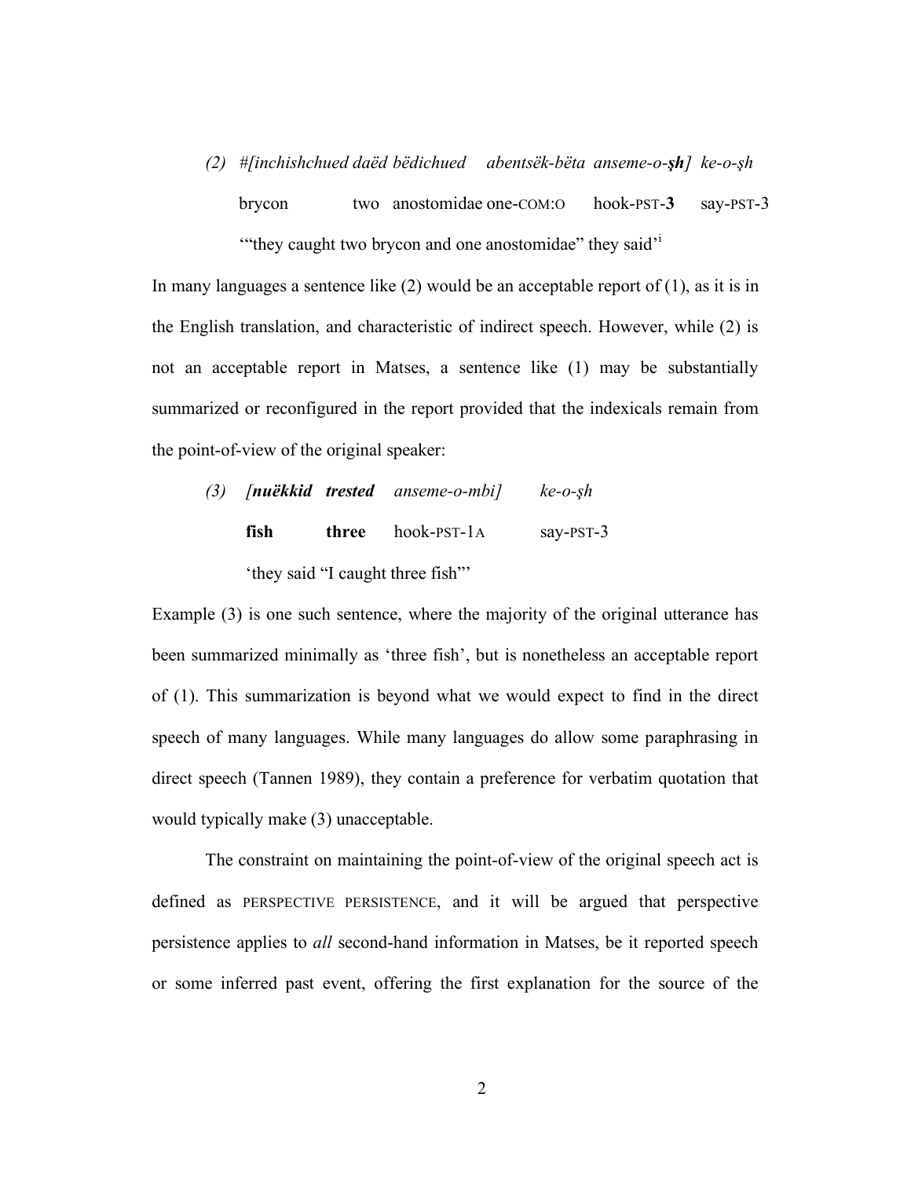(2) #*[inchishchued daëd bëdichued abentsëk-bëta anseme-o-**şh**] ke-o-şh*

brycon two anostomidae one-COM:O hook-PST-**3** say-PST-3

'"they caught two brycon and one anostomidae" they said'[i]

In many languages a sentence like (2) would be an acceptable report of (1), as it is in the English translation, and characteristic of indirect speech. However, while (2) is not an acceptable report in Matses, a sentence like (1) may be substantially summarized or reconfigured in the report provided that the indexicals remain from the point-of-view of the original speaker:

(3) *[**nuëkkid trested** anseme-o-mbi] ke-o-şh*

**fish three** hook-PST-1A say-PST-3

'they said "I caught three fish"'

Example (3) is one such sentence, where the majority of the original utterance has been summarized minimally as 'three fish', but is nonetheless an acceptable report of (1). This summarization is beyond what we would expect to find in the direct speech of many languages. While many languages do allow some paraphrasing in direct speech (Tannen 1989), they contain a preference for verbatim quotation that would typically make (3) unacceptable.

The constraint on maintaining the point-of-view of the original speech act is defined as PERSPECTIVE PERSISTENCE, and it will be argued that perspective persistence applies to *all* second-hand information in Matses, be it reported speech or some inferred past event, offering the first explanation for the source of the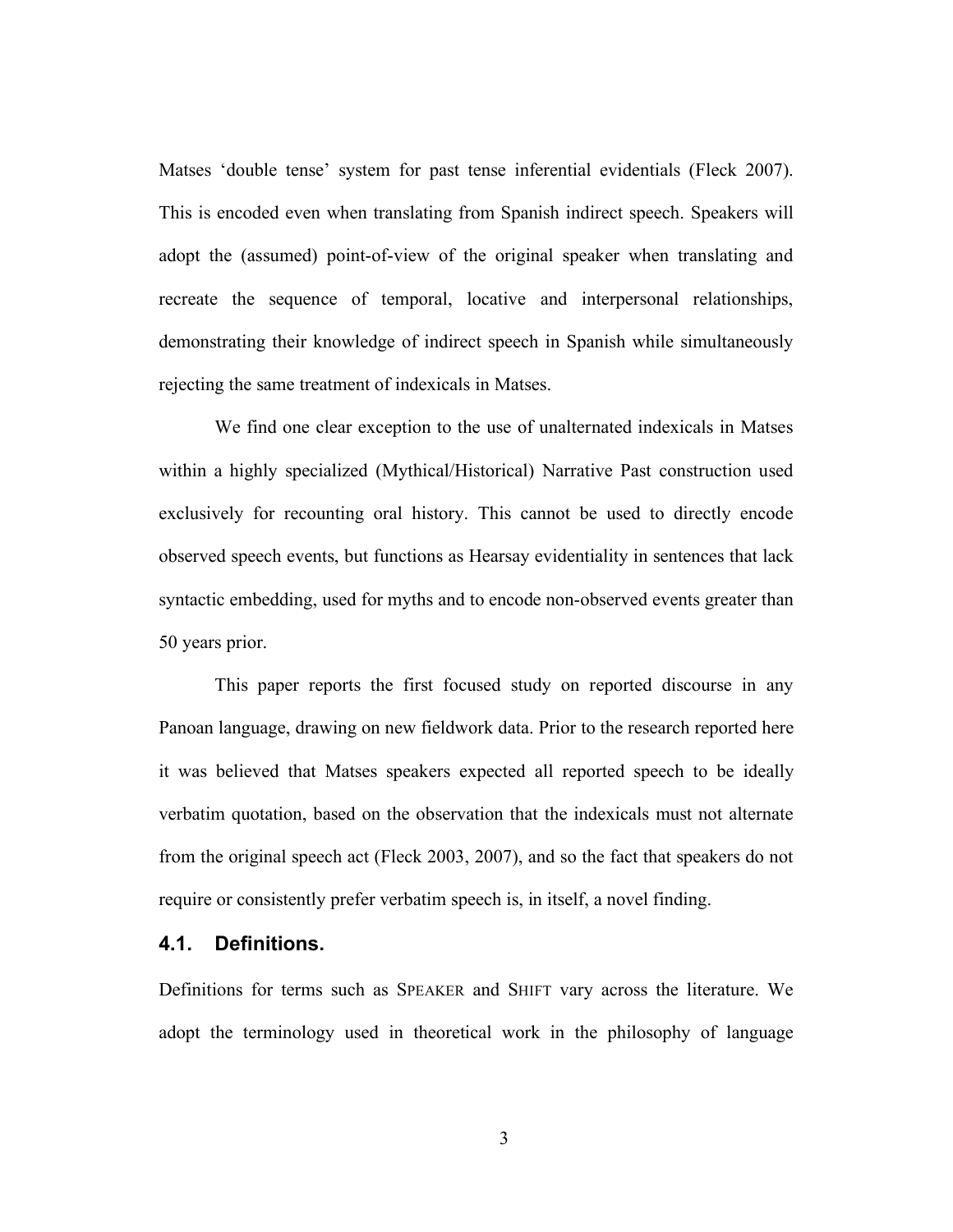Matses 'double tense' system for past tense inferential evidentials (Fleck 2007). This is encoded even when translating from Spanish indirect speech. Speakers will adopt the (assumed) point-of-view of the original speaker when translating and recreate the sequence of temporal, locative and interpersonal relationships, demonstrating their knowledge of indirect speech in Spanish while simultaneously rejecting the same treatment of indexicals in Matses.

We find one clear exception to the use of unalternated indexicals in Matses within a highly specialized (Mythical/Historical) Narrative Past construction used exclusively for recounting oral history. This cannot be used to directly encode observed speech events, but functions as Hearsay evidentiality in sentences that lack syntactic embedding, used for myths and to encode non-observed events greater than 50 years prior.

This paper reports the first focused study on reported discourse in any Panoan language, drawing on new fieldwork data. Prior to the research reported here it was believed that Matses speakers expected all reported speech to be ideally verbatim quotation, based on the observation that the indexicals must not alternate from the original speech act (Fleck 2003, 2007), and so the fact that speakers do not require or consistently prefer verbatim speech is, in itself, a novel finding.

### 4.1. Definitions.

Definitions for terms such as SPEAKER and SHIFT vary across the literature. We adopt the terminology used in theoretical work in the philosophy of language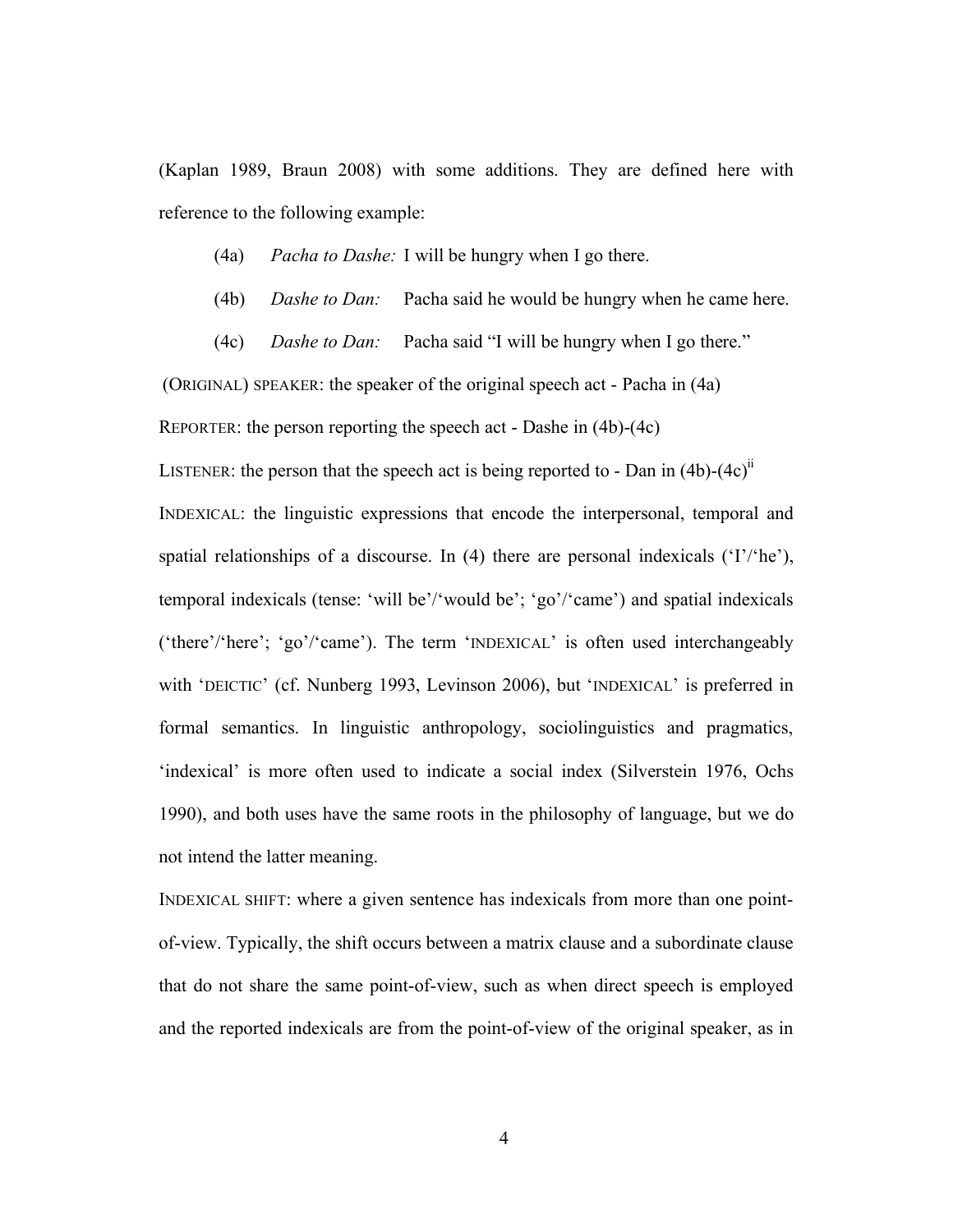(Kaplan 1989, Braun 2008) with some additions. They are defined here with reference to the following example:

(4a) *Pacha to Dashe:* I will be hungry when I go there.

(4b) *Dashe to Dan:* Pacha said he would be hungry when he came here.

(4c) *Dashe to Dan:* Pacha said "I will be hungry when I go there."

(ORIGINAL) SPEAKER: the speaker of the original speech act - Pacha in (4a)

REPORTER: the person reporting the speech act - Dashe in (4b)-(4c)

LISTENER: the person that the speech act is being reported to - Dan in (4b)-(4c)[ii]

INDEXICAL: the linguistic expressions that encode the interpersonal, temporal and spatial relationships of a discourse. In (4) there are personal indexicals ('I'/'he'), temporal indexicals (tense: 'will be'/'would be'; 'go'/'came') and spatial indexicals ('there'/'here'; 'go'/'came'). The term 'INDEXICAL' is often used interchangeably with 'DEICTIC' (cf. Nunberg 1993, Levinson 2006), but 'INDEXICAL' is preferred in formal semantics. In linguistic anthropology, sociolinguistics and pragmatics, 'indexical' is more often used to indicate a social index (Silverstein 1976, Ochs 1990), and both uses have the same roots in the philosophy of language, but we do not intend the latter meaning.

INDEXICAL SHIFT: where a given sentence has indexicals from more than one point-of-view. Typically, the shift occurs between a matrix clause and a subordinate clause that do not share the same point-of-view, such as when direct speech is employed and the reported indexicals are from the point-of-view of the original speaker, as in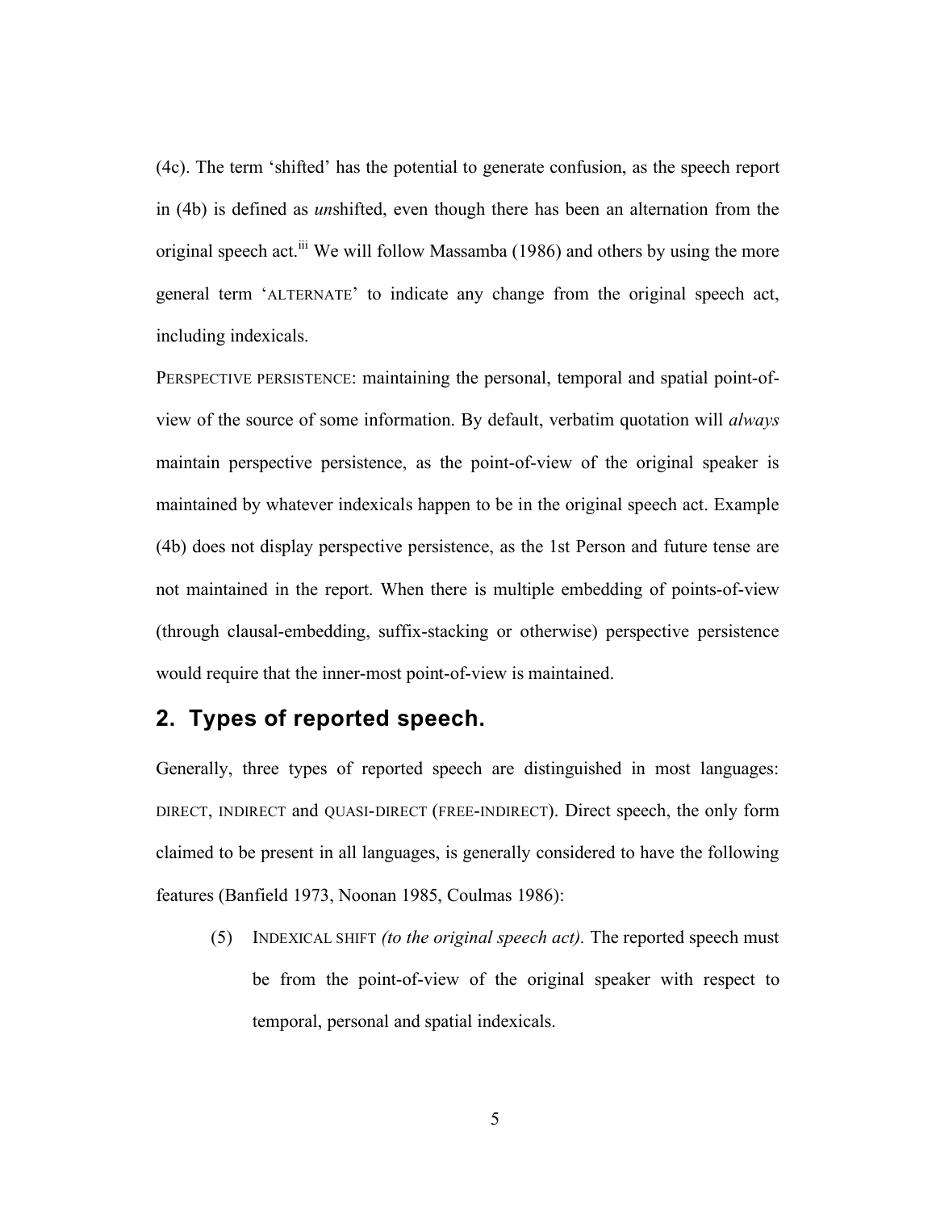(4c). The term 'shifted' has the potential to generate confusion, as the speech report in (4b) is defined as *un*shifted, even though there has been an alternation from the original speech act.[iii] We will follow Massamba (1986) and others by using the more general term 'ALTERNATE' to indicate any change from the original speech act, including indexicals.

PERSPECTIVE PERSISTENCE: maintaining the personal, temporal and spatial point-of-view of the source of some information. By default, verbatim quotation will *always* maintain perspective persistence, as the point-of-view of the original speaker is maintained by whatever indexicals happen to be in the original speech act. Example (4b) does not display perspective persistence, as the 1st Person and future tense are not maintained in the report. When there is multiple embedding of points-of-view (through clausal-embedding, suffix-stacking or otherwise) perspective persistence would require that the inner-most point-of-view is maintained.

## 2. Types of reported speech.

Generally, three types of reported speech are distinguished in most languages: DIRECT, INDIRECT and QUASI-DIRECT (FREE-INDIRECT). Direct speech, the only form claimed to be present in all languages, is generally considered to have the following features (Banfield 1973, Noonan 1985, Coulmas 1986):

(5) INDEXICAL SHIFT *(to the original speech act).* The reported speech must be from the point-of-view of the original speaker with respect to temporal, personal and spatial indexicals.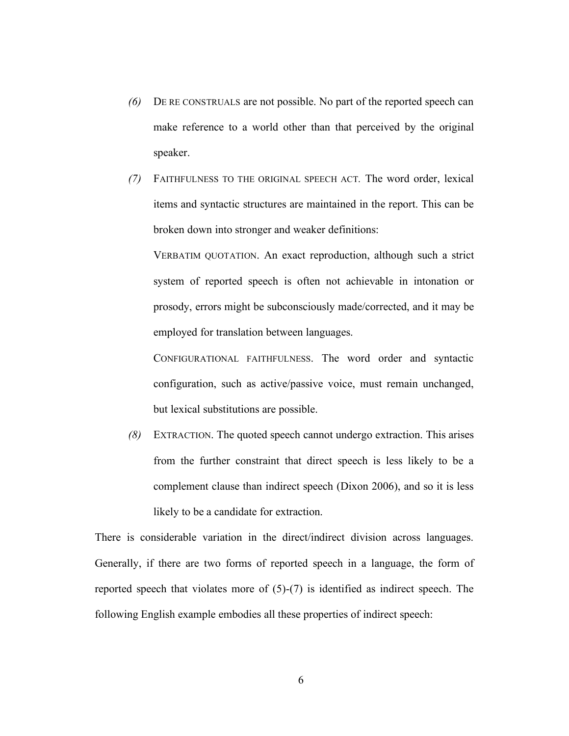*(6)* DE RE CONSTRUALS are not possible. No part of the reported speech can make reference to a world other than that perceived by the original speaker.

*(7)* FAITHFULNESS TO THE ORIGINAL SPEECH ACT. The word order, lexical items and syntactic structures are maintained in the report. This can be broken down into stronger and weaker definitions:

VERBATIM QUOTATION. An exact reproduction, although such a strict system of reported speech is often not achievable in intonation or prosody, errors might be subconsciously made/corrected, and it may be employed for translation between languages.

CONFIGURATIONAL FAITHFULNESS. The word order and syntactic configuration, such as active/passive voice, must remain unchanged, but lexical substitutions are possible.

*(8)* EXTRACTION. The quoted speech cannot undergo extraction. This arises from the further constraint that direct speech is less likely to be a complement clause than indirect speech (Dixon 2006), and so it is less likely to be a candidate for extraction.

There is considerable variation in the direct/indirect division across languages. Generally, if there are two forms of reported speech in a language, the form of reported speech that violates more of (5)-(7) is identified as indirect speech. The following English example embodies all these properties of indirect speech: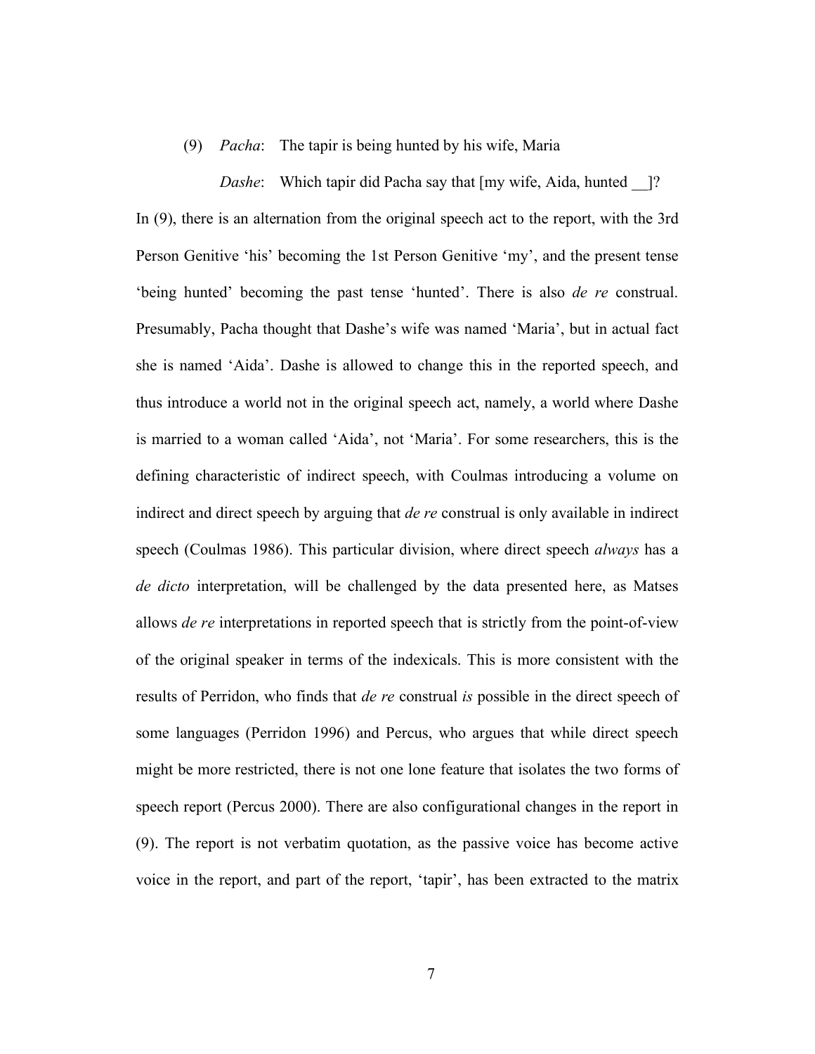(9) *Pacha*: The tapir is being hunted by his wife, Maria

*Dashe*: Which tapir did Pacha say that [my wife, Aida, hunted __]?

In (9), there is an alternation from the original speech act to the report, with the 3rd Person Genitive 'his' becoming the 1st Person Genitive 'my', and the present tense 'being hunted' becoming the past tense 'hunted'. There is also *de re* construal. Presumably, Pacha thought that Dashe's wife was named 'Maria', but in actual fact she is named 'Aida'. Dashe is allowed to change this in the reported speech, and thus introduce a world not in the original speech act, namely, a world where Dashe is married to a woman called 'Aida', not 'Maria'. For some researchers, this is the defining characteristic of indirect speech, with Coulmas introducing a volume on indirect and direct speech by arguing that *de re* construal is only available in indirect speech (Coulmas 1986). This particular division, where direct speech *always* has a *de dicto* interpretation, will be challenged by the data presented here, as Matses allows *de re* interpretations in reported speech that is strictly from the point-of-view of the original speaker in terms of the indexicals. This is more consistent with the results of Perridon, who finds that *de re* construal *is* possible in the direct speech of some languages (Perridon 1996) and Percus, who argues that while direct speech might be more restricted, there is not one lone feature that isolates the two forms of speech report (Percus 2000). There are also configurational changes in the report in (9). The report is not verbatim quotation, as the passive voice has become active voice in the report, and part of the report, 'tapir', has been extracted to the matrix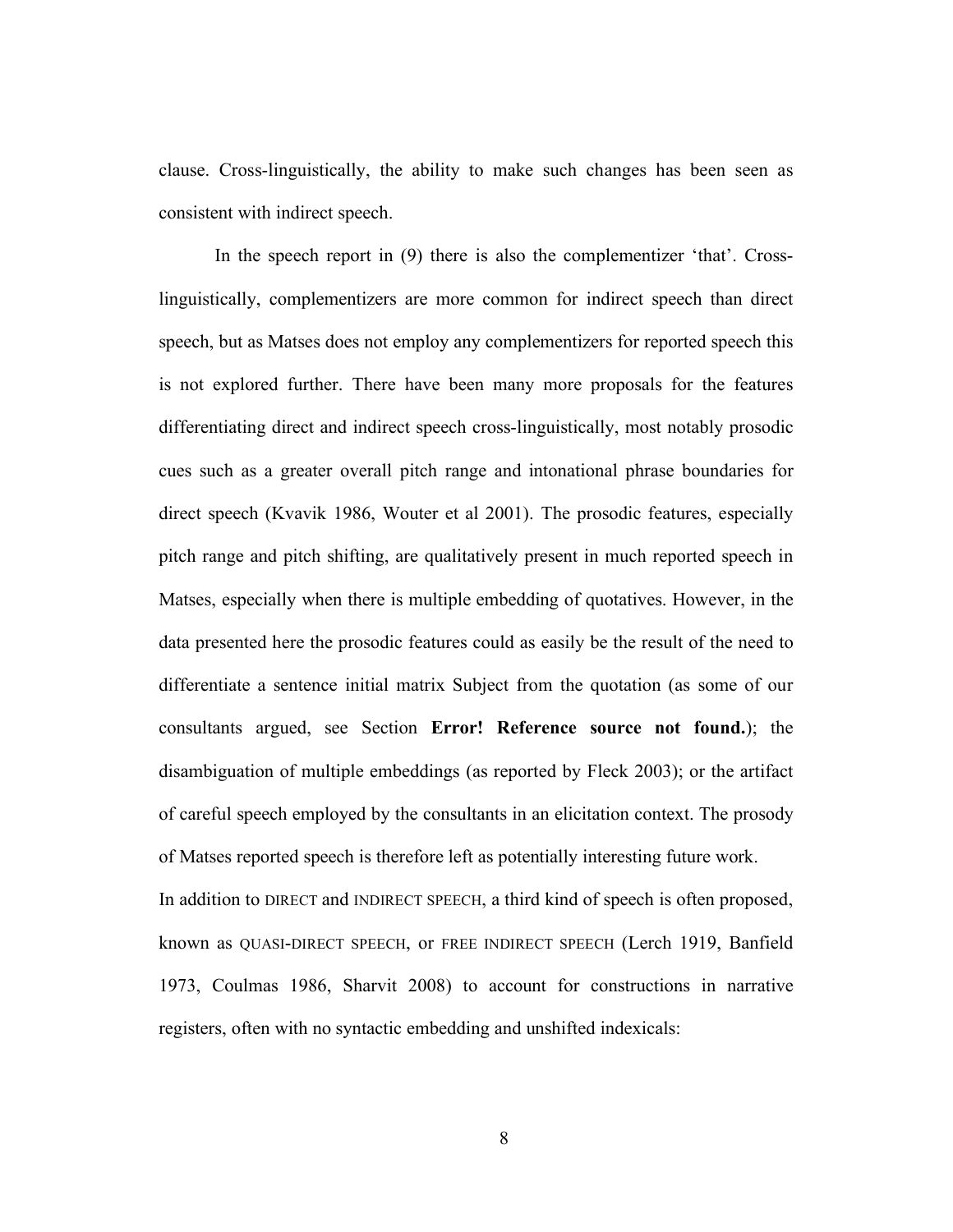clause. Cross-linguistically, the ability to make such changes has been seen as consistent with indirect speech.

In the speech report in (9) there is also the complementizer 'that'. Cross-linguistically, complementizers are more common for indirect speech than direct speech, but as Matses does not employ any complementizers for reported speech this is not explored further. There have been many more proposals for the features differentiating direct and indirect speech cross-linguistically, most notably prosodic cues such as a greater overall pitch range and intonational phrase boundaries for direct speech (Kvavik 1986, Wouter et al 2001). The prosodic features, especially pitch range and pitch shifting, are qualitatively present in much reported speech in Matses, especially when there is multiple embedding of quotatives. However, in the data presented here the prosodic features could as easily be the result of the need to differentiate a sentence initial matrix Subject from the quotation (as some of our consultants argued, see Section **Error! Reference source not found.**); the disambiguation of multiple embeddings (as reported by Fleck 2003); or the artifact of careful speech employed by the consultants in an elicitation context. The prosody of Matses reported speech is therefore left as potentially interesting future work.

In addition to DIRECT and INDIRECT SPEECH, a third kind of speech is often proposed, known as QUASI-DIRECT SPEECH, or FREE INDIRECT SPEECH (Lerch 1919, Banfield 1973, Coulmas 1986, Sharvit 2008) to account for constructions in narrative registers, often with no syntactic embedding and unshifted indexicals: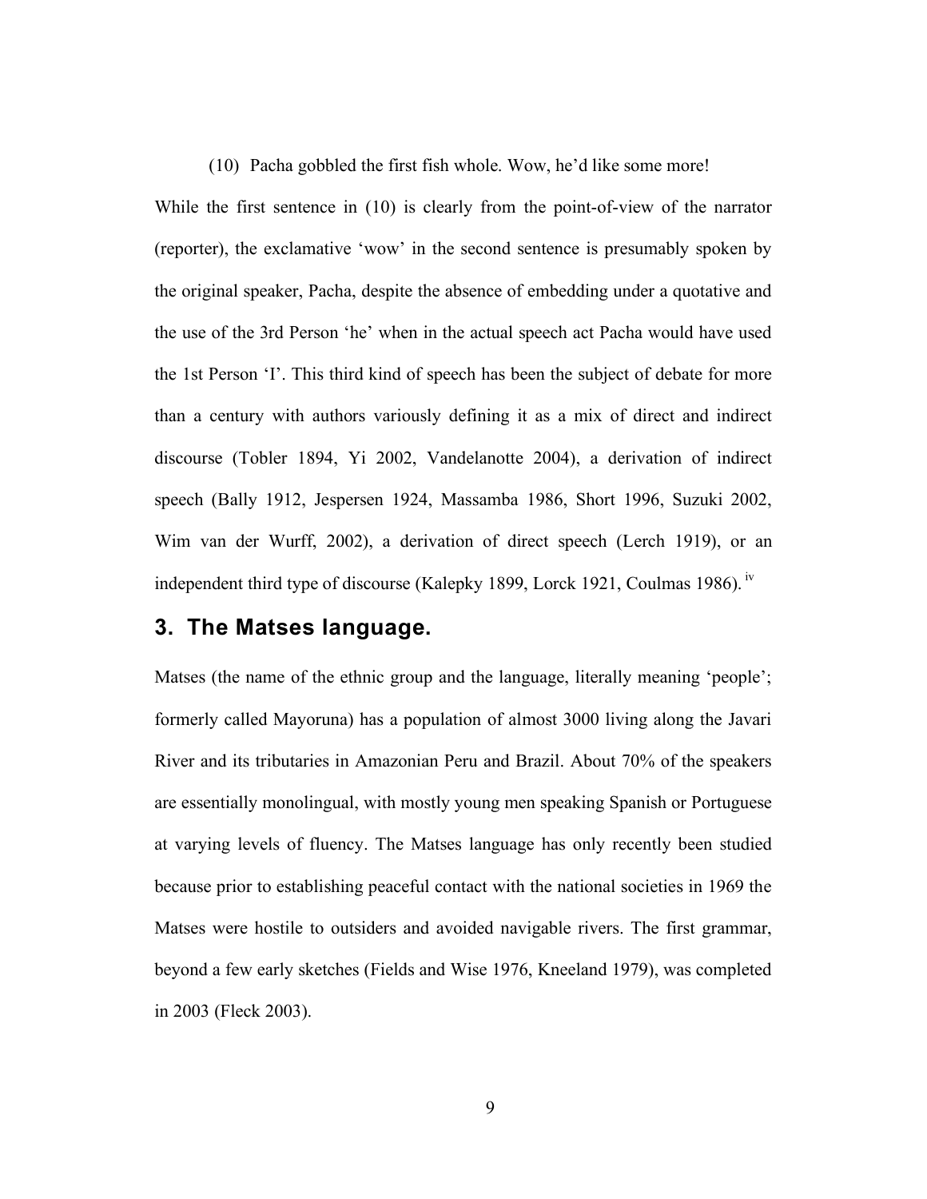(10) Pacha gobbled the first fish whole. Wow, he'd like some more!

While the first sentence in (10) is clearly from the point-of-view of the narrator (reporter), the exclamative 'wow' in the second sentence is presumably spoken by the original speaker, Pacha, despite the absence of embedding under a quotative and the use of the 3rd Person 'he' when in the actual speech act Pacha would have used the 1st Person 'I'. This third kind of speech has been the subject of debate for more than a century with authors variously defining it as a mix of direct and indirect discourse (Tobler 1894, Yi 2002, Vandelanotte 2004), a derivation of indirect speech (Bally 1912, Jespersen 1924, Massamba 1986, Short 1996, Suzuki 2002, Wim van der Wurff, 2002), a derivation of direct speech (Lerch 1919), or an independent third type of discourse (Kalepky 1899, Lorck 1921, Coulmas 1986). [iv]

## 3. The Matses language.

Matses (the name of the ethnic group and the language, literally meaning 'people'; formerly called Mayoruna) has a population of almost 3000 living along the Javari River and its tributaries in Amazonian Peru and Brazil. About 70% of the speakers are essentially monolingual, with mostly young men speaking Spanish or Portuguese at varying levels of fluency. The Matses language has only recently been studied because prior to establishing peaceful contact with the national societies in 1969 the Matses were hostile to outsiders and avoided navigable rivers. The first grammar, beyond a few early sketches (Fields and Wise 1976, Kneeland 1979), was completed in 2003 (Fleck 2003).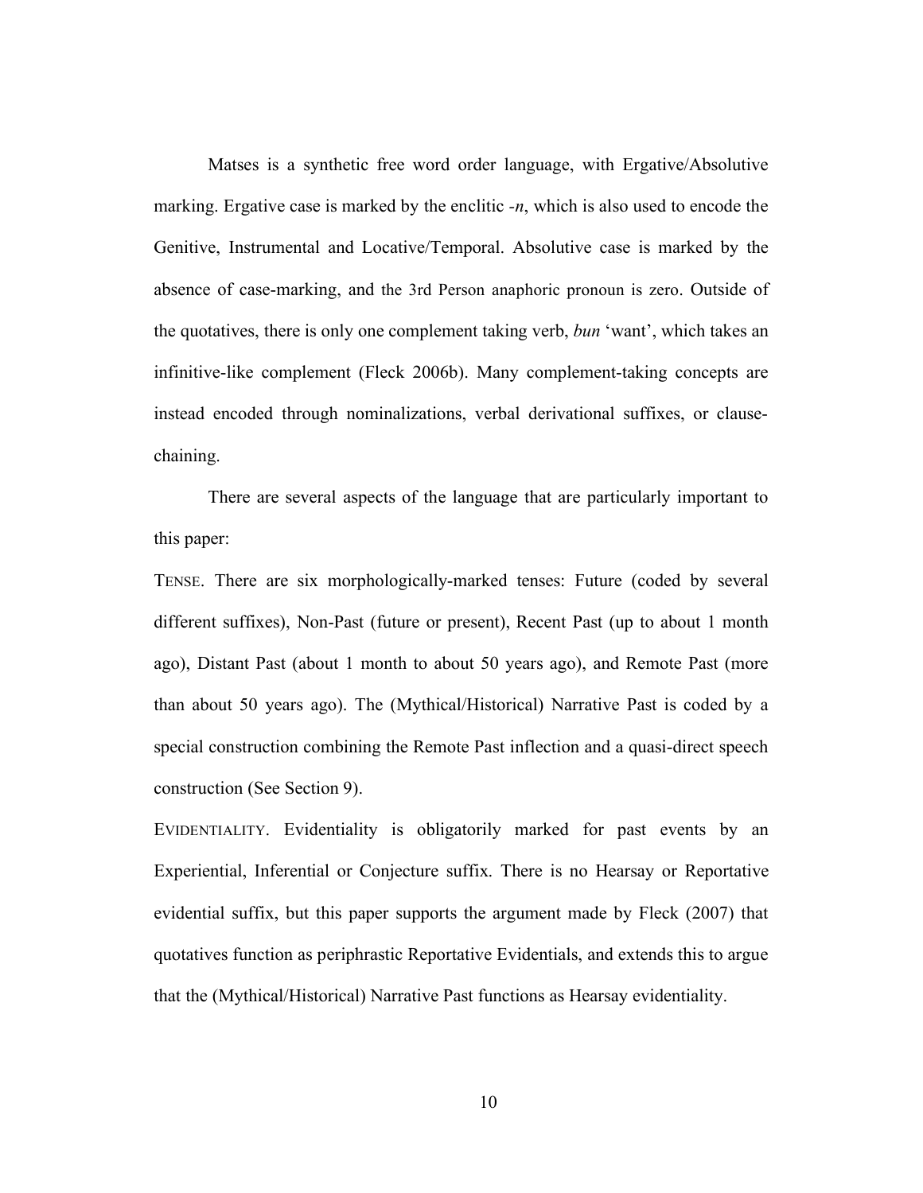Matses is a synthetic free word order language, with Ergative/Absolutive marking. Ergative case is marked by the enclitic *-n*, which is also used to encode the Genitive, Instrumental and Locative/Temporal. Absolutive case is marked by the absence of case-marking, and the 3rd Person anaphoric pronoun is zero. Outside of the quotatives, there is only one complement taking verb, *bun* 'want', which takes an infinitive-like complement (Fleck 2006b). Many complement-taking concepts are instead encoded through nominalizations, verbal derivational suffixes, or clause-chaining.

There are several aspects of the language that are particularly important to this paper:

TENSE. There are six morphologically-marked tenses: Future (coded by several different suffixes), Non-Past (future or present), Recent Past (up to about 1 month ago), Distant Past (about 1 month to about 50 years ago), and Remote Past (more than about 50 years ago). The (Mythical/Historical) Narrative Past is coded by a special construction combining the Remote Past inflection and a quasi-direct speech construction (See Section 9).

EVIDENTIALITY. Evidentiality is obligatorily marked for past events by an Experiential, Inferential or Conjecture suffix. There is no Hearsay or Reportative evidential suffix, but this paper supports the argument made by Fleck (2007) that quotatives function as periphrastic Reportative Evidentials, and extends this to argue that the (Mythical/Historical) Narrative Past functions as Hearsay evidentiality.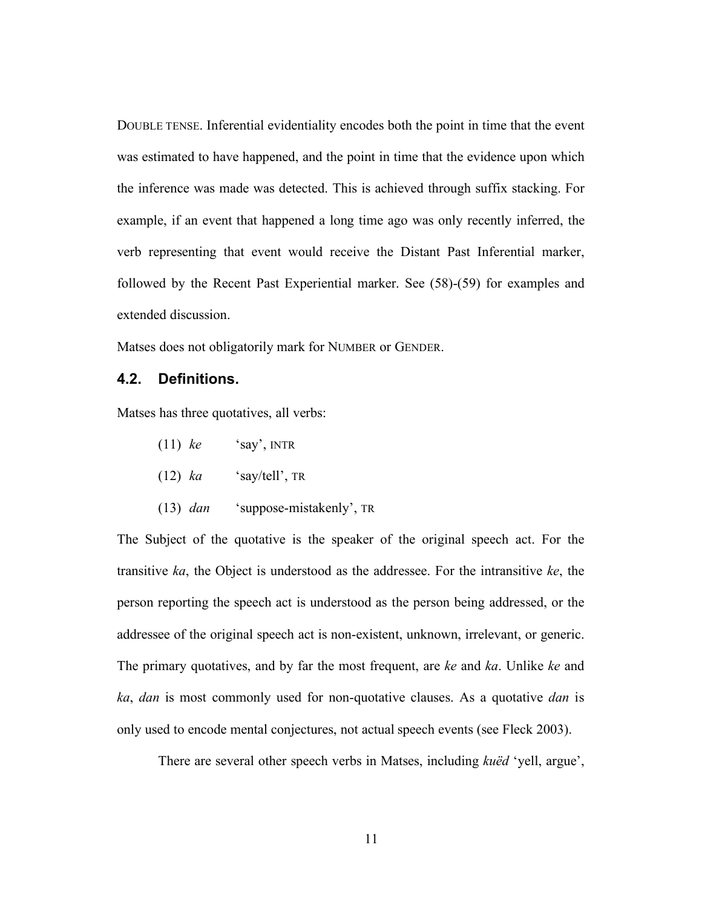DOUBLE TENSE. Inferential evidentiality encodes both the point in time that the event was estimated to have happened, and the point in time that the evidence upon which the inference was made was detected. This is achieved through suffix stacking. For example, if an event that happened a long time ago was only recently inferred, the verb representing that event would receive the Distant Past Inferential marker, followed by the Recent Past Experiential marker. See (58)-(59) for examples and extended discussion.

Matses does not obligatorily mark for NUMBER or GENDER.

## 4.2. Definitions.

Matses has three quotatives, all verbs:

(11) *ke* 'say', INTR

(12) *ka* 'say/tell', TR

(13) *dan* 'suppose-mistakenly', TR

The Subject of the quotative is the speaker of the original speech act. For the transitive *ka*, the Object is understood as the addressee. For the intransitive *ke*, the person reporting the speech act is understood as the person being addressed, or the addressee of the original speech act is non-existent, unknown, irrelevant, or generic. The primary quotatives, and by far the most frequent, are *ke* and *ka*. Unlike *ke* and *ka*, *dan* is most commonly used for non-quotative clauses. As a quotative *dan* is only used to encode mental conjectures, not actual speech events (see Fleck 2003).

There are several other speech verbs in Matses, including *kuëd* 'yell, argue',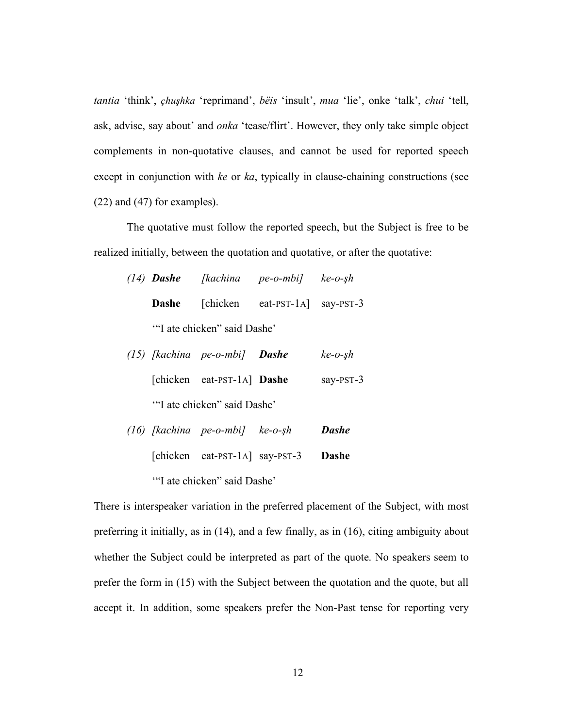*tantia* 'think', *çhuşhka* 'reprimand', *bëis* 'insult', *mua* 'lie', onke 'talk', *chui* 'tell, ask, advise, say about' and *onka* 'tease/flirt'. However, they only take simple object complements in non-quotative clauses, and cannot be used for reported speech except in conjunction with *ke* or *ka*, typically in clause-chaining constructions (see (22) and (47) for examples).

The quotative must follow the reported speech, but the Subject is free to be realized initially, between the quotation and quotative, or after the quotative:

(14) ***Dashe*** *[kachina pe-o-mbi] ke-o-şh*
**Dashe** [chicken eat-PST-1A] say-PST-3
'"I ate chicken" said Dashe'

(15) *[kachina pe-o-mbi]* ***Dashe*** *ke-o-şh*
[chicken eat-PST-1A] **Dashe** say-PST-3
'"I ate chicken" said Dashe'

(16) *[kachina pe-o-mbi] ke-o-şh* ***Dashe***
[chicken eat-PST-1A] say-PST-3 **Dashe**
'"I ate chicken" said Dashe'

There is interspeaker variation in the preferred placement of the Subject, with most preferring it initially, as in (14), and a few finally, as in (16), citing ambiguity about whether the Subject could be interpreted as part of the quote. No speakers seem to prefer the form in (15) with the Subject between the quotation and the quote, but all accept it. In addition, some speakers prefer the Non-Past tense for reporting very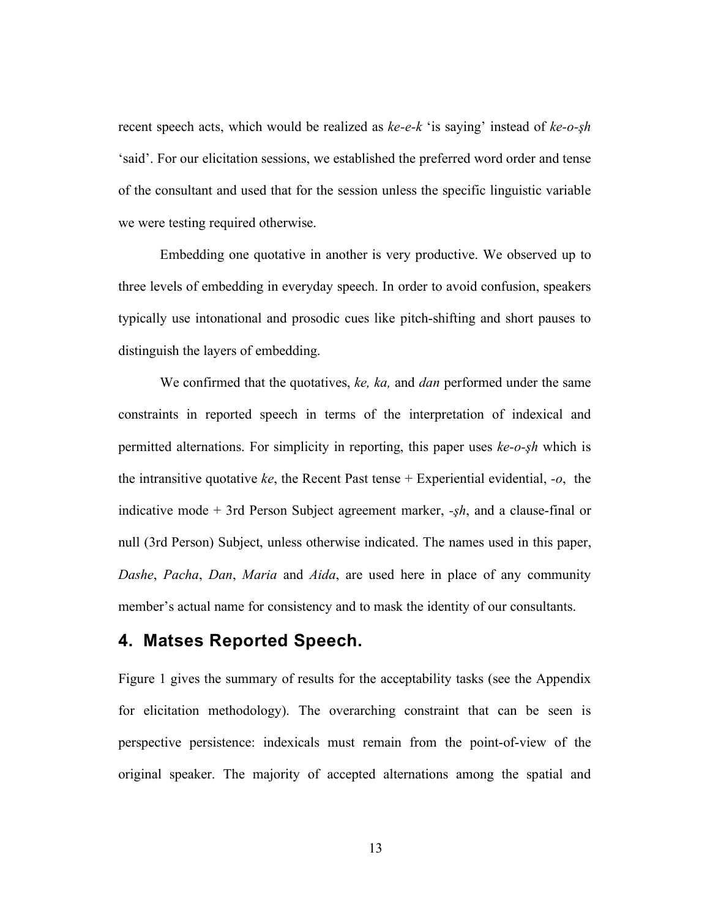recent speech acts, which would be realized as *ke-e-k* 'is saying' instead of *ke-o-şh* 'said'. For our elicitation sessions, we established the preferred word order and tense of the consultant and used that for the session unless the specific linguistic variable we were testing required otherwise.

Embedding one quotative in another is very productive. We observed up to three levels of embedding in everyday speech. In order to avoid confusion, speakers typically use intonational and prosodic cues like pitch-shifting and short pauses to distinguish the layers of embedding.

We confirmed that the quotatives, *ke, ka,* and *dan* performed under the same constraints in reported speech in terms of the interpretation of indexical and permitted alternations. For simplicity in reporting, this paper uses *ke-o-şh* which is the intransitive quotative *ke*, the Recent Past tense + Experiential evidential, *-o*, the indicative mode + 3rd Person Subject agreement marker, *-şh*, and a clause-final or null (3rd Person) Subject, unless otherwise indicated. The names used in this paper, *Dashe*, *Pacha*, *Dan*, *Maria* and *Aida*, are used here in place of any community member's actual name for consistency and to mask the identity of our consultants.

## 4. Matses Reported Speech.

Figure 1 gives the summary of results for the acceptability tasks (see the Appendix for elicitation methodology). The overarching constraint that can be seen is perspective persistence: indexicals must remain from the point-of-view of the original speaker. The majority of accepted alternations among the spatial and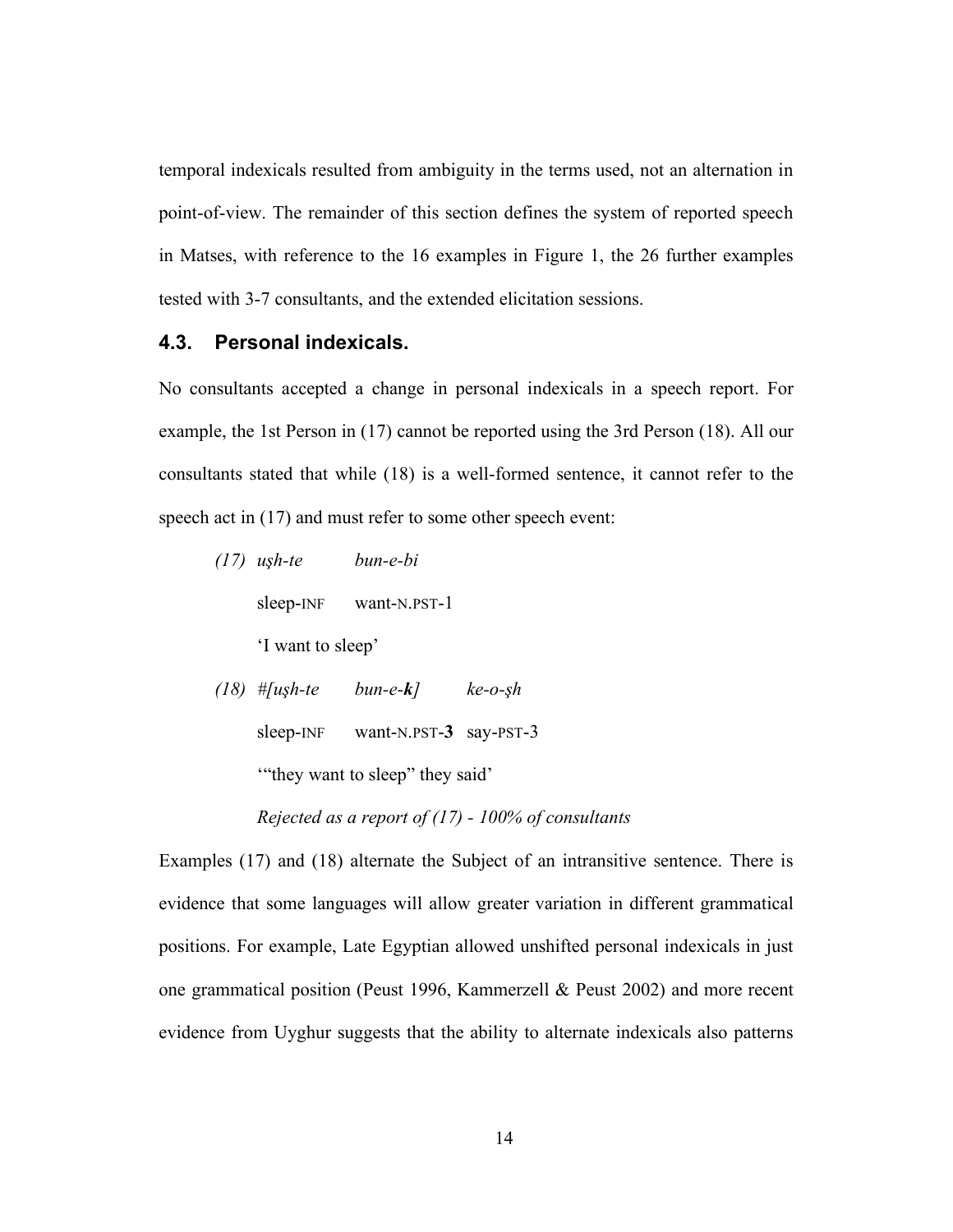temporal indexicals resulted from ambiguity in the terms used, not an alternation in point-of-view. The remainder of this section defines the system of reported speech in Matses, with reference to the 16 examples in Figure 1, the 26 further examples tested with 3-7 consultants, and the extended elicitation sessions.

### 4.3. Personal indexicals.

No consultants accepted a change in personal indexicals in a speech report. For example, the 1st Person in (17) cannot be reported using the 3rd Person (18). All our consultants stated that while (18) is a well-formed sentence, it cannot refer to the speech act in (17) and must refer to some other speech event:

*(17)* *uşh-te* *bun-e-bi*

sleep-INF want-N.PST-1

'I want to sleep'

*(18)* *#[uşh-te* *bun-e-**k**]* *ke-o-şh*

sleep-INF want-N.PST-**3** say-PST-3

'"they want to sleep" they said'

*Rejected as a report of (17) - 100% of consultants*

Examples (17) and (18) alternate the Subject of an intransitive sentence. There is evidence that some languages will allow greater variation in different grammatical positions. For example, Late Egyptian allowed unshifted personal indexicals in just one grammatical position (Peust 1996, Kammerzell & Peust 2002) and more recent evidence from Uyghur suggests that the ability to alternate indexicals also patterns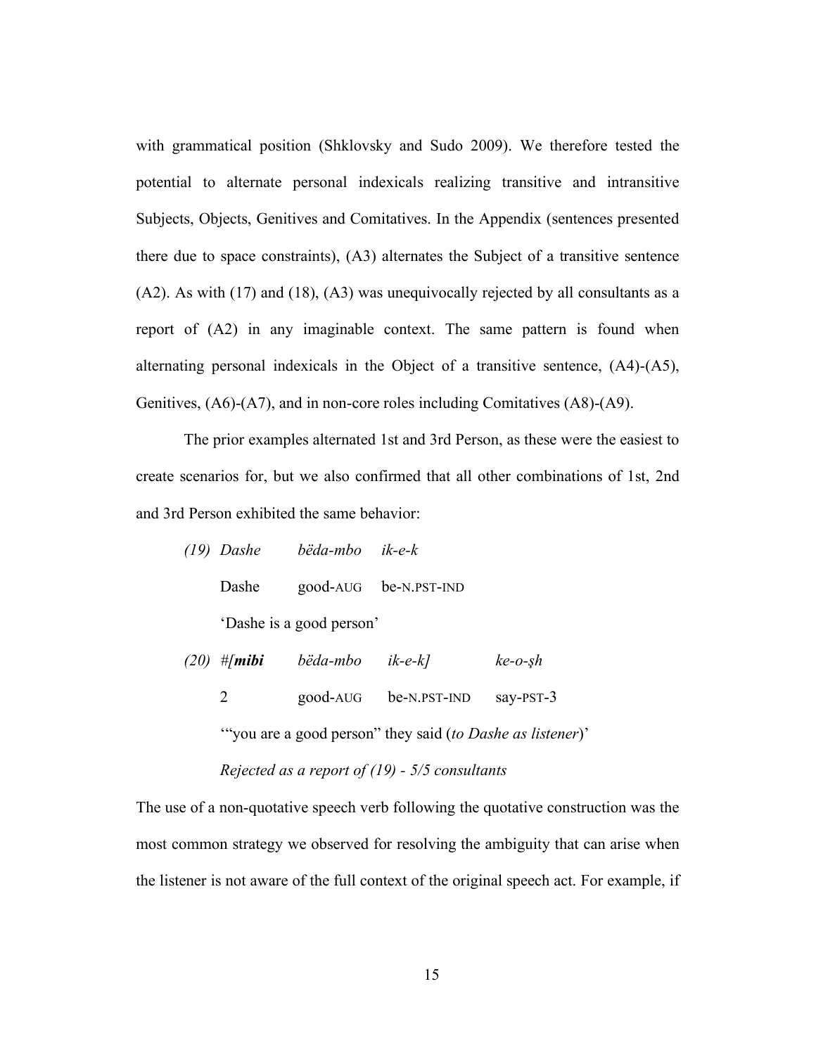with grammatical position (Shklovsky and Sudo 2009). We therefore tested the potential to alternate personal indexicals realizing transitive and intransitive Subjects, Objects, Genitives and Comitatives. In the Appendix (sentences presented there due to space constraints), (A3) alternates the Subject of a transitive sentence (A2). As with (17) and (18), (A3) was unequivocally rejected by all consultants as a report of (A2) in any imaginable context. The same pattern is found when alternating personal indexicals in the Object of a transitive sentence, (A4)-(A5), Genitives, (A6)-(A7), and in non-core roles including Comitatives (A8)-(A9).

The prior examples alternated 1st and 3rd Person, as these were the easiest to create scenarios for, but we also confirmed that all other combinations of 1st, 2nd and 3rd Person exhibited the same behavior:

*(19)* *Dashe* *bëda-mbo* *ik-e-k*

Dashe good-AUG be-N.PST-IND

'Dashe is a good person'

*(20)* *#[**mibi*** *bëda-mbo* *ik-e-k]* *ke-o-şh*

2 good-AUG be-N.PST-IND say-PST-3

'"you are a good person" they said (*to Dashe as listener*)'

*Rejected as a report of (19) - 5/5 consultants*

The use of a non-quotative speech verb following the quotative construction was the most common strategy we observed for resolving the ambiguity that can arise when the listener is not aware of the full context of the original speech act. For example, if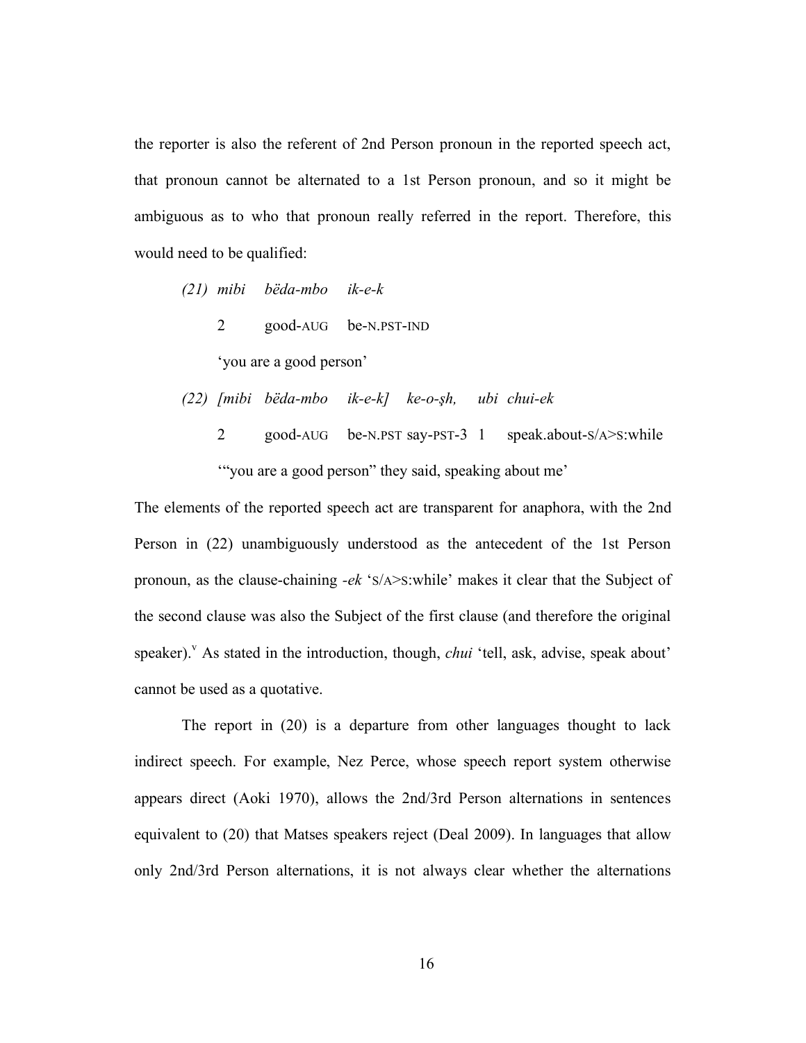the reporter is also the referent of 2nd Person pronoun in the reported speech act, that pronoun cannot be alternated to a 1st Person pronoun, and so it might be ambiguous as to who that pronoun really referred in the report. Therefore, this would need to be qualified:

*(21) mibi bëda-mbo ik-e-k*

2 good-AUG be-N.PST-IND

'you are a good person'

*(22) [mibi bëda-mbo ik-e-k] ke-o-şh, ubi chui-ek*

2 good-AUG be-N.PST say-PST-3 1 speak.about-S/A>S:while

'"you are a good person" they said, speaking about me'

The elements of the reported speech act are transparent for anaphora, with the 2nd Person in (22) unambiguously understood as the antecedent of the 1st Person pronoun, as the clause-chaining *-ek* 'S/A>S:while' makes it clear that the Subject of the second clause was also the Subject of the first clause (and therefore the original speaker).[v] As stated in the introduction, though, *chui* 'tell, ask, advise, speak about' cannot be used as a quotative.

The report in (20) is a departure from other languages thought to lack indirect speech. For example, Nez Perce, whose speech report system otherwise appears direct (Aoki 1970), allows the 2nd/3rd Person alternations in sentences equivalent to (20) that Matses speakers reject (Deal 2009). In languages that allow only 2nd/3rd Person alternations, it is not always clear whether the alternations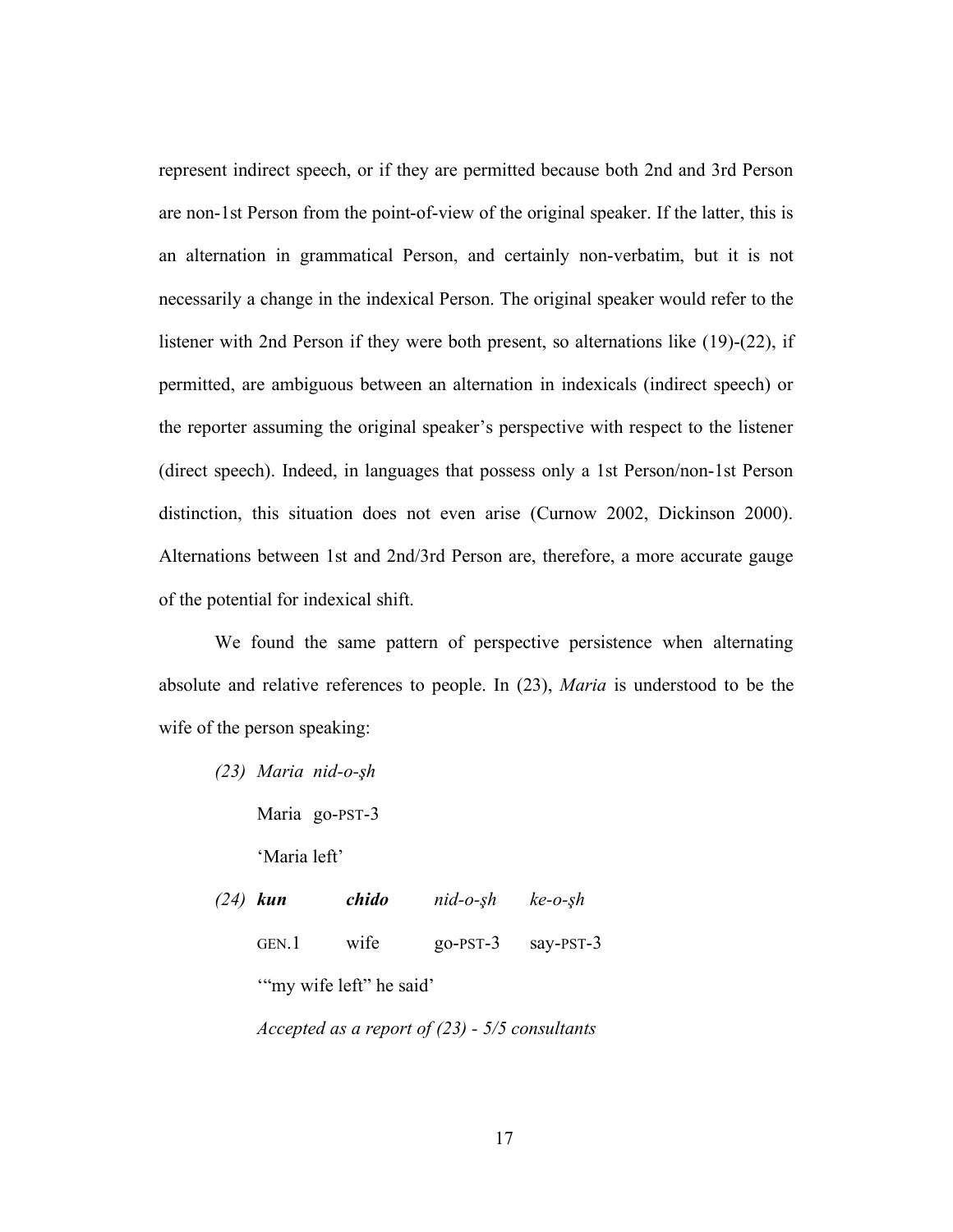represent indirect speech, or if they are permitted because both 2nd and 3rd Person are non-1st Person from the point-of-view of the original speaker. If the latter, this is an alternation in grammatical Person, and certainly non-verbatim, but it is not necessarily a change in the indexical Person. The original speaker would refer to the listener with 2nd Person if they were both present, so alternations like (19)-(22), if permitted, are ambiguous between an alternation in indexicals (indirect speech) or the reporter assuming the original speaker's perspective with respect to the listener (direct speech). Indeed, in languages that possess only a 1st Person/non-1st Person distinction, this situation does not even arise (Curnow 2002, Dickinson 2000). Alternations between 1st and 2nd/3rd Person are, therefore, a more accurate gauge of the potential for indexical shift.

We found the same pattern of perspective persistence when alternating absolute and relative references to people. In (23), *Maria* is understood to be the wife of the person speaking:

*(23)* *Maria nid-o-şh*

Maria go-PST-3

'Maria left'

*(24)* ***kun*** ***chido*** *nid-o-şh* *ke-o-şh*

GEN.1 wife go-PST-3 say-PST-3

'"my wife left" he said'

*Accepted as a report of (23) - 5/5 consultants*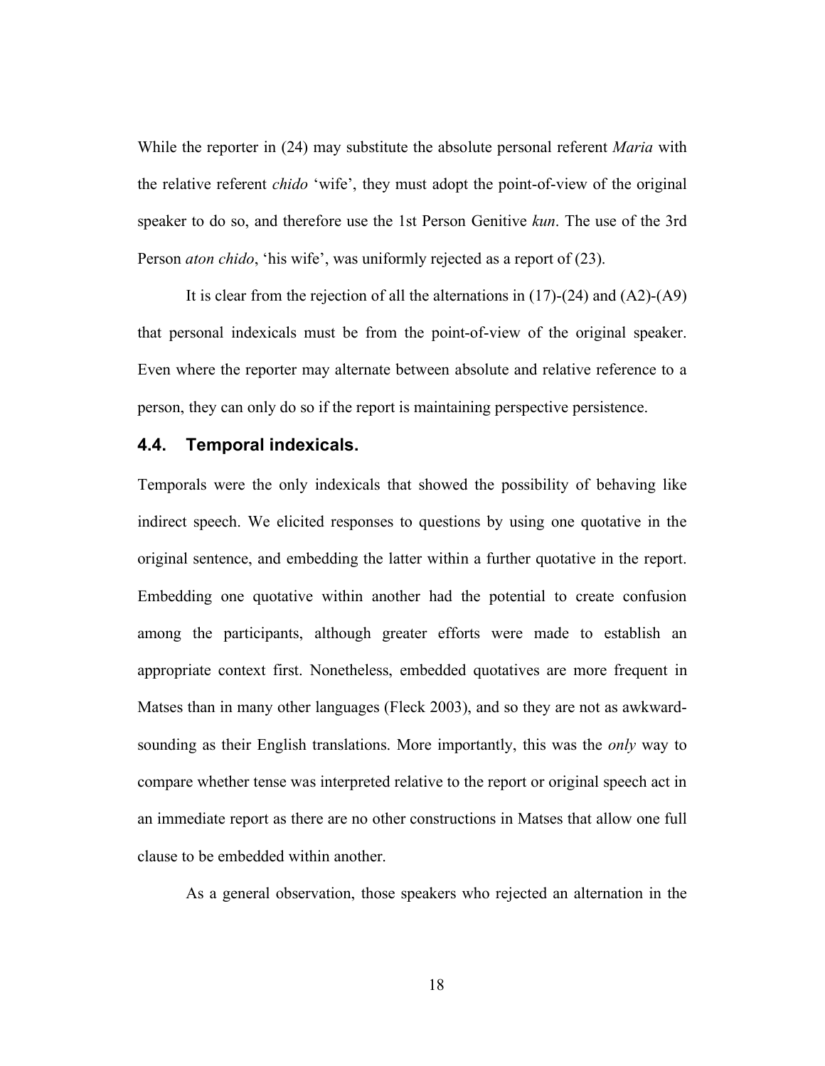While the reporter in (24) may substitute the absolute personal referent *Maria* with the relative referent *chido* 'wife', they must adopt the point-of-view of the original speaker to do so, and therefore use the 1st Person Genitive *kun*. The use of the 3rd Person *aton chido*, 'his wife', was uniformly rejected as a report of (23).

It is clear from the rejection of all the alternations in (17)-(24) and (A2)-(A9) that personal indexicals must be from the point-of-view of the original speaker. Even where the reporter may alternate between absolute and relative reference to a person, they can only do so if the report is maintaining perspective persistence.

### 4.4. Temporal indexicals.

Temporals were the only indexicals that showed the possibility of behaving like indirect speech. We elicited responses to questions by using one quotative in the original sentence, and embedding the latter within a further quotative in the report. Embedding one quotative within another had the potential to create confusion among the participants, although greater efforts were made to establish an appropriate context first. Nonetheless, embedded quotatives are more frequent in Matses than in many other languages (Fleck 2003), and so they are not as awkward-sounding as their English translations. More importantly, this was the *only* way to compare whether tense was interpreted relative to the report or original speech act in an immediate report as there are no other constructions in Matses that allow one full clause to be embedded within another.

As a general observation, those speakers who rejected an alternation in the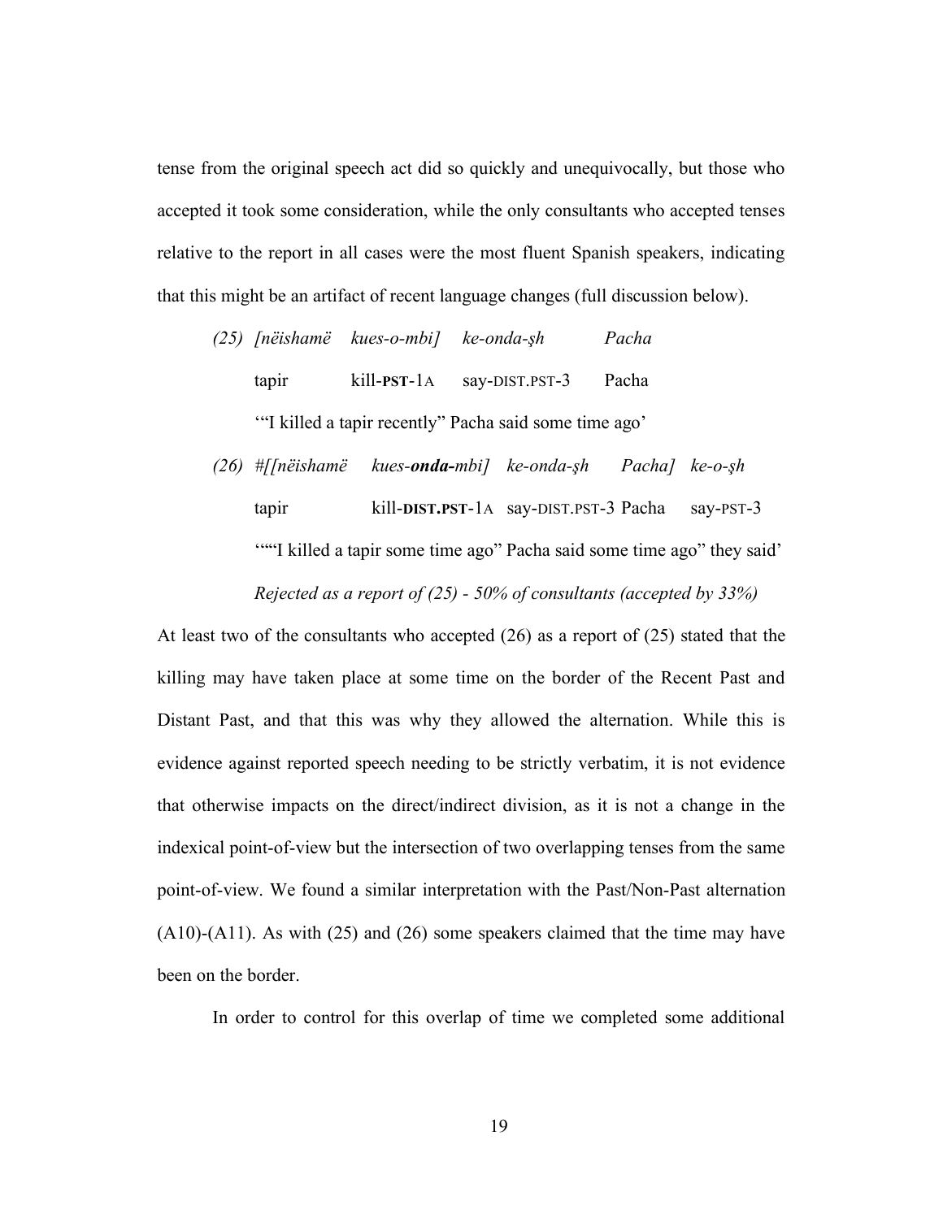tense from the original speech act did so quickly and unequivocally, but those who accepted it took some consideration, while the only consultants who accepted tenses relative to the report in all cases were the most fluent Spanish speakers, indicating that this might be an artifact of recent language changes (full discussion below).

(25) *[nëishamë kues-o-mbi] ke-onda-şh Pacha*

tapir kill-**PST**-1A say-DIST.PST-3 Pacha

'"I killed a tapir recently" Pacha said some time ago'

(26) *#[[nëishamë kues-**onda-**mbi] ke-onda-şh Pacha] ke-o-şh*

tapir kill-**DIST.PST**-1A say-DIST.PST-3 Pacha say-PST-3

'""I killed a tapir some time ago" Pacha said some time ago" they said'

*Rejected as a report of (25) - 50% of consultants (accepted by 33%)*

At least two of the consultants who accepted (26) as a report of (25) stated that the killing may have taken place at some time on the border of the Recent Past and Distant Past, and that this was why they allowed the alternation. While this is evidence against reported speech needing to be strictly verbatim, it is not evidence that otherwise impacts on the direct/indirect division, as it is not a change in the indexical point-of-view but the intersection of two overlapping tenses from the same point-of-view. We found a similar interpretation with the Past/Non-Past alternation (A10)-(A11). As with (25) and (26) some speakers claimed that the time may have been on the border.

In order to control for this overlap of time we completed some additional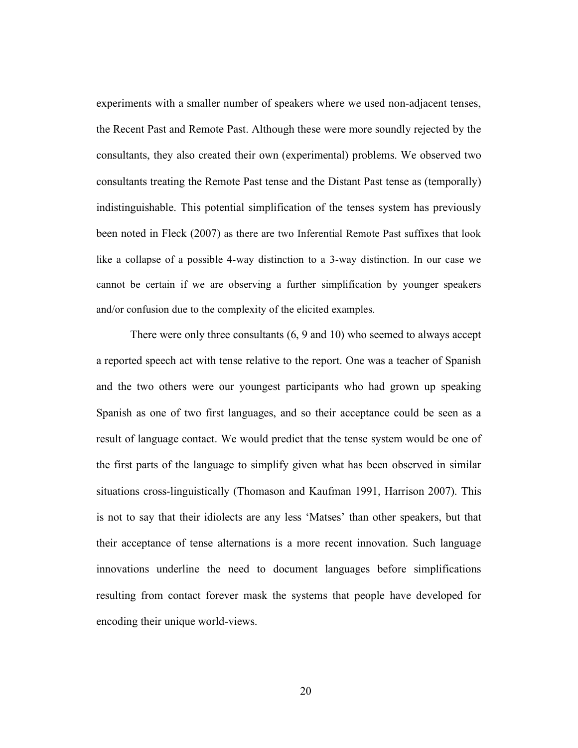experiments with a smaller number of speakers where we used non-adjacent tenses, the Recent Past and Remote Past. Although these were more soundly rejected by the consultants, they also created their own (experimental) problems. We observed two consultants treating the Remote Past tense and the Distant Past tense as (temporally) indistinguishable. This potential simplification of the tenses system has previously been noted in Fleck (2007) as there are two Inferential Remote Past suffixes that look like a collapse of a possible 4-way distinction to a 3-way distinction. In our case we cannot be certain if we are observing a further simplification by younger speakers and/or confusion due to the complexity of the elicited examples.

There were only three consultants (6, 9 and 10) who seemed to always accept a reported speech act with tense relative to the report. One was a teacher of Spanish and the two others were our youngest participants who had grown up speaking Spanish as one of two first languages, and so their acceptance could be seen as a result of language contact. We would predict that the tense system would be one of the first parts of the language to simplify given what has been observed in similar situations cross-linguistically (Thomason and Kaufman 1991, Harrison 2007). This is not to say that their idiolects are any less 'Matses' than other speakers, but that their acceptance of tense alternations is a more recent innovation. Such language innovations underline the need to document languages before simplifications resulting from contact forever mask the systems that people have developed for encoding their unique world-views.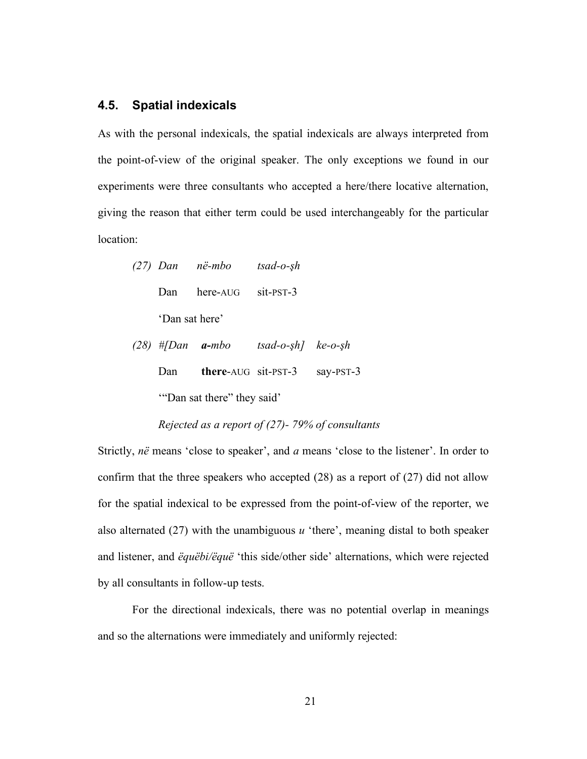## 4.5. Spatial indexicals

As with the personal indexicals, the spatial indexicals are always interpreted from the point-of-view of the original speaker. The only exceptions we found in our experiments were three consultants who accepted a here/there locative alternation, giving the reason that either term could be used interchangeably for the particular location:

(27) *Dan në-mbo tsad-o-şh*
Dan here-AUG sit-PST-3
'Dan sat here'

(28) *#[Dan **a-**mbo tsad-o-şh] ke-o-şh*
Dan **there**-AUG sit-PST-3 say-PST-3
'"Dan sat there" they said'
*Rejected as a report of (27)- 79% of consultants*

Strictly, *në* means 'close to speaker', and *a* means 'close to the listener'. In order to confirm that the three speakers who accepted (28) as a report of (27) did not allow for the spatial indexical to be expressed from the point-of-view of the reporter, we also alternated (27) with the unambiguous *u* 'there', meaning distal to both speaker and listener, and *ëquëbi/ëquë* 'this side/other side' alternations, which were rejected by all consultants in follow-up tests.

For the directional indexicals, there was no potential overlap in meanings and so the alternations were immediately and uniformly rejected: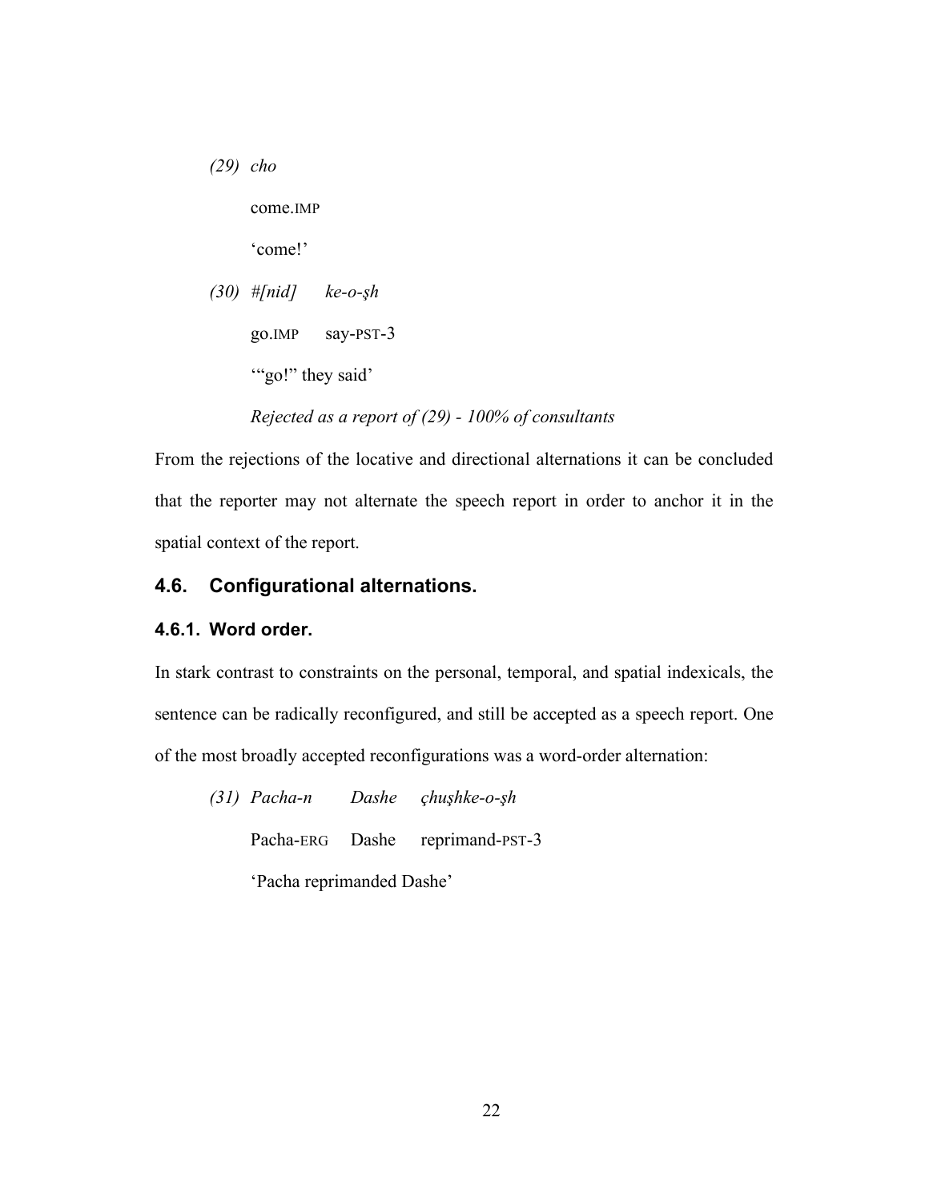(29) *cho*

come.IMP

'come!'

(30) *#[nid] ke-o-şh*

go.IMP say-PST-3

'"go!" they said'

*Rejected as a report of (29) - 100% of consultants*

From the rejections of the locative and directional alternations it can be concluded that the reporter may not alternate the speech report in order to anchor it in the spatial context of the report.

## 4.6. Configurational alternations.

### 4.6.1. Word order.

In stark contrast to constraints on the personal, temporal, and spatial indexicals, the sentence can be radically reconfigured, and still be accepted as a speech report. One of the most broadly accepted reconfigurations was a word-order alternation:

(31) *Pacha-n Dashe çhuşhke-o-şh*

Pacha-ERG Dashe reprimand-PST-3

'Pacha reprimanded Dashe'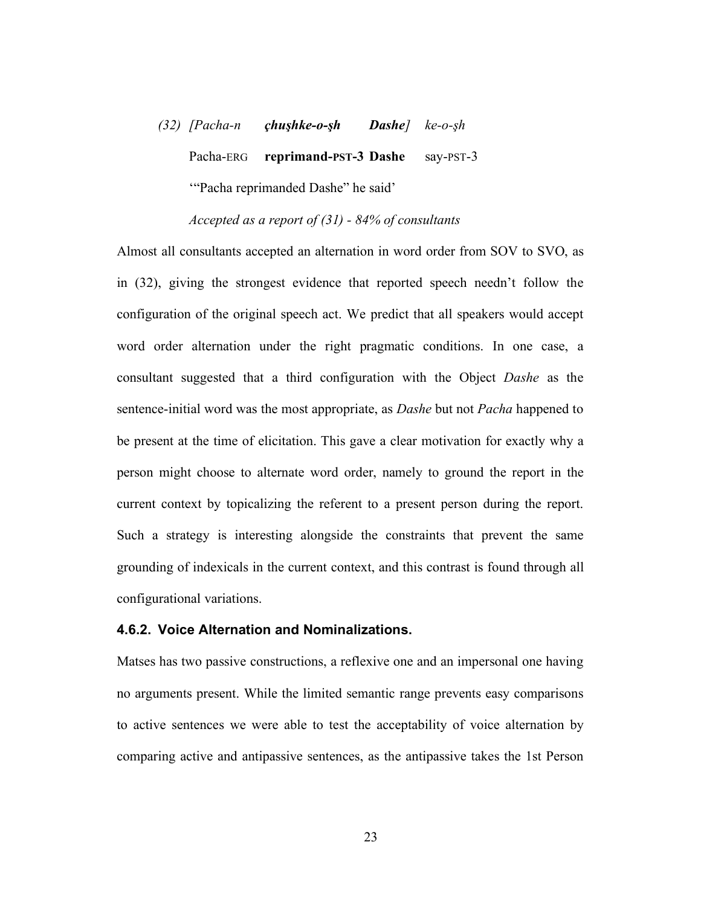(32) *[Pacha-n* ***çhuşhke-o-şh*** ***Dashe]*** *ke-o-şh*

Pacha-ERG **reprimand-PST-3 Dashe** say-PST-3

'"Pacha reprimanded Dashe" he said'

*Accepted as a report of (31) - 84% of consultants*

Almost all consultants accepted an alternation in word order from SOV to SVO, as in (32), giving the strongest evidence that reported speech needn't follow the configuration of the original speech act. We predict that all speakers would accept word order alternation under the right pragmatic conditions. In one case, a consultant suggested that a third configuration with the Object *Dashe* as the sentence-initial word was the most appropriate, as *Dashe* but not *Pacha* happened to be present at the time of elicitation. This gave a clear motivation for exactly why a person might choose to alternate word order, namely to ground the report in the current context by topicalizing the referent to a present person during the report. Such a strategy is interesting alongside the constraints that prevent the same grounding of indexicals in the current context, and this contrast is found through all configurational variations.

### 4.6.2. Voice Alternation and Nominalizations.

Matses has two passive constructions, a reflexive one and an impersonal one having no arguments present. While the limited semantic range prevents easy comparisons to active sentences we were able to test the acceptability of voice alternation by comparing active and antipassive sentences, as the antipassive takes the 1st Person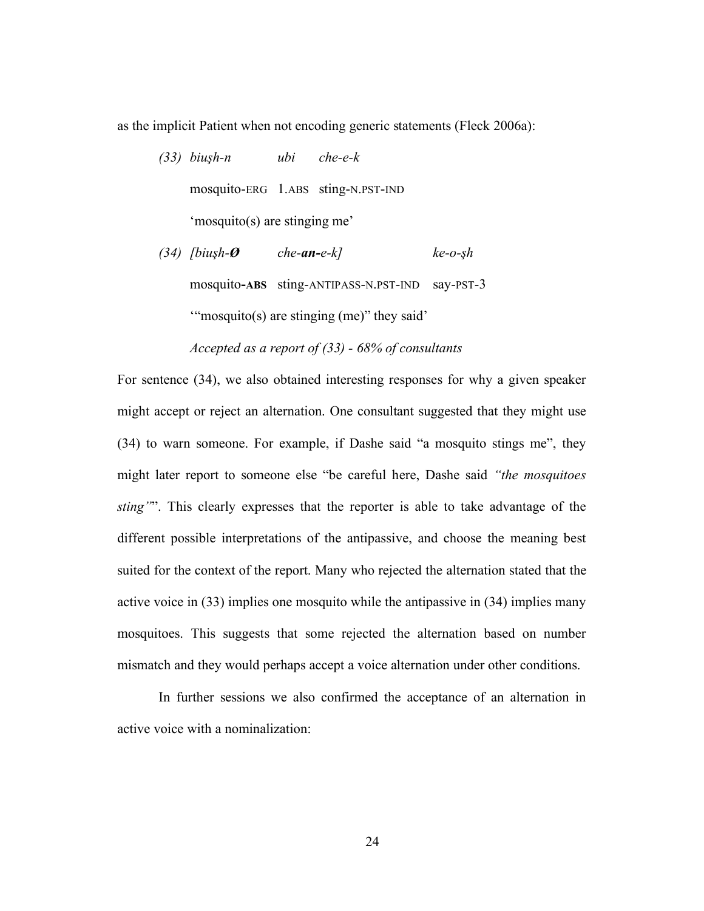as the implicit Patient when not encoding generic statements (Fleck 2006a):

(33) *biuşh-n* *ubi* *che-e-k*

mosquito-ERG 1.ABS sting-N.PST-IND

'mosquito(s) are stinging me'

(34) *[biuşh-**Ø*** *che-**an-**e-k]* *ke-o-şh*

mosquito-**ABS** sting-ANTIPASS-N.PST-IND say-PST-3

'"mosquito(s) are stinging (me)" they said'

*Accepted as a report of (33) - 68% of consultants*

For sentence (34), we also obtained interesting responses for why a given speaker might accept or reject an alternation. One consultant suggested that they might use (34) to warn someone. For example, if Dashe said "a mosquito stings me", they might later report to someone else "be careful here, Dashe said *"the mosquitoes sting"*". This clearly expresses that the reporter is able to take advantage of the different possible interpretations of the antipassive, and choose the meaning best suited for the context of the report. Many who rejected the alternation stated that the active voice in (33) implies one mosquito while the antipassive in (34) implies many mosquitoes. This suggests that some rejected the alternation based on number mismatch and they would perhaps accept a voice alternation under other conditions.

In further sessions we also confirmed the acceptance of an alternation in active voice with a nominalization: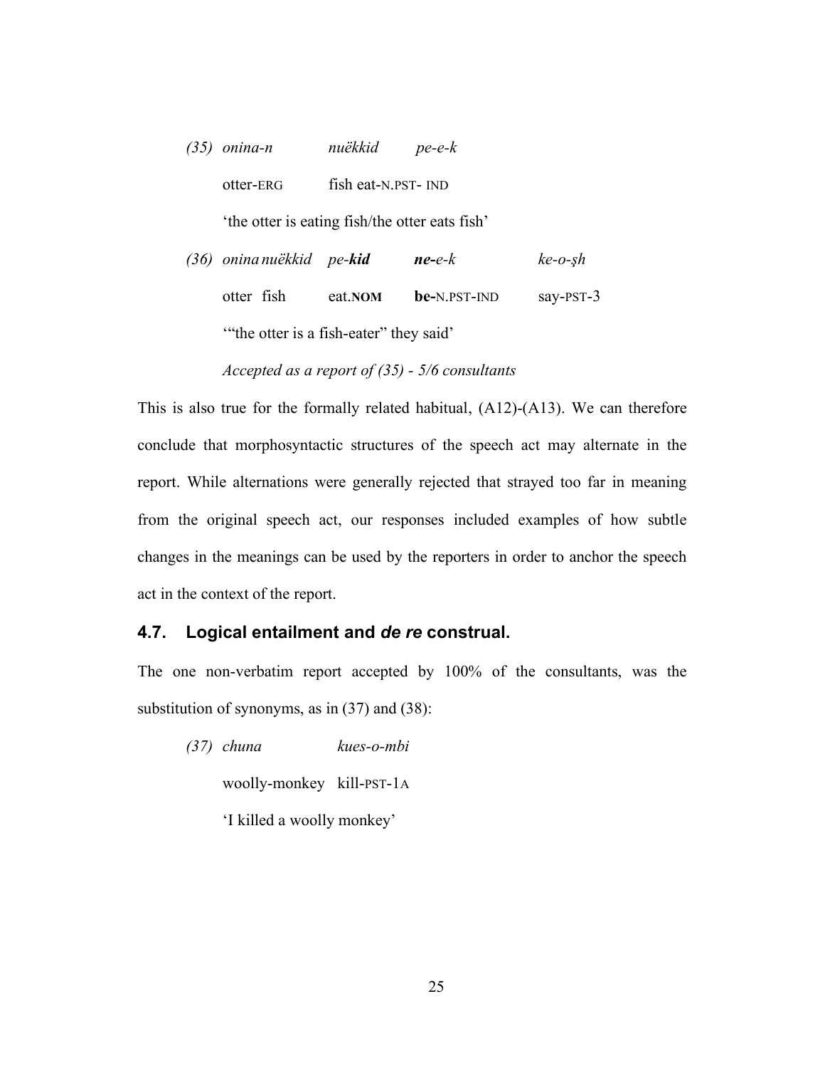(35) *onina-n* *nuëkkid* *pe-e-k*

otter-ERG fish eat-N.PST- IND

'the otter is eating fish/the otter eats fish'

(36) *onina nuëkkid pe-**kid*** ***ne-**e-k* *ke-o-şh*

otter fish eat.**NOM** **be-**N.PST-IND say-PST-3

'"the otter is a fish-eater" they said'

*Accepted as a report of (35) - 5/6 consultants*

This is also true for the formally related habitual, (A12)-(A13). We can therefore conclude that morphosyntactic structures of the speech act may alternate in the report. While alternations were generally rejected that strayed too far in meaning from the original speech act, our responses included examples of how subtle changes in the meanings can be used by the reporters in order to anchor the speech act in the context of the report.

### 4.7. Logical entailment and *de re* construal.

The one non-verbatim report accepted by 100% of the consultants, was the substitution of synonyms, as in (37) and (38):

(37) *chuna* *kues-o-mbi*

woolly-monkey kill-PST-1A

'I killed a woolly monkey'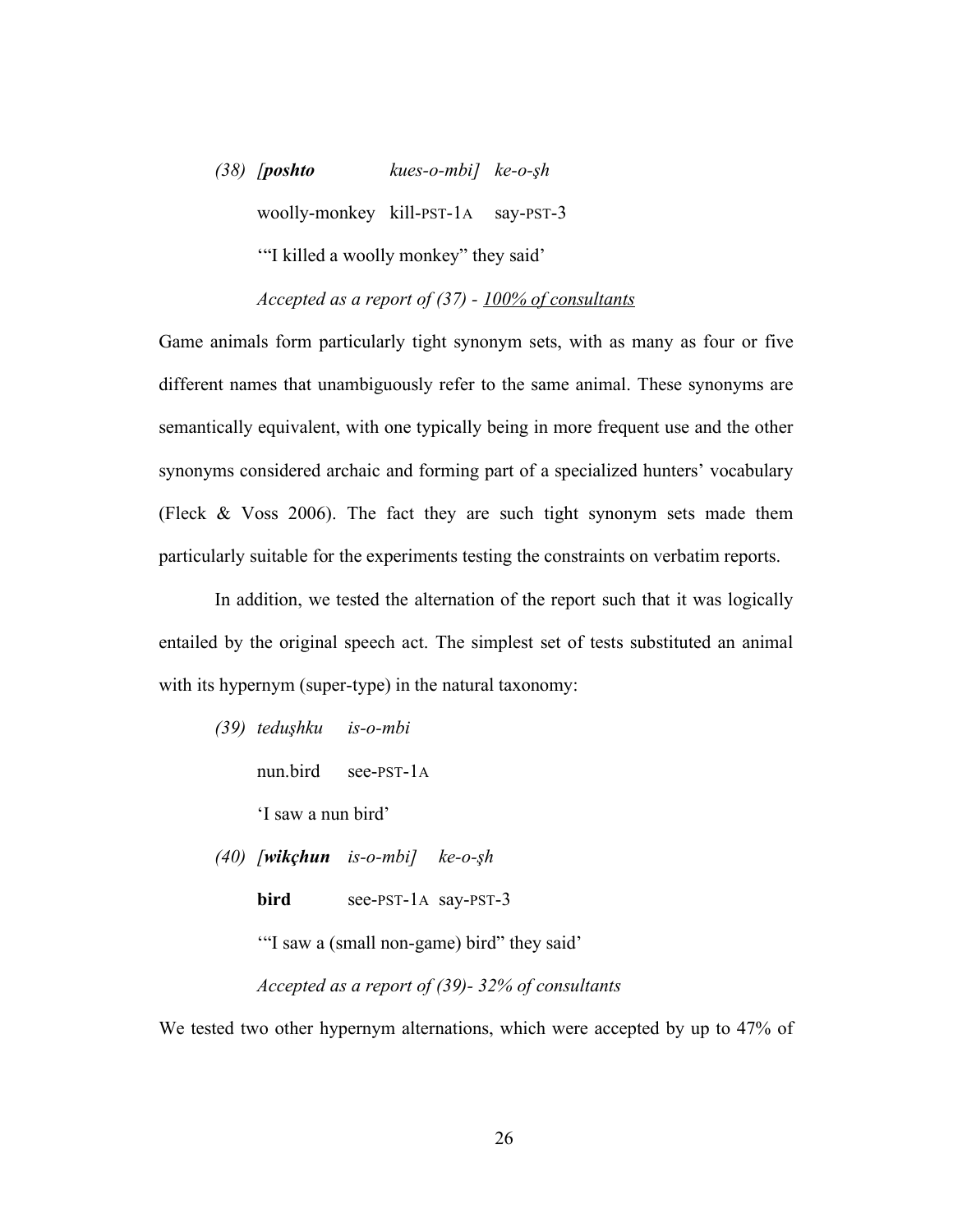(38) [**poshto** &nbsp;&nbsp;&nbsp;&nbsp;&nbsp;&nbsp; *kues-o-mbi]* &nbsp; *ke-o-şh*

woolly-monkey &nbsp; kill-PST-1A &nbsp;&nbsp; say-PST-3

'"I killed a woolly monkey" they said'

*Accepted as a report of (37) - <u>100% of consultants</u>*

Game animals form particularly tight synonym sets, with as many as four or five different names that unambiguously refer to the same animal. These synonyms are semantically equivalent, with one typically being in more frequent use and the other synonyms considered archaic and forming part of a specialized hunters' vocabulary (Fleck & Voss 2006). The fact they are such tight synonym sets made them particularly suitable for the experiments testing the constraints on verbatim reports.

In addition, we tested the alternation of the report such that it was logically entailed by the original speech act. The simplest set of tests substituted an animal with its hypernym (super-type) in the natural taxonomy:

(39) *teduşhku* &nbsp;&nbsp; *is-o-mbi*

nun.bird &nbsp;&nbsp; see-PST-1A

'I saw a nun bird'

(40) [***wikçhun*** &nbsp; *is-o-mbi]* &nbsp;&nbsp; *ke-o-şh*

**bird** &nbsp;&nbsp;&nbsp;&nbsp;&nbsp; see-PST-1A &nbsp; say-PST-3

'"I saw a (small non-game) bird" they said'

*Accepted as a report of (39)- 32% of consultants*

We tested two other hypernym alternations, which were accepted by up to 47% of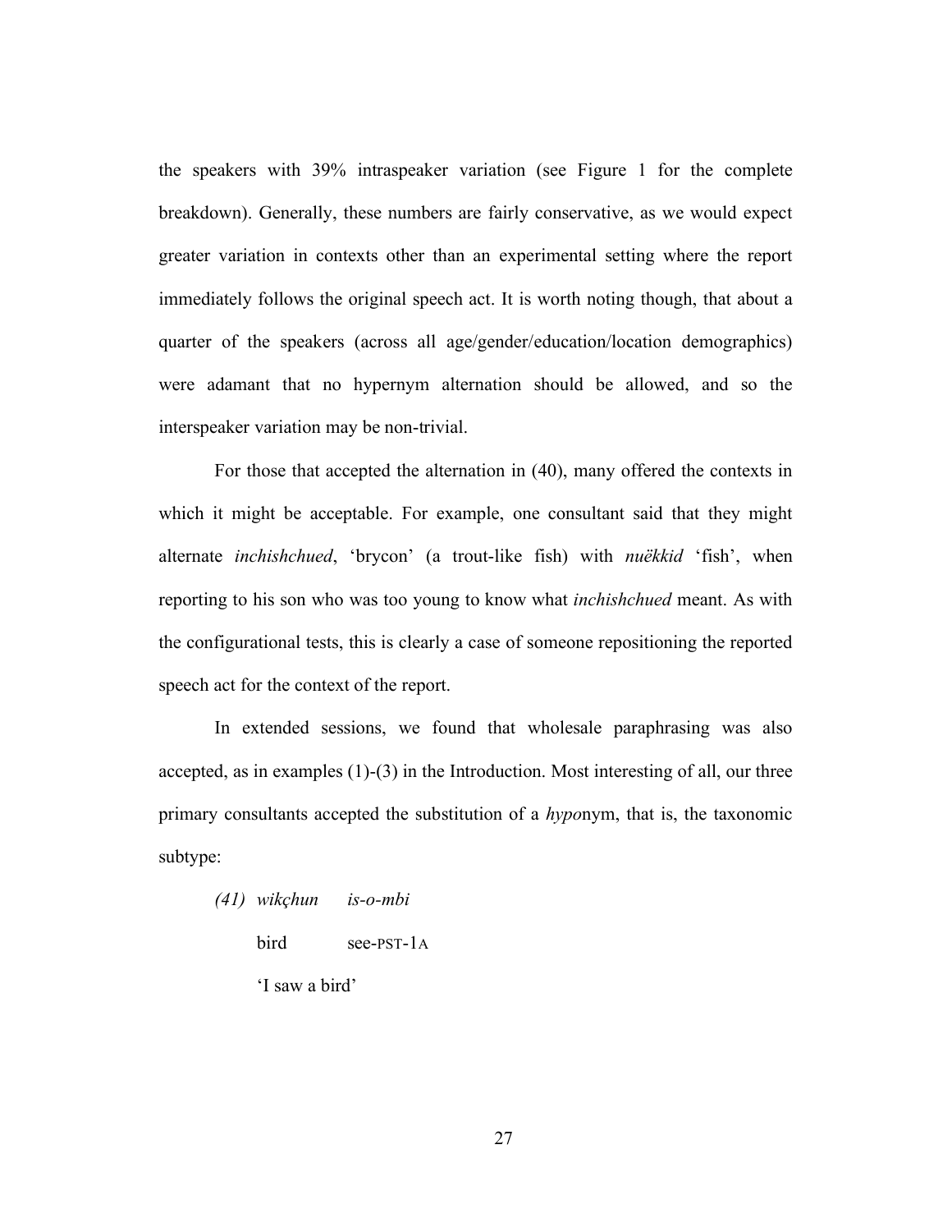the speakers with 39% intraspeaker variation (see Figure 1 for the complete breakdown). Generally, these numbers are fairly conservative, as we would expect greater variation in contexts other than an experimental setting where the report immediately follows the original speech act. It is worth noting though, that about a quarter of the speakers (across all age/gender/education/location demographics) were adamant that no hypernym alternation should be allowed, and so the interspeaker variation may be non-trivial.

For those that accepted the alternation in (40), many offered the contexts in which it might be acceptable. For example, one consultant said that they might alternate *inchishchued*, 'brycon' (a trout-like fish) with *nuëkkid* 'fish', when reporting to his son who was too young to know what *inchishchued* meant. As with the configurational tests, this is clearly a case of someone repositioning the reported speech act for the context of the report.

In extended sessions, we found that wholesale paraphrasing was also accepted, as in examples (1)-(3) in the Introduction. Most interesting of all, our three primary consultants accepted the substitution of a *hypo*nym, that is, the taxonomic subtype:

*(41)* *wikçhun* *is-o-mbi*

bird see-PST-1A

'I saw a bird'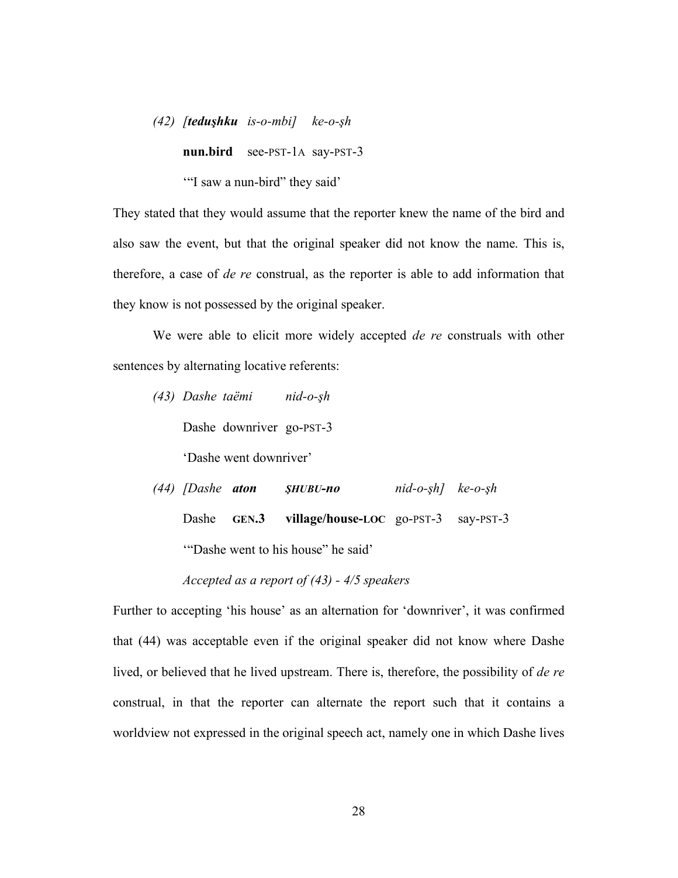*(42)* ***[teduşhku** is-o-mbi]* *ke-o-şh*

**nun.bird** see-PST-1A say-PST-3

'"I saw a nun-bird" they said'

They stated that they would assume that the reporter knew the name of the bird and also saw the event, but that the original speaker did not know the name. This is, therefore, a case of *de re* construal, as the reporter is able to add information that they know is not possessed by the original speaker.

We were able to elicit more widely accepted *de re* construals with other sentences by alternating locative referents:

*(43)* *Dashe taëmi nid-o-şh*

Dashe downriver go-PST-3

'Dashe went downriver'

*(44)* *[Dashe* ***aton ŞHUBU-no*** *nid-o-şh]* *ke-o-şh*

Dashe **GEN.3 village/house-LOC** go-PST-3 say-PST-3

'"Dashe went to his house" he said'

*Accepted as a report of (43) - 4/5 speakers*

Further to accepting 'his house' as an alternation for 'downriver', it was confirmed that (44) was acceptable even if the original speaker did not know where Dashe lived, or believed that he lived upstream. There is, therefore, the possibility of *de re* construal, in that the reporter can alternate the report such that it contains a worldview not expressed in the original speech act, namely one in which Dashe lives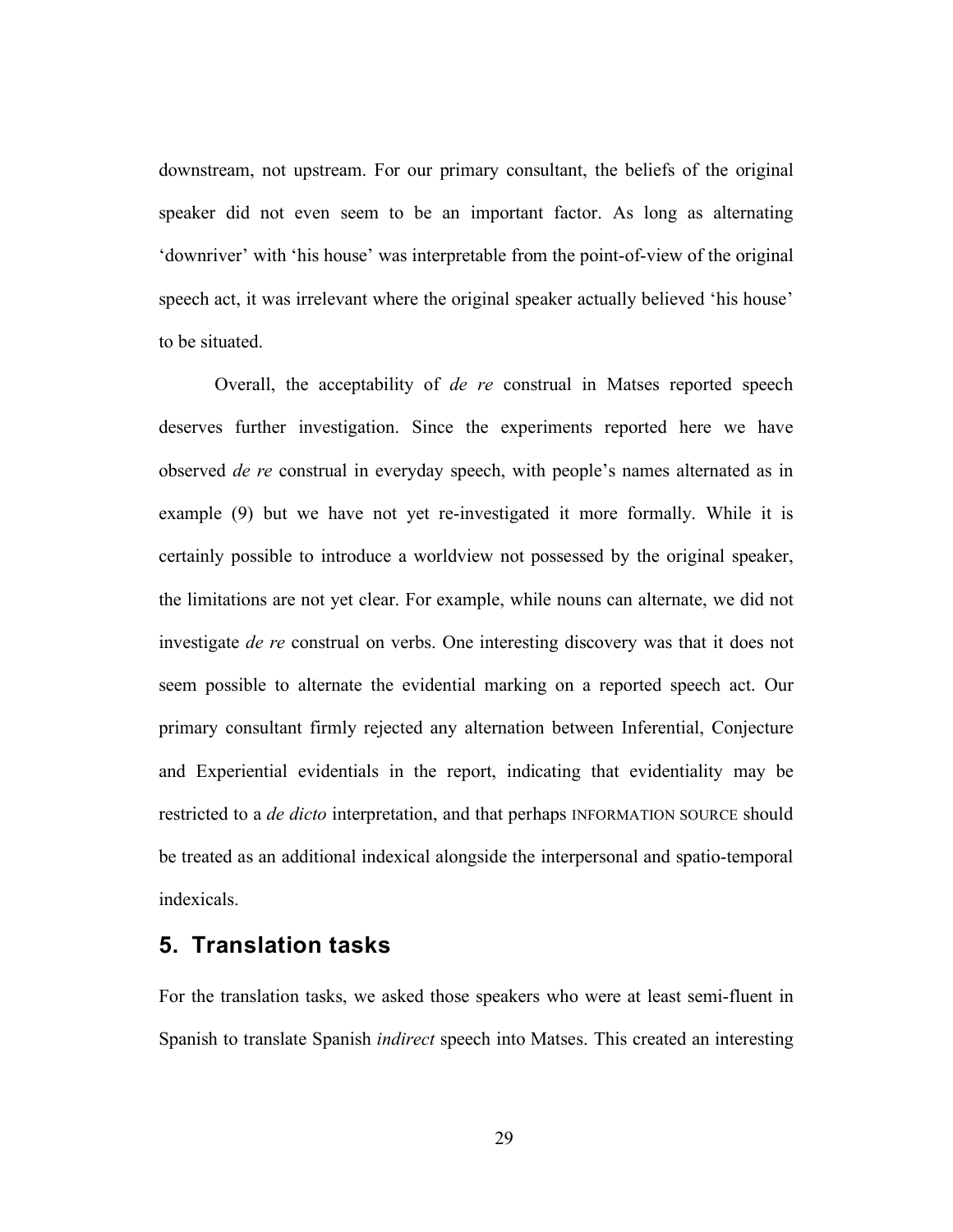downstream, not upstream. For our primary consultant, the beliefs of the original speaker did not even seem to be an important factor. As long as alternating 'downriver' with 'his house' was interpretable from the point-of-view of the original speech act, it was irrelevant where the original speaker actually believed 'his house' to be situated.

Overall, the acceptability of *de re* construal in Matses reported speech deserves further investigation. Since the experiments reported here we have observed *de re* construal in everyday speech, with people's names alternated as in example (9) but we have not yet re-investigated it more formally. While it is certainly possible to introduce a worldview not possessed by the original speaker, the limitations are not yet clear. For example, while nouns can alternate, we did not investigate *de re* construal on verbs. One interesting discovery was that it does not seem possible to alternate the evidential marking on a reported speech act. Our primary consultant firmly rejected any alternation between Inferential, Conjecture and Experiential evidentials in the report, indicating that evidentiality may be restricted to a *de dicto* interpretation, and that perhaps INFORMATION SOURCE should be treated as an additional indexical alongside the interpersonal and spatio-temporal indexicals.

## 5. Translation tasks

For the translation tasks, we asked those speakers who were at least semi-fluent in Spanish to translate Spanish *indirect* speech into Matses. This created an interesting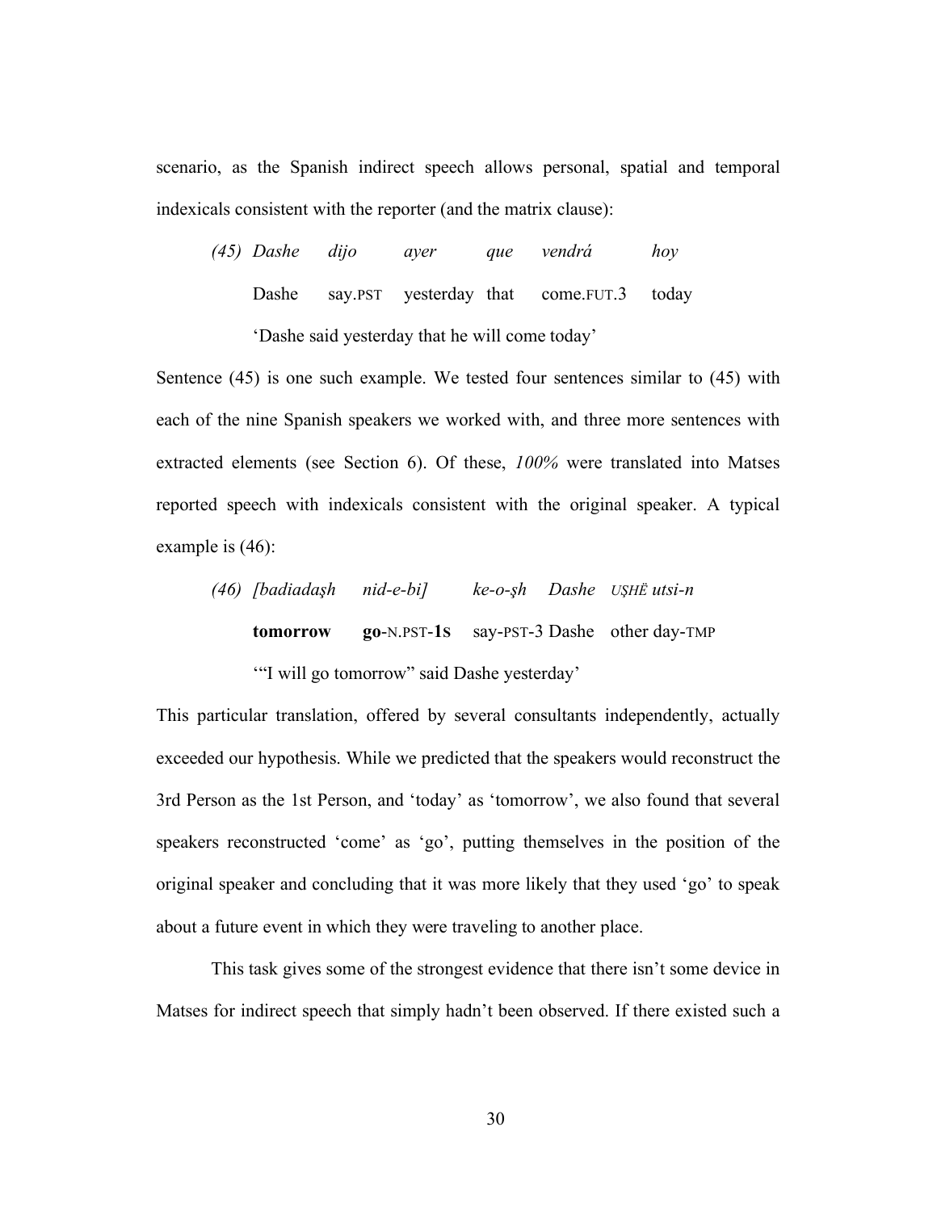scenario, as the Spanish indirect speech allows personal, spatial and temporal indexicals consistent with the reporter (and the matrix clause):

(45) *Dashe dijo ayer que vendrá hoy*
Dashe say.PST yesterday that come.FUT.3 today
'Dashe said yesterday that he will come today'

Sentence (45) is one such example. We tested four sentences similar to (45) with each of the nine Spanish speakers we worked with, and three more sentences with extracted elements (see Section 6). Of these, *100%* were translated into Matses reported speech with indexicals consistent with the original speaker. A typical example is (46):

(46) *[badiadaşh nid-e-bi] ke-o-şh Dashe UŞHË utsi-n*
**tomorrow go**-N.PST-**1S** say-PST-3 Dashe other day-TMP
'"I will go tomorrow" said Dashe yesterday'

This particular translation, offered by several consultants independently, actually exceeded our hypothesis. While we predicted that the speakers would reconstruct the 3rd Person as the 1st Person, and 'today' as 'tomorrow', we also found that several speakers reconstructed 'come' as 'go', putting themselves in the position of the original speaker and concluding that it was more likely that they used 'go' to speak about a future event in which they were traveling to another place.

This task gives some of the strongest evidence that there isn't some device in Matses for indirect speech that simply hadn't been observed. If there existed such a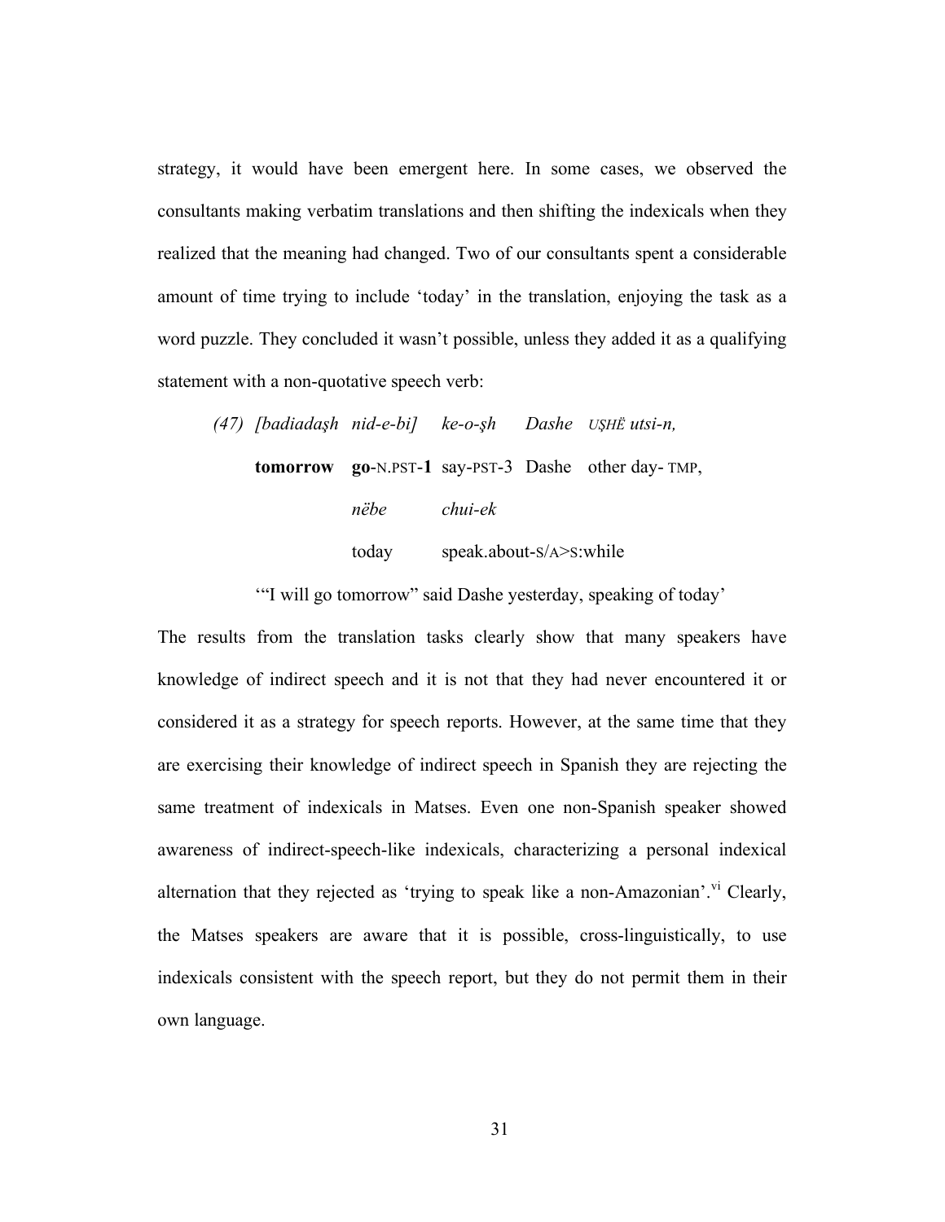strategy, it would have been emergent here. In some cases, we observed the consultants making verbatim translations and then shifting the indexicals when they realized that the meaning had changed. Two of our consultants spent a considerable amount of time trying to include 'today' in the translation, enjoying the task as a word puzzle. They concluded it wasn't possible, unless they added it as a qualifying statement with a non-quotative speech verb:

(47) *[badiadaşh nid-e-bi] ke-o-şh Dashe* UŞHË *utsi-n,*

**tomorrow go**-N.PST-**1** say-PST-3 Dashe other day- TMP,

*nëbe chui-ek*

today speak.about-S/A>S:while

'"I will go tomorrow" said Dashe yesterday, speaking of today'

The results from the translation tasks clearly show that many speakers have knowledge of indirect speech and it is not that they had never encountered it or considered it as a strategy for speech reports. However, at the same time that they are exercising their knowledge of indirect speech in Spanish they are rejecting the same treatment of indexicals in Matses. Even one non-Spanish speaker showed awareness of indirect-speech-like indexicals, characterizing a personal indexical alternation that they rejected as 'trying to speak like a non-Amazonian'.[vi] Clearly, the Matses speakers are aware that it is possible, cross-linguistically, to use indexicals consistent with the speech report, but they do not permit them in their own language.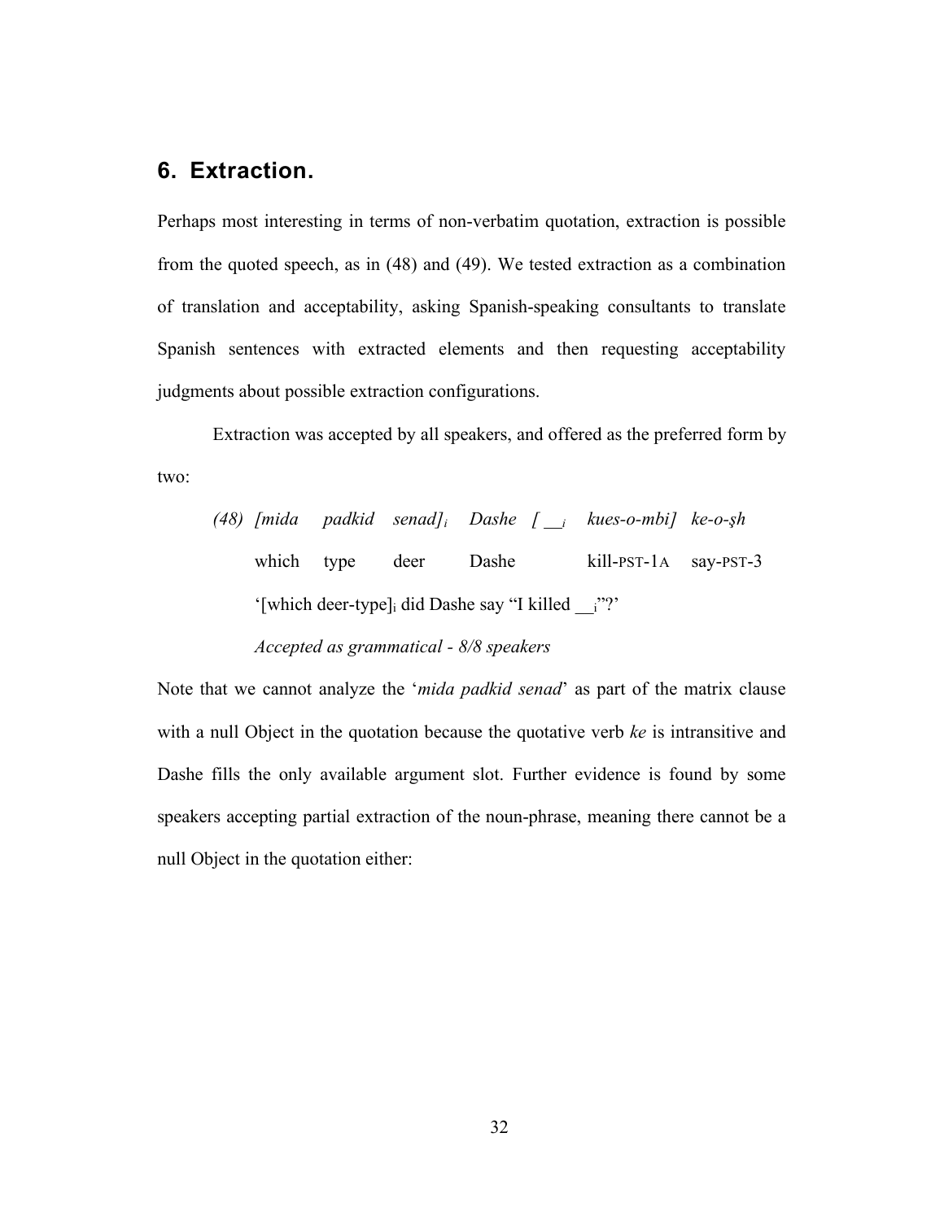## 6. Extraction.

Perhaps most interesting in terms of non-verbatim quotation, extraction is possible from the quoted speech, as in (48) and (49). We tested extraction as a combination of translation and acceptability, asking Spanish-speaking consultants to translate Spanish sentences with extracted elements and then requesting acceptability judgments about possible extraction configurations.

Extraction was accepted by all speakers, and offered as the preferred form by two:

(48) *[mida padkid senad]$_i$ Dashe [ __$_i$ kues-o-mbi] ke-o-şh*
which type deer Dashe kill-PST-1A say-PST-3
'[which deer-type]$_i$ did Dashe say "I killed __$_i$"?'
*Accepted as grammatical - 8/8 speakers*

Note that we cannot analyze the '*mida padkid senad*' as part of the matrix clause with a null Object in the quotation because the quotative verb *ke* is intransitive and Dashe fills the only available argument slot. Further evidence is found by some speakers accepting partial extraction of the noun-phrase, meaning there cannot be a null Object in the quotation either: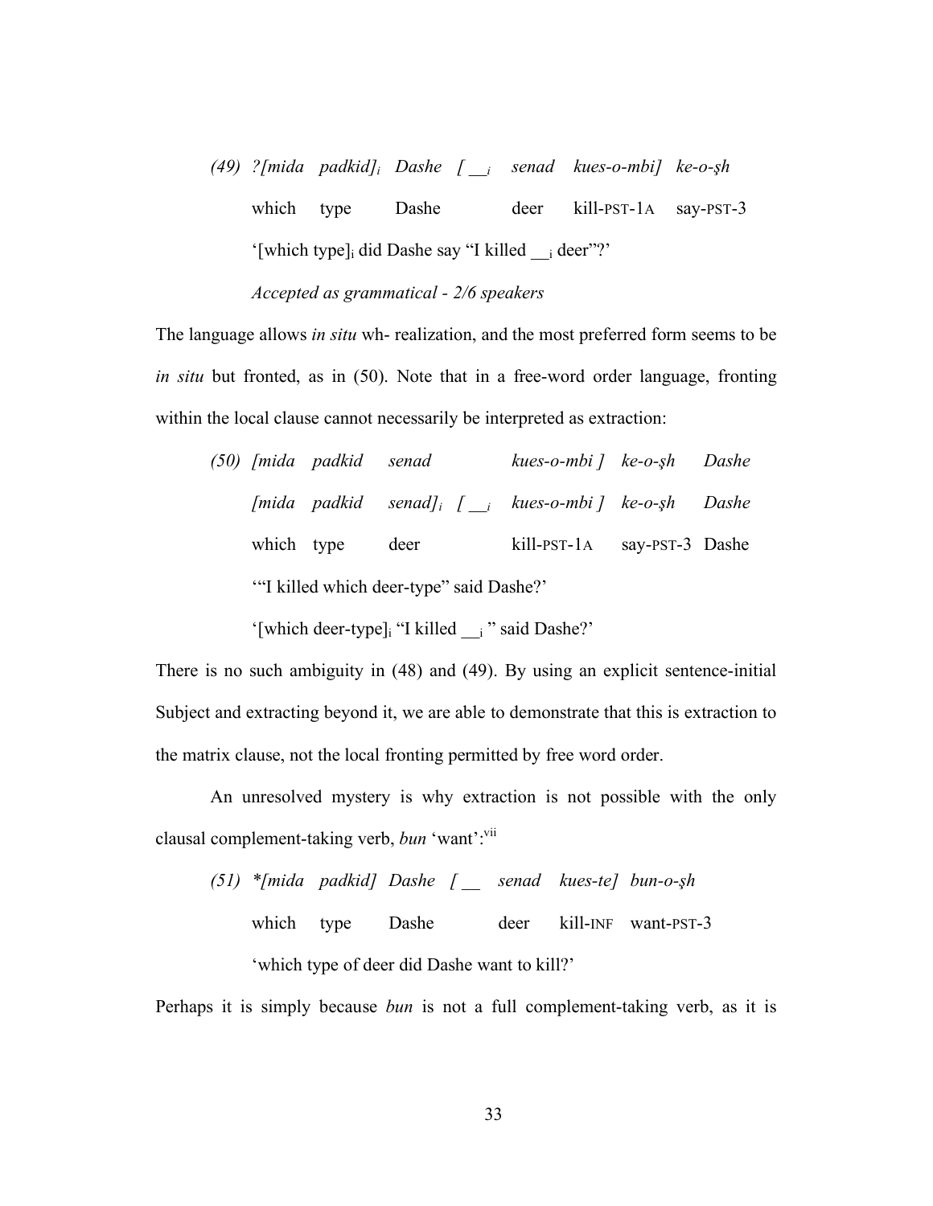(49) *?[mida padkid]$_i$ Dashe [ __$_i$ senad kues-o-mbi] ke-o-şh*

which type Dashe deer kill-PST-1A say-PST-3

'[which type]$_i$ did Dashe say "I killed __$_i$ deer"?'

*Accepted as grammatical - 2/6 speakers*

The language allows *in situ* wh- realization, and the most preferred form seems to be *in situ* but fronted, as in (50). Note that in a free-word order language, fronting within the local clause cannot necessarily be interpreted as extraction:

(50) *[mida padkid senad kues-o-mbi ] ke-o-şh Dashe*

*[mida padkid senad]$_i$ [ __$_i$ kues-o-mbi ] ke-o-şh Dashe*

which type deer kill-PST-1A say-PST-3 Dashe

'"I killed which deer-type" said Dashe?'

'[which deer-type]$_i$ "I killed __$_i$ " said Dashe?'

There is no such ambiguity in (48) and (49). By using an explicit sentence-initial Subject and extracting beyond it, we are able to demonstrate that this is extraction to the matrix clause, not the local fronting permitted by free word order.

An unresolved mystery is why extraction is not possible with the only clausal complement-taking verb, *bun* 'want':[vii]

(51) *\*[mida padkid] Dashe [ __ senad kues-te] bun-o-şh*

which type Dashe deer kill-INF want-PST-3

'which type of deer did Dashe want to kill?'

Perhaps it is simply because *bun* is not a full complement-taking verb, as it is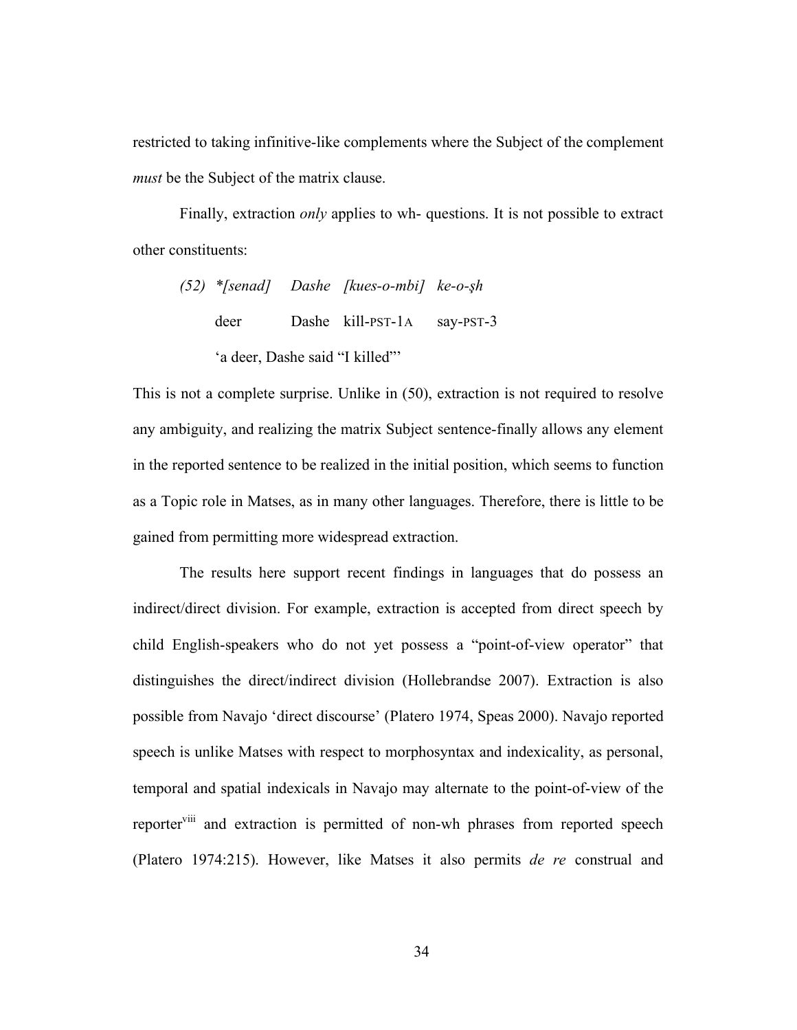restricted to taking infinitive-like complements where the Subject of the complement *must* be the Subject of the matrix clause.

Finally, extraction *only* applies to wh- questions. It is not possible to extract other constituents:

(52) *\*[senad] Dashe [kues-o-mbi] ke-o-şh*

deer Dashe kill-PST-1A say-PST-3

'a deer, Dashe said "I killed"'

This is not a complete surprise. Unlike in (50), extraction is not required to resolve any ambiguity, and realizing the matrix Subject sentence-finally allows any element in the reported sentence to be realized in the initial position, which seems to function as a Topic role in Matses, as in many other languages. Therefore, there is little to be gained from permitting more widespread extraction.

The results here support recent findings in languages that do possess an indirect/direct division. For example, extraction is accepted from direct speech by child English-speakers who do not yet possess a "point-of-view operator" that distinguishes the direct/indirect division (Hollebrandse 2007). Extraction is also possible from Navajo 'direct discourse' (Platero 1974, Speas 2000). Navajo reported speech is unlike Matses with respect to morphosyntax and indexicality, as personal, temporal and spatial indexicals in Navajo may alternate to the point-of-view of the reporter[viii] and extraction is permitted of non-wh phrases from reported speech (Platero 1974:215). However, like Matses it also permits *de re* construal and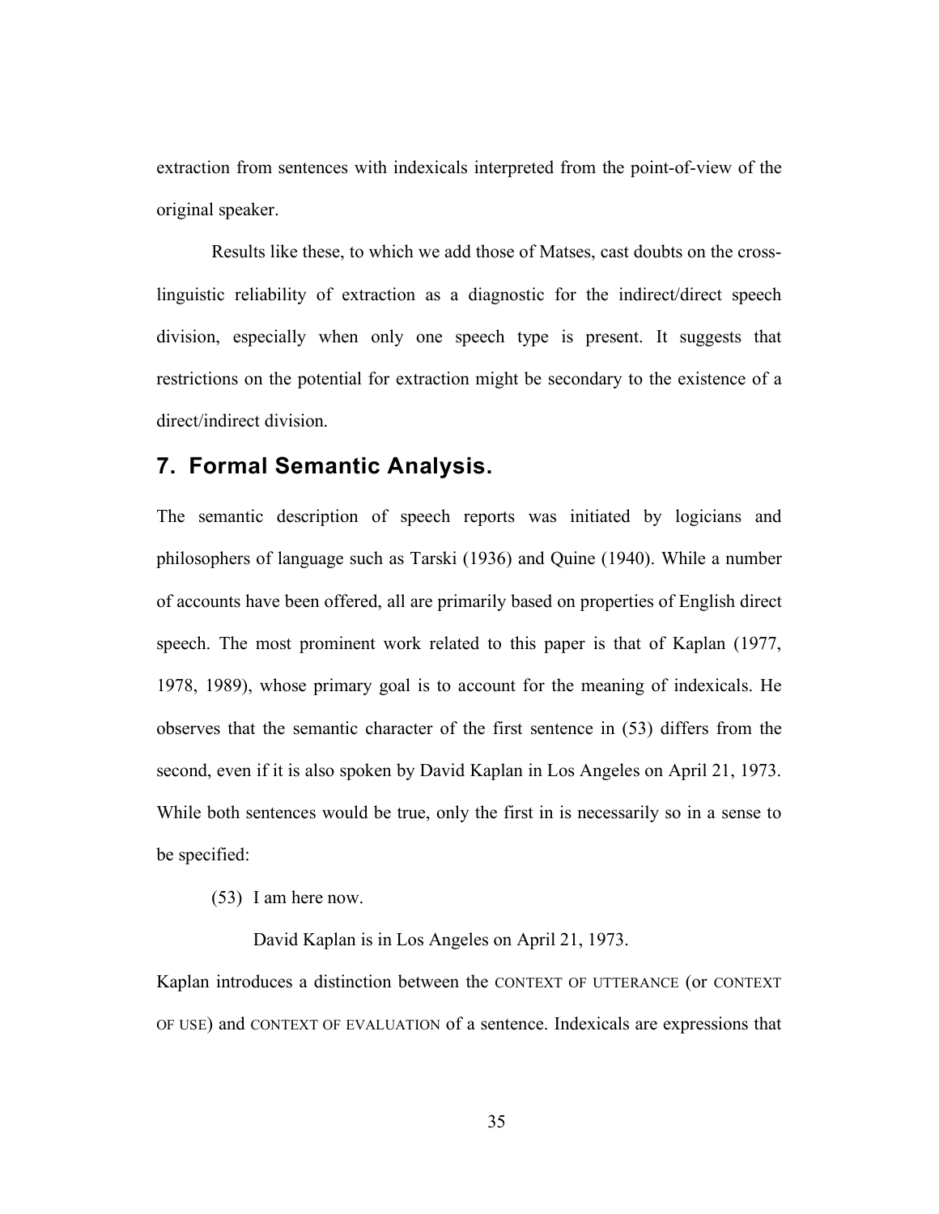extraction from sentences with indexicals interpreted from the point-of-view of the original speaker.

Results like these, to which we add those of Matses, cast doubts on the cross-linguistic reliability of extraction as a diagnostic for the indirect/direct speech division, especially when only one speech type is present. It suggests that restrictions on the potential for extraction might be secondary to the existence of a direct/indirect division.

## 7. Formal Semantic Analysis.

The semantic description of speech reports was initiated by logicians and philosophers of language such as Tarski (1936) and Quine (1940). While a number of accounts have been offered, all are primarily based on properties of English direct speech. The most prominent work related to this paper is that of Kaplan (1977, 1978, 1989), whose primary goal is to account for the meaning of indexicals. He observes that the semantic character of the first sentence in (53) differs from the second, even if it is also spoken by David Kaplan in Los Angeles on April 21, 1973. While both sentences would be true, only the first in is necessarily so in a sense to be specified:

(53) I am here now.

David Kaplan is in Los Angeles on April 21, 1973.

Kaplan introduces a distinction between the CONTEXT OF UTTERANCE (or CONTEXT OF USE) and CONTEXT OF EVALUATION of a sentence. Indexicals are expressions that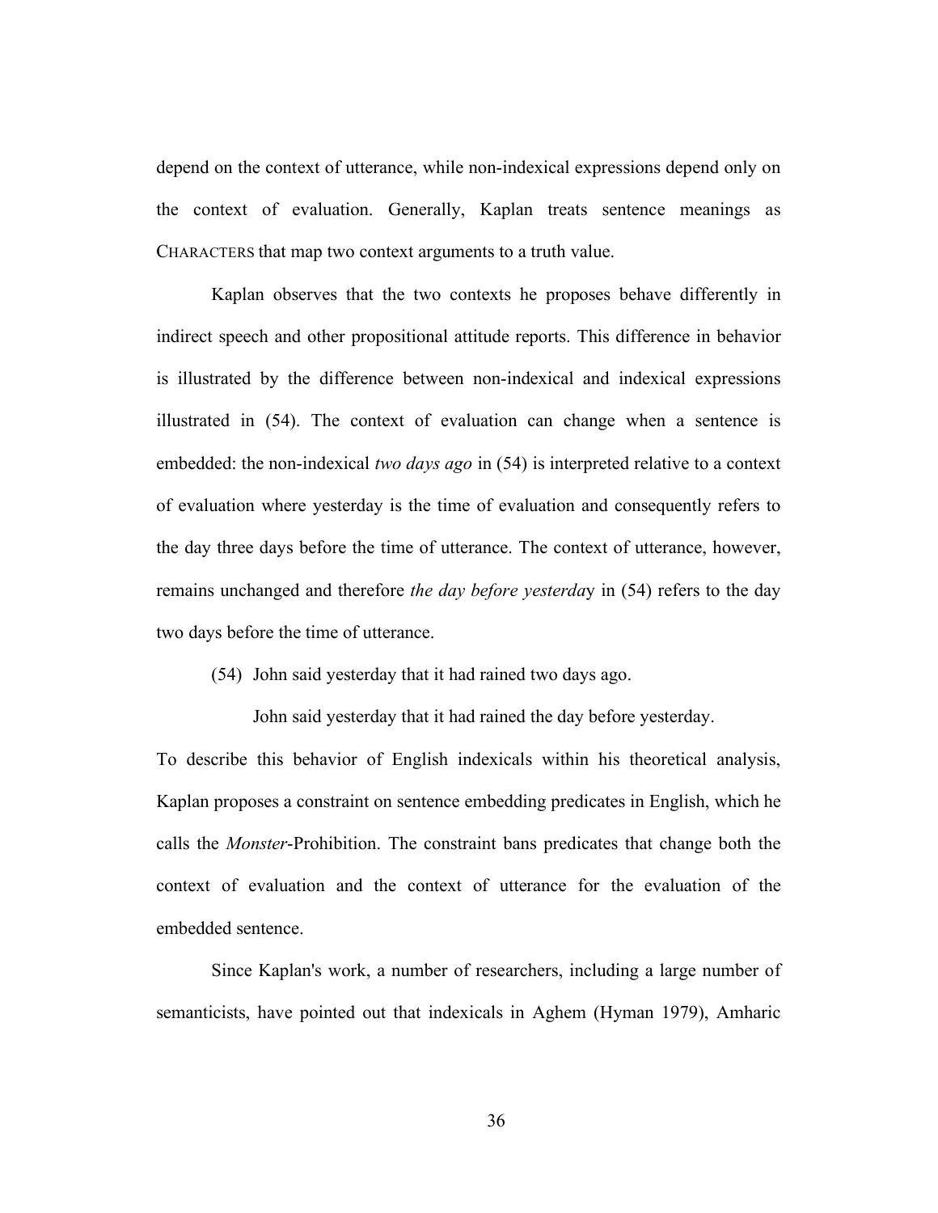depend on the context of utterance, while non-indexical expressions depend only on the context of evaluation. Generally, Kaplan treats sentence meanings as CHARACTERS that map two context arguments to a truth value.

Kaplan observes that the two contexts he proposes behave differently in indirect speech and other propositional attitude reports. This difference in behavior is illustrated by the difference between non-indexical and indexical expressions illustrated in (54). The context of evaluation can change when a sentence is embedded: the non-indexical *two days ago* in (54) is interpreted relative to a context of evaluation where yesterday is the time of evaluation and consequently refers to the day three days before the time of utterance. The context of utterance, however, remains unchanged and therefore *the day before yesterda*y in (54) refers to the day two days before the time of utterance.

(54) John said yesterday that it had rained two days ago.

John said yesterday that it had rained the day before yesterday.

To describe this behavior of English indexicals within his theoretical analysis, Kaplan proposes a constraint on sentence embedding predicates in English, which he calls the *Monster*-Prohibition. The constraint bans predicates that change both the context of evaluation and the context of utterance for the evaluation of the embedded sentence.

Since Kaplan's work, a number of researchers, including a large number of semanticists, have pointed out that indexicals in Aghem (Hyman 1979), Amharic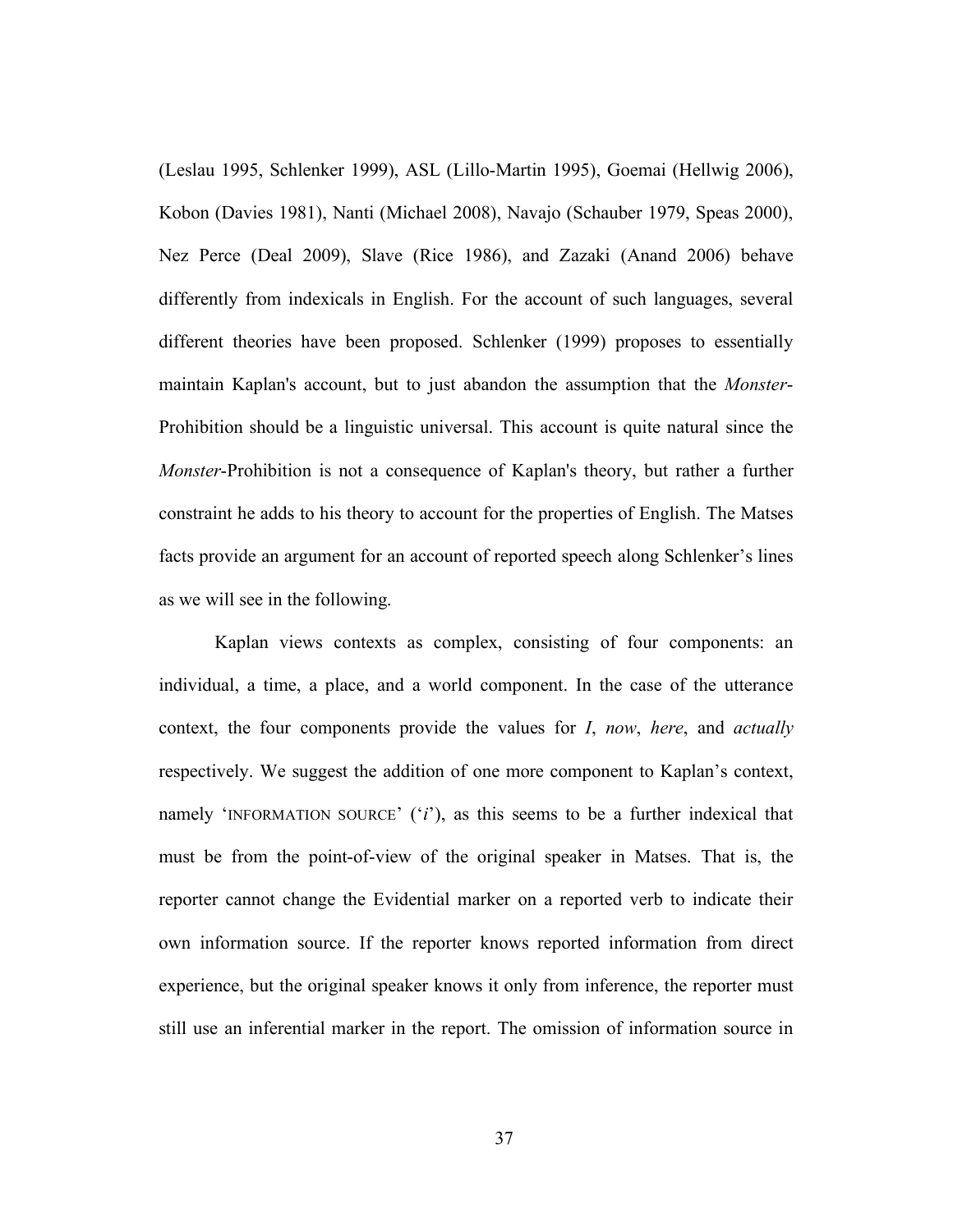(Leslau 1995, Schlenker 1999), ASL (Lillo-Martin 1995), Goemai (Hellwig 2006), Kobon (Davies 1981), Nanti (Michael 2008), Navajo (Schauber 1979, Speas 2000), Nez Perce (Deal 2009), Slave (Rice 1986), and Zazaki (Anand 2006) behave differently from indexicals in English. For the account of such languages, several different theories have been proposed. Schlenker (1999) proposes to essentially maintain Kaplan's account, but to just abandon the assumption that the *Monster*-Prohibition should be a linguistic universal. This account is quite natural since the *Monster*-Prohibition is not a consequence of Kaplan's theory, but rather a further constraint he adds to his theory to account for the properties of English. The Matses facts provide an argument for an account of reported speech along Schlenker's lines as we will see in the following.

Kaplan views contexts as complex, consisting of four components: an individual, a time, a place, and a world component. In the case of the utterance context, the four components provide the values for *I*, *now*, *here*, and *actually* respectively. We suggest the addition of one more component to Kaplan's context, namely 'INFORMATION SOURCE' ('*i*'), as this seems to be a further indexical that must be from the point-of-view of the original speaker in Matses. That is, the reporter cannot change the Evidential marker on a reported verb to indicate their own information source. If the reporter knows reported information from direct experience, but the original speaker knows it only from inference, the reporter must still use an inferential marker in the report. The omission of information source in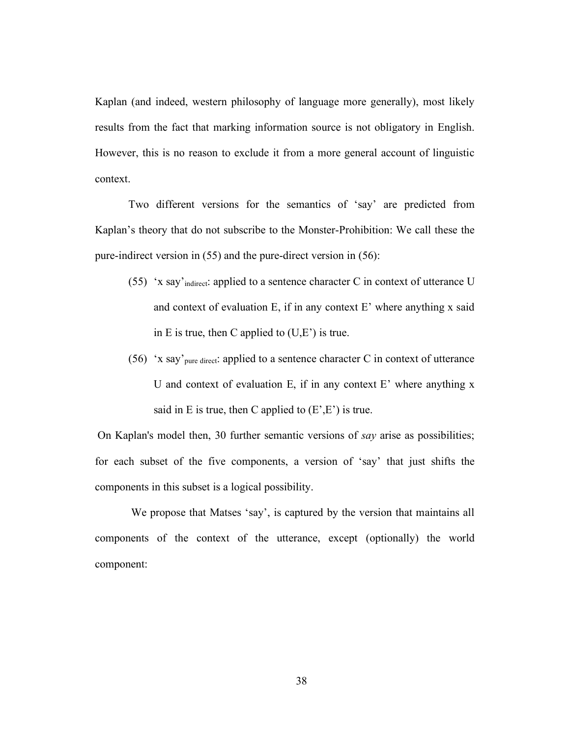Kaplan (and indeed, western philosophy of language more generally), most likely results from the fact that marking information source is not obligatory in English. However, this is no reason to exclude it from a more general account of linguistic context.

Two different versions for the semantics of 'say' are predicted from Kaplan's theory that do not subscribe to the Monster-Prohibition: We call these the pure-indirect version in (55) and the pure-direct version in (56):

(55) 'x say'$_{indirect}$: applied to a sentence character C in context of utterance U and context of evaluation E, if in any context E' where anything x said in E is true, then C applied to (U,E') is true.

(56) 'x say'$_{pure\ direct}$: applied to a sentence character C in context of utterance U and context of evaluation E, if in any context E' where anything x said in E is true, then C applied to (E',E') is true.

On Kaplan's model then, 30 further semantic versions of *say* arise as possibilities; for each subset of the five components, a version of 'say' that just shifts the components in this subset is a logical possibility.

We propose that Matses 'say', is captured by the version that maintains all components of the context of the utterance, except (optionally) the world component: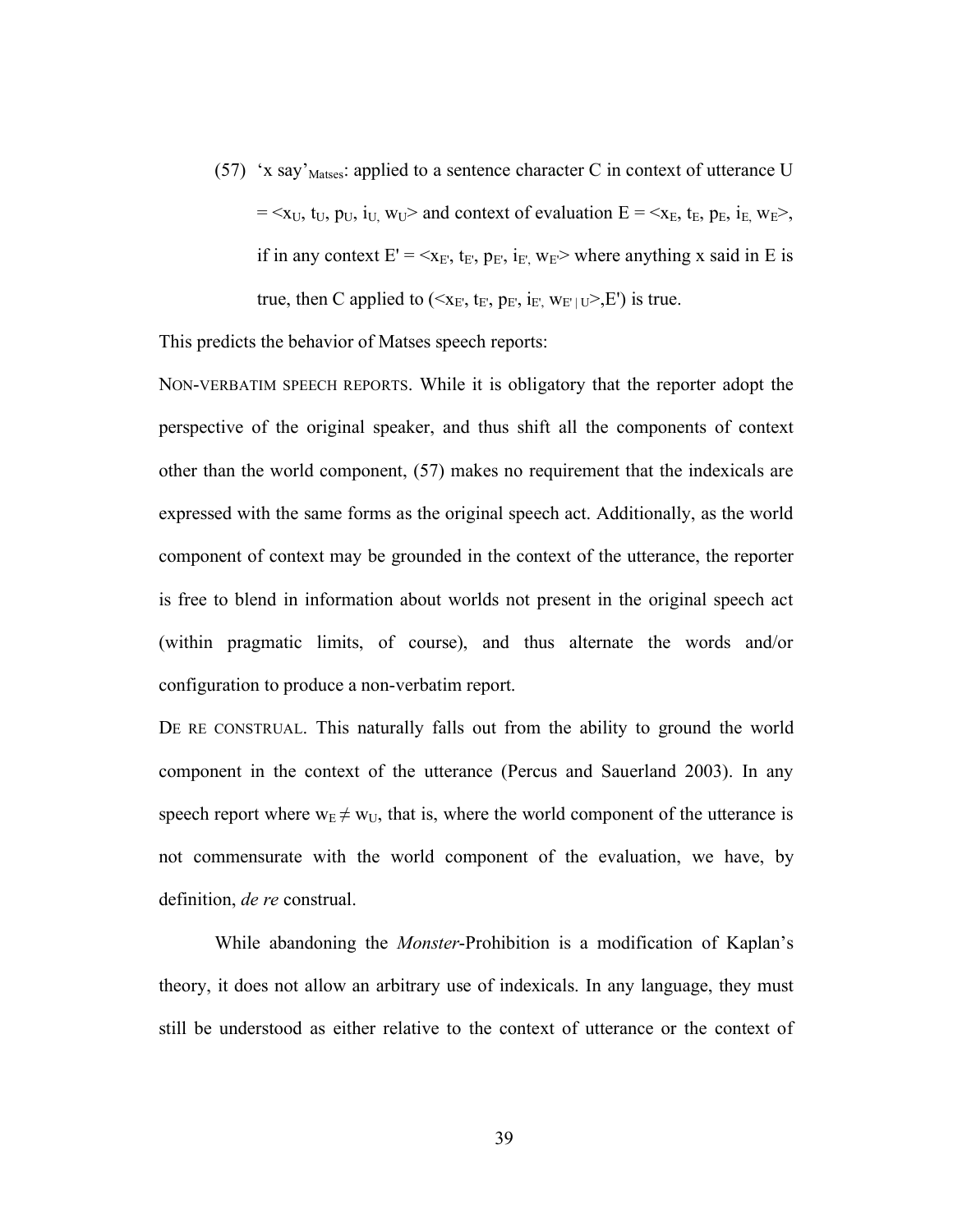(57) 'x say'$_{Matses}$: applied to a sentence character C in context of utterance U $= \langle x_U, t_U, p_U, i_U, w_U \rangle$ and context of evaluation $E = \langle x_E, t_E, p_E, i_E, w_E \rangle$, if in any context $E' = \langle x_{E'}, t_{E'}, p_{E'}, i_{E'}, w_{E'} \rangle$ where anything x said in E is true, then C applied to $(\langle x_{E'}, t_{E'}, p_{E'}, i_{E'}, w_{E' \mid U} \rangle, E')$ is true.

This predicts the behavior of Matses speech reports:

NON-VERBATIM SPEECH REPORTS. While it is obligatory that the reporter adopt the perspective of the original speaker, and thus shift all the components of context other than the world component, (57) makes no requirement that the indexicals are expressed with the same forms as the original speech act. Additionally, as the world component of context may be grounded in the context of the utterance, the reporter is free to blend in information about worlds not present in the original speech act (within pragmatic limits, of course), and thus alternate the words and/or configuration to produce a non-verbatim report.

DE RE CONSTRUAL. This naturally falls out from the ability to ground the world component in the context of the utterance (Percus and Sauerland 2003). In any speech report where $w_E \neq w_U$, that is, where the world component of the utterance is not commensurate with the world component of the evaluation, we have, by definition, *de re* construal.

While abandoning the *Monster*-Prohibition is a modification of Kaplan's theory, it does not allow an arbitrary use of indexicals. In any language, they must still be understood as either relative to the context of utterance or the context of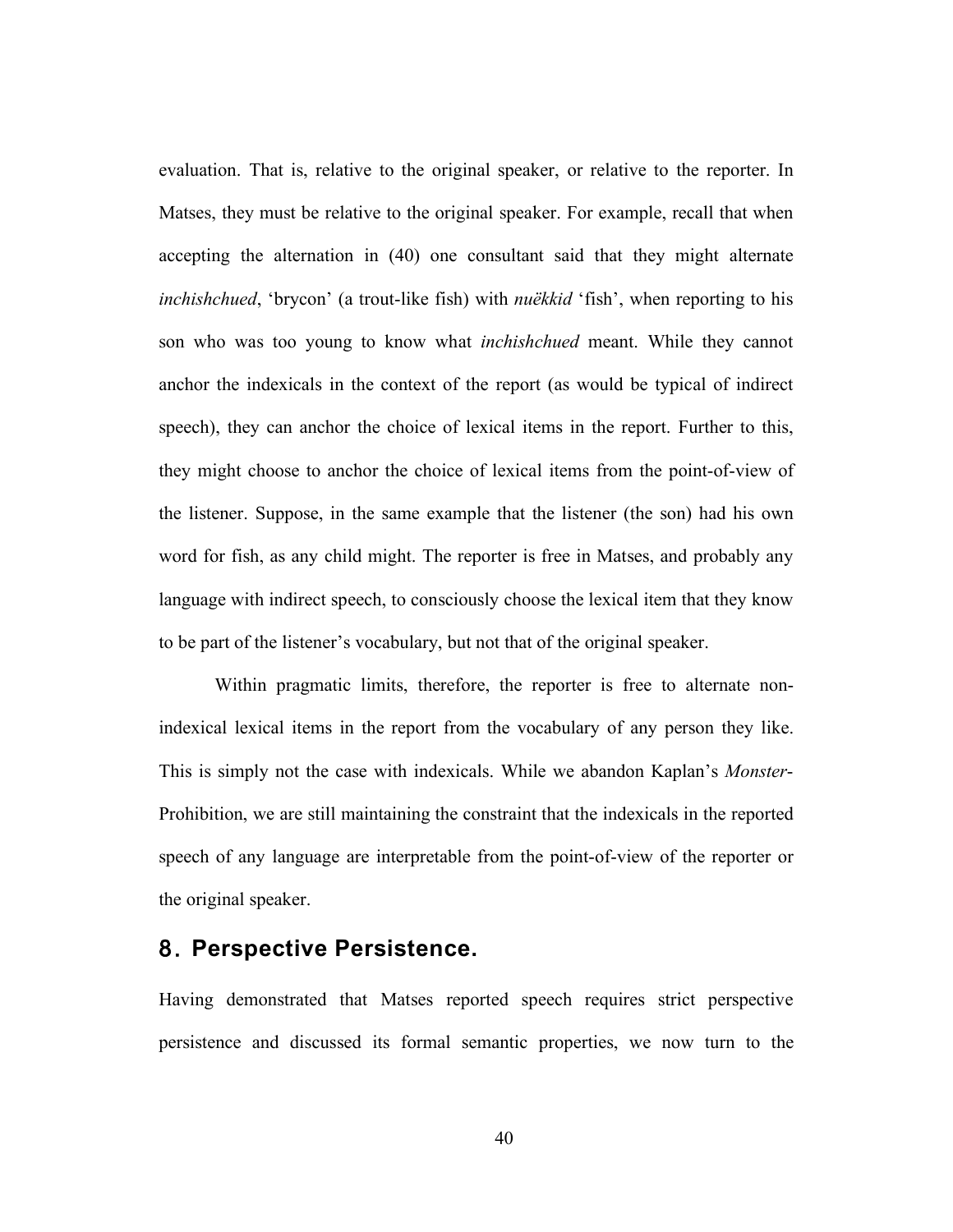evaluation. That is, relative to the original speaker, or relative to the reporter. In Matses, they must be relative to the original speaker. For example, recall that when accepting the alternation in (40) one consultant said that they might alternate *inchishchued*, 'brycon' (a trout-like fish) with *nuëkkid* 'fish', when reporting to his son who was too young to know what *inchishchued* meant. While they cannot anchor the indexicals in the context of the report (as would be typical of indirect speech), they can anchor the choice of lexical items in the report. Further to this, they might choose to anchor the choice of lexical items from the point-of-view of the listener. Suppose, in the same example that the listener (the son) had his own word for fish, as any child might. The reporter is free in Matses, and probably any language with indirect speech, to consciously choose the lexical item that they know to be part of the listener's vocabulary, but not that of the original speaker.

Within pragmatic limits, therefore, the reporter is free to alternate non-indexical lexical items in the report from the vocabulary of any person they like. This is simply not the case with indexicals. While we abandon Kaplan's *Monster*-Prohibition, we are still maintaining the constraint that the indexicals in the reported speech of any language are interpretable from the point-of-view of the reporter or the original speaker.

## 8. Perspective Persistence.

Having demonstrated that Matses reported speech requires strict perspective persistence and discussed its formal semantic properties, we now turn to the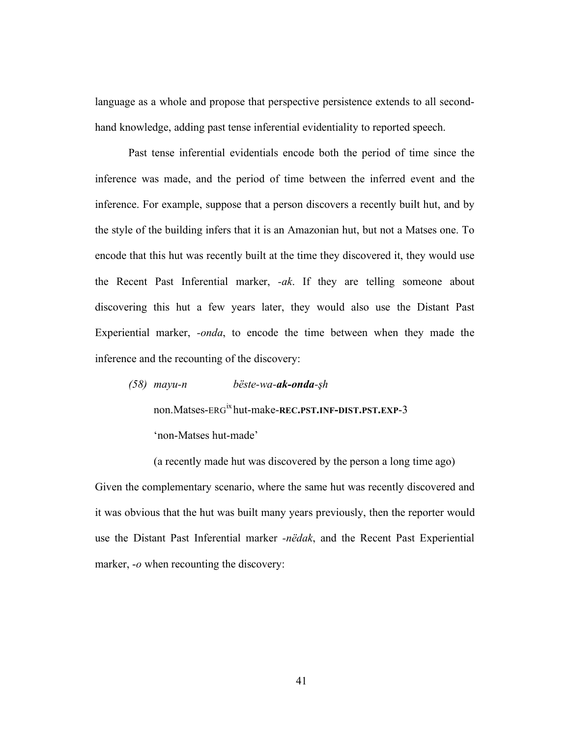language as a whole and propose that perspective persistence extends to all second-hand knowledge, adding past tense inferential evidentiality to reported speech.

Past tense inferential evidentials encode both the period of time since the inference was made, and the period of time between the inferred event and the inference. For example, suppose that a person discovers a recently built hut, and by the style of the building infers that it is an Amazonian hut, but not a Matses one. To encode that this hut was recently built at the time they discovered it, they would use the Recent Past Inferential marker, *-ak*. If they are telling someone about discovering this hut a few years later, they would also use the Distant Past Experiential marker, *-onda*, to encode the time between when they made the inference and the recounting of the discovery:

*(58) mayu-n* *bëste-wa-**ak-onda**-ṣh*

non.Matses-ERG[ix] hut-make-**REC.PST.INF-DIST.PST.EXP**-3

'non-Matses hut-made'

(a recently made hut was discovered by the person a long time ago)

Given the complementary scenario, where the same hut was recently discovered and it was obvious that the hut was built many years previously, then the reporter would use the Distant Past Inferential marker *-nëdak*, and the Recent Past Experiential marker, *-o* when recounting the discovery: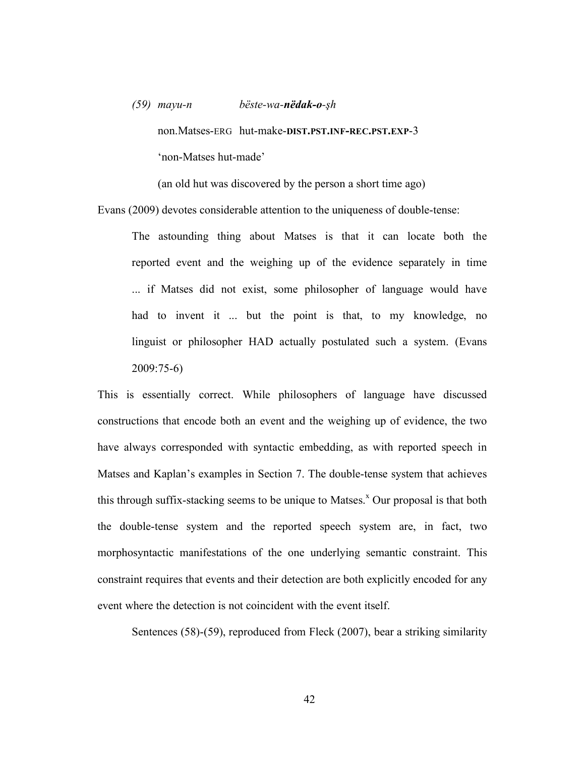*(59) mayu-n bëste-wa-**nëdak-o**-ṣh*

non.Matses-ERG hut-make-**DIST.PST.INF-REC.PST.EXP**-3

'non-Matses hut-made'

(an old hut was discovered by the person a short time ago)

Evans (2009) devotes considerable attention to the uniqueness of double-tense:

> The astounding thing about Matses is that it can locate both the reported event and the weighing up of the evidence separately in time ... if Matses did not exist, some philosopher of language would have had to invent it ... but the point is that, to my knowledge, no linguist or philosopher HAD actually postulated such a system. (Evans 2009:75-6)

This is essentially correct. While philosophers of language have discussed constructions that encode both an event and the weighing up of evidence, the two have always corresponded with syntactic embedding, as with reported speech in Matses and Kaplan's examples in Section 7. The double-tense system that achieves this through suffix-stacking seems to be unique to Matses.[x] Our proposal is that both the double-tense system and the reported speech system are, in fact, two morphosyntactic manifestations of the one underlying semantic constraint. This constraint requires that events and their detection are both explicitly encoded for any event where the detection is not coincident with the event itself.

Sentences (58)-(59), reproduced from Fleck (2007), bear a striking similarity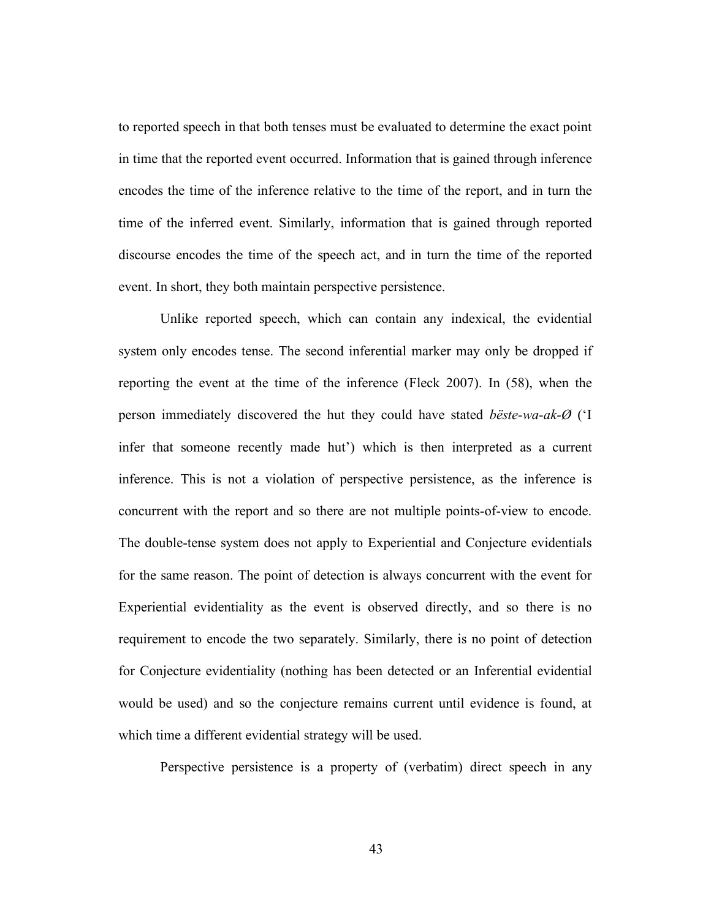to reported speech in that both tenses must be evaluated to determine the exact point in time that the reported event occurred. Information that is gained through inference encodes the time of the inference relative to the time of the report, and in turn the time of the inferred event. Similarly, information that is gained through reported discourse encodes the time of the speech act, and in turn the time of the reported event. In short, they both maintain perspective persistence.

Unlike reported speech, which can contain any indexical, the evidential system only encodes tense. The second inferential marker may only be dropped if reporting the event at the time of the inference (Fleck 2007). In (58), when the person immediately discovered the hut they could have stated *bëste-wa-ak-Ø* ('I infer that someone recently made hut') which is then interpreted as a current inference. This is not a violation of perspective persistence, as the inference is concurrent with the report and so there are not multiple points-of-view to encode. The double-tense system does not apply to Experiential and Conjecture evidentials for the same reason. The point of detection is always concurrent with the event for Experiential evidentiality as the event is observed directly, and so there is no requirement to encode the two separately. Similarly, there is no point of detection for Conjecture evidentiality (nothing has been detected or an Inferential evidential would be used) and so the conjecture remains current until evidence is found, at which time a different evidential strategy will be used.

Perspective persistence is a property of (verbatim) direct speech in any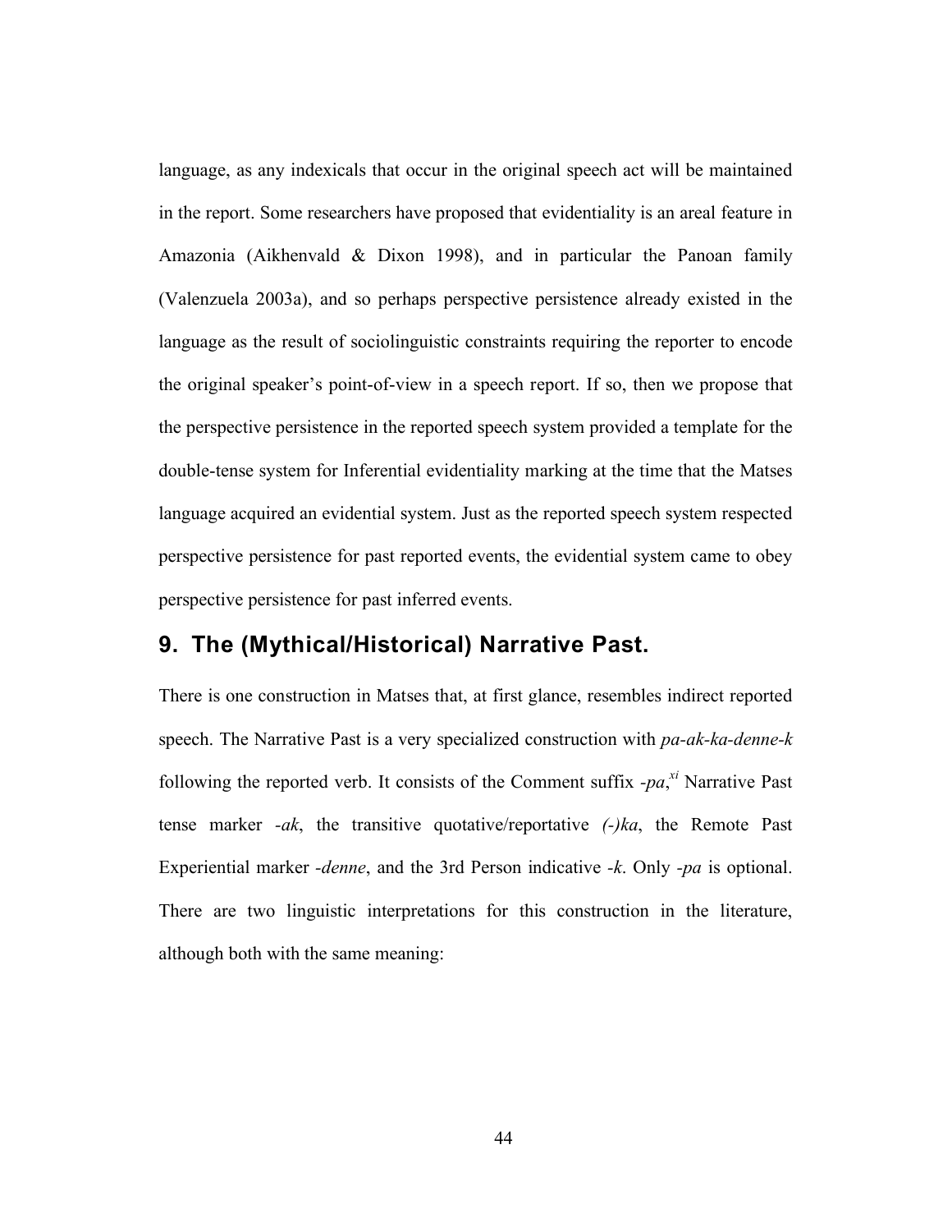language, as any indexicals that occur in the original speech act will be maintained in the report. Some researchers have proposed that evidentiality is an areal feature in Amazonia (Aikhenvald & Dixon 1998), and in particular the Panoan family (Valenzuela 2003a), and so perhaps perspective persistence already existed in the language as the result of sociolinguistic constraints requiring the reporter to encode the original speaker's point-of-view in a speech report. If so, then we propose that the perspective persistence in the reported speech system provided a template for the double-tense system for Inferential evidentiality marking at the time that the Matses language acquired an evidential system. Just as the reported speech system respected perspective persistence for past reported events, the evidential system came to obey perspective persistence for past inferred events.

## 9. The (Mythical/Historical) Narrative Past.

There is one construction in Matses that, at first glance, resembles indirect reported speech. The Narrative Past is a very specialized construction with *pa-ak-ka-denne-k* following the reported verb. It consists of the Comment suffix *-pa*,[xi] Narrative Past tense marker *-ak*, the transitive quotative/reportative *(-)ka*, the Remote Past Experiential marker *-denne*, and the 3rd Person indicative *-k*. Only *-pa* is optional. There are two linguistic interpretations for this construction in the literature, although both with the same meaning: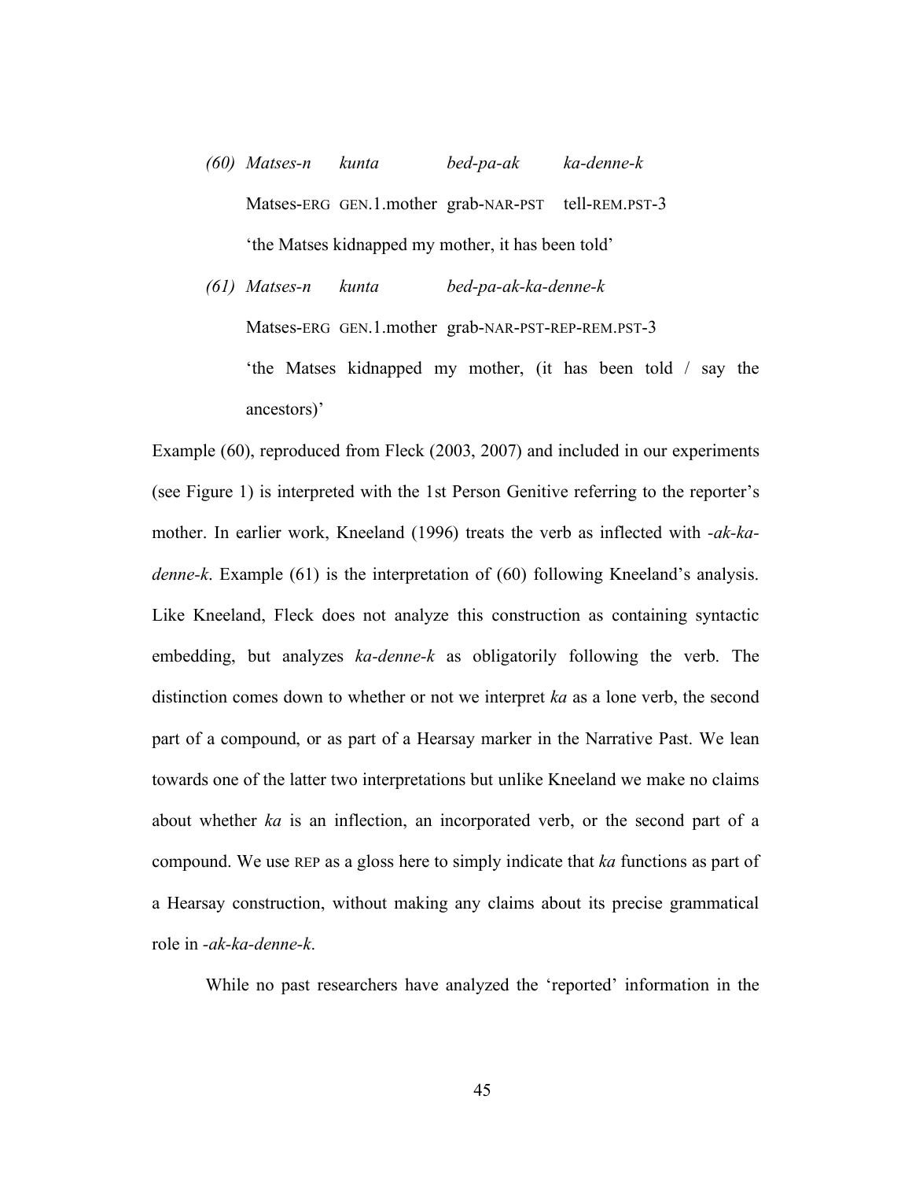*(60)* *Matses-n* *kunta* *bed-pa-ak* *ka-denne-k*

Matses-ERG GEN.1.mother grab-NAR-PST tell-REM.PST-3

'the Matses kidnapped my mother, it has been told'

*(61)* *Matses-n* *kunta* *bed-pa-ak-ka-denne-k*

Matses-ERG GEN.1.mother grab-NAR-PST-REP-REM.PST-3

'the Matses kidnapped my mother, (it has been told / say the ancestors)'

Example (60), reproduced from Fleck (2003, 2007) and included in our experiments (see Figure 1) is interpreted with the 1st Person Genitive referring to the reporter's mother. In earlier work, Kneeland (1996) treats the verb as inflected with *-ak-ka-denne-k*. Example (61) is the interpretation of (60) following Kneeland's analysis. Like Kneeland, Fleck does not analyze this construction as containing syntactic embedding, but analyzes *ka-denne-k* as obligatorily following the verb. The distinction comes down to whether or not we interpret *ka* as a lone verb, the second part of a compound, or as part of a Hearsay marker in the Narrative Past. We lean towards one of the latter two interpretations but unlike Kneeland we make no claims about whether *ka* is an inflection, an incorporated verb, or the second part of a compound. We use REP as a gloss here to simply indicate that *ka* functions as part of a Hearsay construction, without making any claims about its precise grammatical role in *-ak-ka-denne-k*.

While no past researchers have analyzed the 'reported' information in the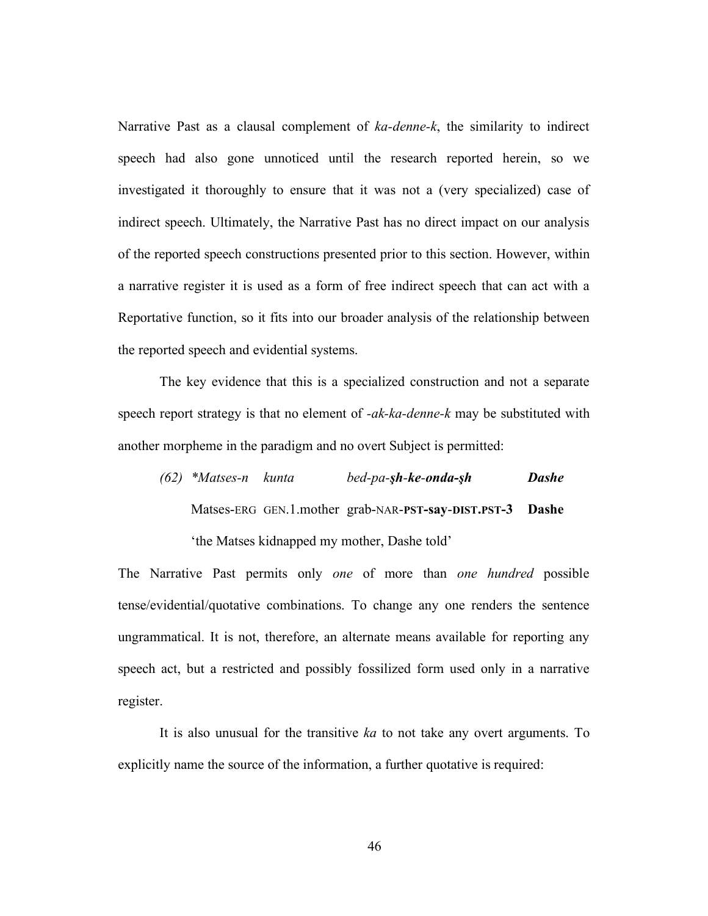Narrative Past as a clausal complement of *ka-denne-k*, the similarity to indirect speech had also gone unnoticed until the research reported herein, so we investigated it thoroughly to ensure that it was not a (very specialized) case of indirect speech. Ultimately, the Narrative Past has no direct impact on our analysis of the reported speech constructions presented prior to this section. However, within a narrative register it is used as a form of free indirect speech that can act with a Reportative function, so it fits into our broader analysis of the relationship between the reported speech and evidential systems.

The key evidence that this is a specialized construction and not a separate speech report strategy is that no element of *-ak-ka-denne-k* may be substituted with another morpheme in the paradigm and no overt Subject is permitted:

(62) *\*Matses-n kunta bed-pa-**şh-ke-onda-şh*** ***Dashe***

Matses-ERG GEN.1.mother grab-NAR-**PST-say-DIST.PST-3** **Dashe**

'the Matses kidnapped my mother, Dashe told'

The Narrative Past permits only *one* of more than *one hundred* possible tense/evidential/quotative combinations. To change any one renders the sentence ungrammatical. It is not, therefore, an alternate means available for reporting any speech act, but a restricted and possibly fossilized form used only in a narrative register.

It is also unusual for the transitive *ka* to not take any overt arguments. To explicitly name the source of the information, a further quotative is required: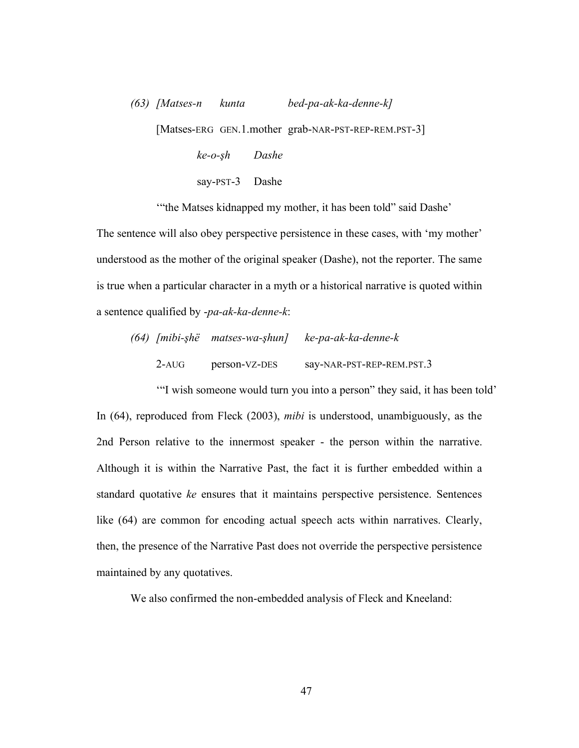(63) *[Matses-n kunta bed-pa-ak-ka-denne-k]*

[Matses-ERG GEN.1.mother grab-NAR-PST-REP-REM.PST-3]

*ke-o-şh Dashe*

say-PST-3 Dashe

'"the Matses kidnapped my mother, it has been told" said Dashe'

The sentence will also obey perspective persistence in these cases, with 'my mother' understood as the mother of the original speaker (Dashe), not the reporter. The same is true when a particular character in a myth or a historical narrative is quoted within a sentence qualified by *-pa-ak-ka-denne-k*:

(64) *[mibi-şhë matses-wa-şhun] ke-pa-ak-ka-denne-k*

2-AUG person-VZ-DES say-NAR-PST-REP-REM.PST.3

'"I wish someone would turn you into a person" they said, it has been told'

In (64), reproduced from Fleck (2003), *mibi* is understood, unambiguously, as the 2nd Person relative to the innermost speaker - the person within the narrative. Although it is within the Narrative Past, the fact it is further embedded within a standard quotative *ke* ensures that it maintains perspective persistence. Sentences like (64) are common for encoding actual speech acts within narratives. Clearly, then, the presence of the Narrative Past does not override the perspective persistence maintained by any quotatives.

We also confirmed the non-embedded analysis of Fleck and Kneeland: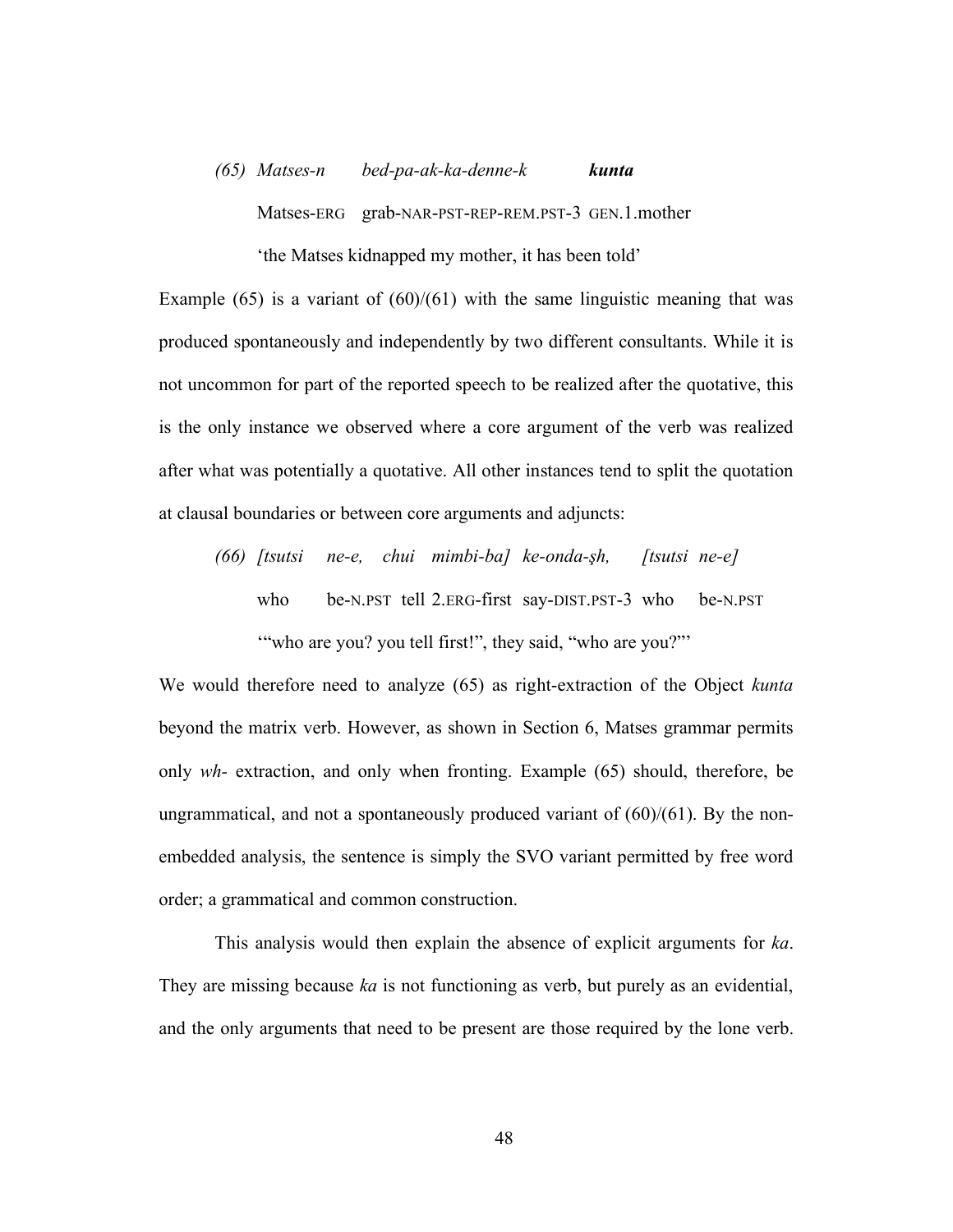(65) *Matses-n* *bed-pa-ak-ka-denne-k* ***kunta***

Matses-ERG grab-NAR-PST-REP-REM.PST-3 GEN.1.mother

'the Matses kidnapped my mother, it has been told'

Example (65) is a variant of (60)/(61) with the same linguistic meaning that was produced spontaneously and independently by two different consultants. While it is not uncommon for part of the reported speech to be realized after the quotative, this is the only instance we observed where a core argument of the verb was realized after what was potentially a quotative. All other instances tend to split the quotation at clausal boundaries or between core arguments and adjuncts:

(66) *[tsutsi* *ne-e,* *chui* *mimbi-ba]* *ke-onda-şh,* *[tsutsi* *ne-e]*

who be-N.PST tell 2.ERG-first say-DIST.PST-3 who be-N.PST

'"who are you? you tell first!", they said, "who are you?"'

We would therefore need to analyze (65) as right-extraction of the Object *kunta* beyond the matrix verb. However, as shown in Section 6, Matses grammar permits only *wh-* extraction, and only when fronting. Example (65) should, therefore, be ungrammatical, and not a spontaneously produced variant of (60)/(61). By the non-embedded analysis, the sentence is simply the SVO variant permitted by free word order; a grammatical and common construction.

This analysis would then explain the absence of explicit arguments for *ka*. They are missing because *ka* is not functioning as verb, but purely as an evidential, and the only arguments that need to be present are those required by the lone verb.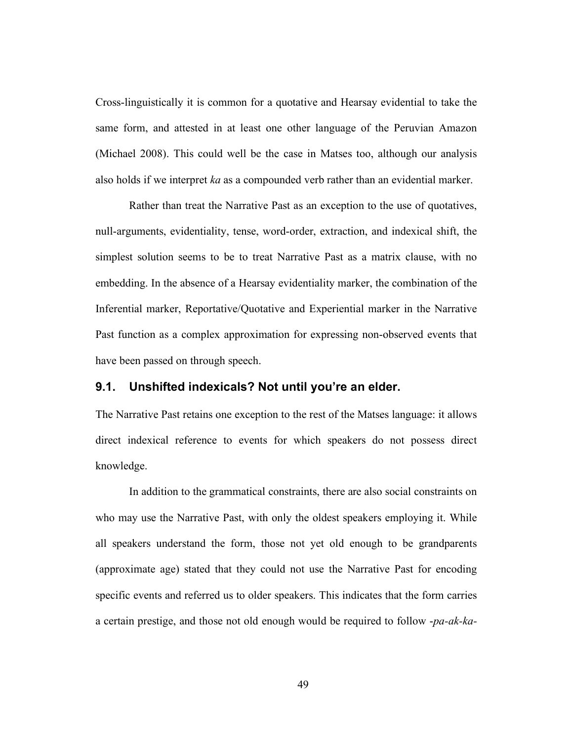Cross-linguistically it is common for a quotative and Hearsay evidential to take the same form, and attested in at least one other language of the Peruvian Amazon (Michael 2008). This could well be the case in Matses too, although our analysis also holds if we interpret *ka* as a compounded verb rather than an evidential marker.

Rather than treat the Narrative Past as an exception to the use of quotatives, null-arguments, evidentiality, tense, word-order, extraction, and indexical shift, the simplest solution seems to be to treat Narrative Past as a matrix clause, with no embedding. In the absence of a Hearsay evidentiality marker, the combination of the Inferential marker, Reportative/Quotative and Experiential marker in the Narrative Past function as a complex approximation for expressing non-observed events that have been passed on through speech.

## 9.1. Unshifted indexicals? Not until you're an elder.

The Narrative Past retains one exception to the rest of the Matses language: it allows direct indexical reference to events for which speakers do not possess direct knowledge.

In addition to the grammatical constraints, there are also social constraints on who may use the Narrative Past, with only the oldest speakers employing it. While all speakers understand the form, those not yet old enough to be grandparents (approximate age) stated that they could not use the Narrative Past for encoding specific events and referred us to older speakers. This indicates that the form carries a certain prestige, and those not old enough would be required to follow *-pa-ak-ka-*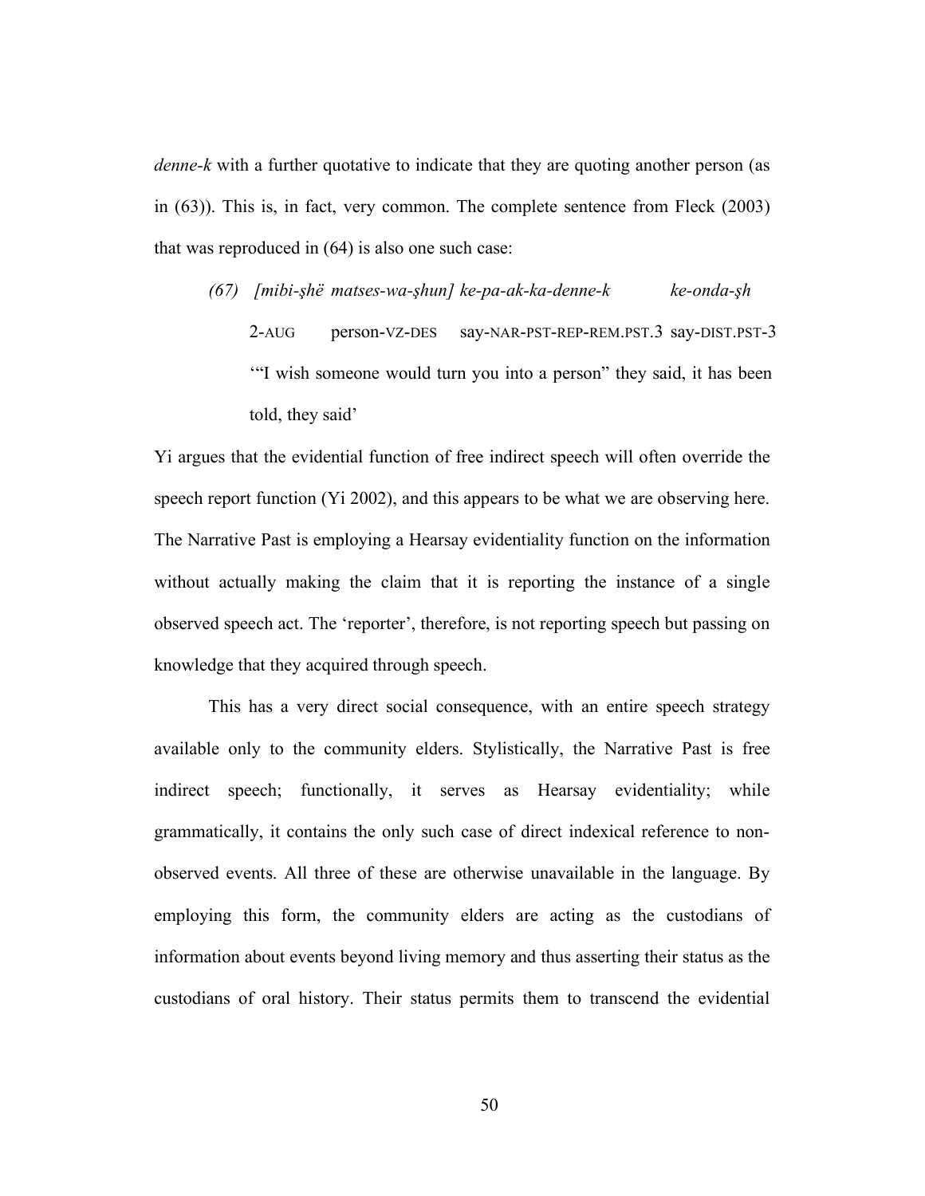*denne-k* with a further quotative to indicate that they are quoting another person (as in (63)). This is, in fact, very common. The complete sentence from Fleck (2003) that was reproduced in (64) is also one such case:

(67) *[mibi-şhë matses-wa-şhun] ke-pa-ak-ka-denne-k ke-onda-şh*
2-AUG person-VZ-DES say-NAR-PST-REP-REM.PST.3 say-DIST.PST-3
'"I wish someone would turn you into a person" they said, it has been told, they said'

Yi argues that the evidential function of free indirect speech will often override the speech report function (Yi 2002), and this appears to be what we are observing here. The Narrative Past is employing a Hearsay evidentiality function on the information without actually making the claim that it is reporting the instance of a single observed speech act. The 'reporter', therefore, is not reporting speech but passing on knowledge that they acquired through speech.

This has a very direct social consequence, with an entire speech strategy available only to the community elders. Stylistically, the Narrative Past is free indirect speech; functionally, it serves as Hearsay evidentiality; while grammatically, it contains the only such case of direct indexical reference to non-observed events. All three of these are otherwise unavailable in the language. By employing this form, the community elders are acting as the custodians of information about events beyond living memory and thus asserting their status as the custodians of oral history. Their status permits them to transcend the evidential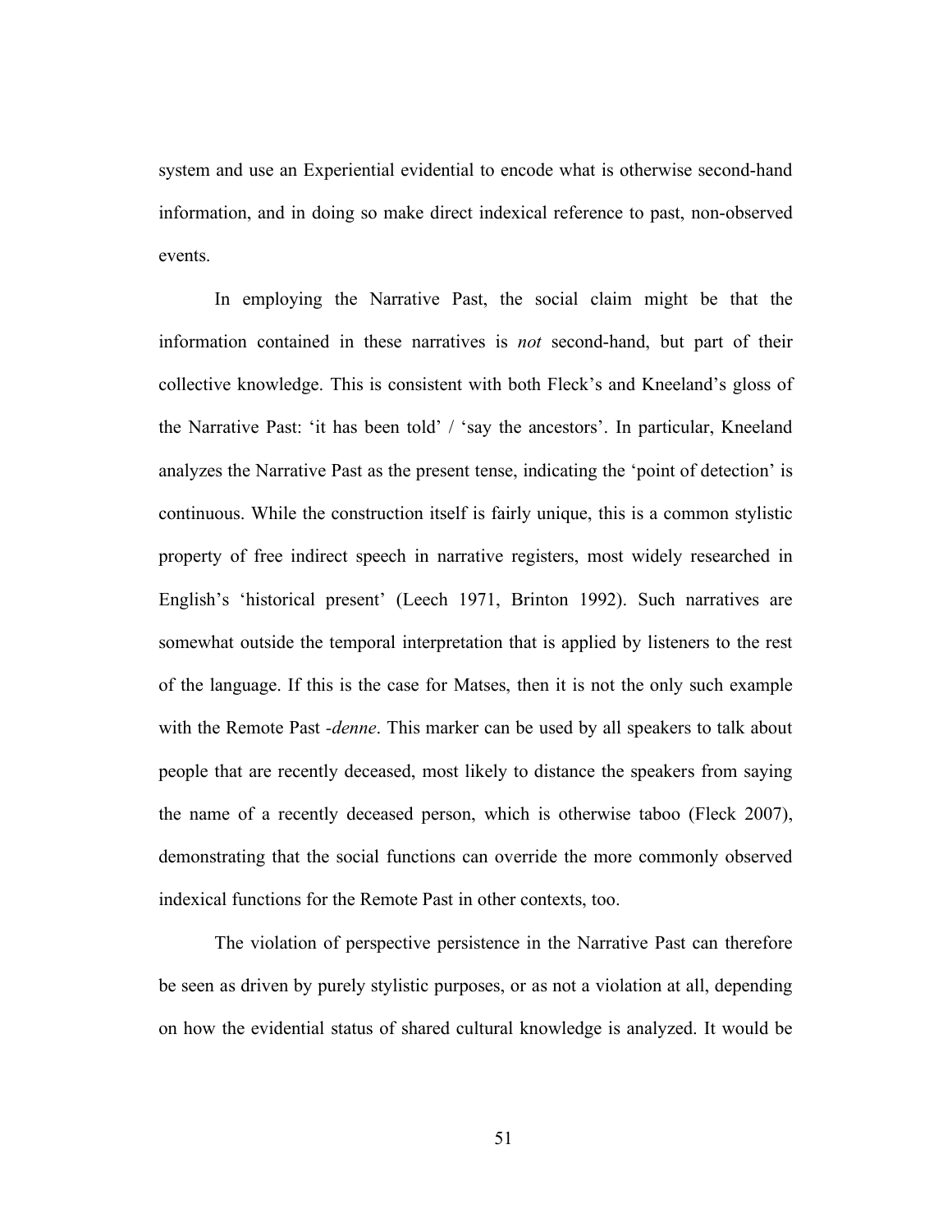system and use an Experiential evidential to encode what is otherwise second-hand information, and in doing so make direct indexical reference to past, non-observed events.

In employing the Narrative Past, the social claim might be that the information contained in these narratives is *not* second-hand, but part of their collective knowledge. This is consistent with both Fleck's and Kneeland's gloss of the Narrative Past: 'it has been told' / 'say the ancestors'. In particular, Kneeland analyzes the Narrative Past as the present tense, indicating the 'point of detection' is continuous. While the construction itself is fairly unique, this is a common stylistic property of free indirect speech in narrative registers, most widely researched in English's 'historical present' (Leech 1971, Brinton 1992). Such narratives are somewhat outside the temporal interpretation that is applied by listeners to the rest of the language. If this is the case for Matses, then it is not the only such example with the Remote Past *-denne*. This marker can be used by all speakers to talk about people that are recently deceased, most likely to distance the speakers from saying the name of a recently deceased person, which is otherwise taboo (Fleck 2007), demonstrating that the social functions can override the more commonly observed indexical functions for the Remote Past in other contexts, too.

The violation of perspective persistence in the Narrative Past can therefore be seen as driven by purely stylistic purposes, or as not a violation at all, depending on how the evidential status of shared cultural knowledge is analyzed. It would be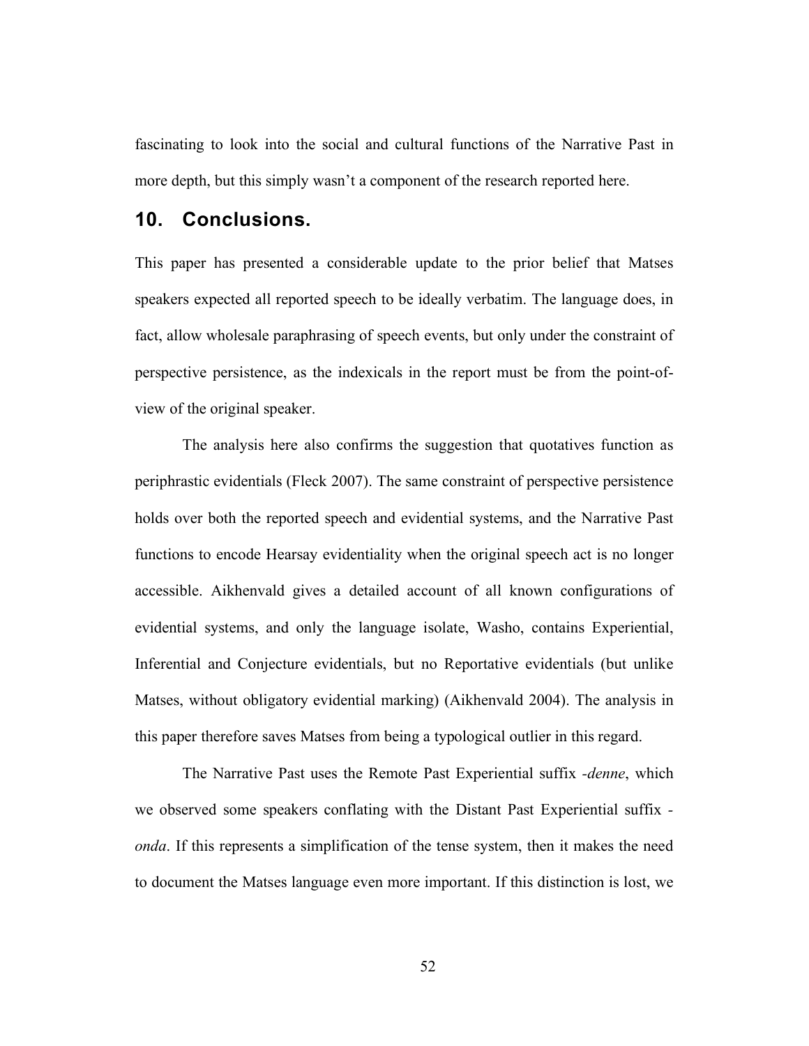fascinating to look into the social and cultural functions of the Narrative Past in more depth, but this simply wasn't a component of the research reported here.

## 10. Conclusions.

This paper has presented a considerable update to the prior belief that Matses speakers expected all reported speech to be ideally verbatim. The language does, in fact, allow wholesale paraphrasing of speech events, but only under the constraint of perspective persistence, as the indexicals in the report must be from the point-of-view of the original speaker.

The analysis here also confirms the suggestion that quotatives function as periphrastic evidentials (Fleck 2007). The same constraint of perspective persistence holds over both the reported speech and evidential systems, and the Narrative Past functions to encode Hearsay evidentiality when the original speech act is no longer accessible. Aikhenvald gives a detailed account of all known configurations of evidential systems, and only the language isolate, Washo, contains Experiential, Inferential and Conjecture evidentials, but no Reportative evidentials (but unlike Matses, without obligatory evidential marking) (Aikhenvald 2004). The analysis in this paper therefore saves Matses from being a typological outlier in this regard.

The Narrative Past uses the Remote Past Experiential suffix *-denne*, which we observed some speakers conflating with the Distant Past Experiential suffix *-onda*. If this represents a simplification of the tense system, then it makes the need to document the Matses language even more important. If this distinction is lost, we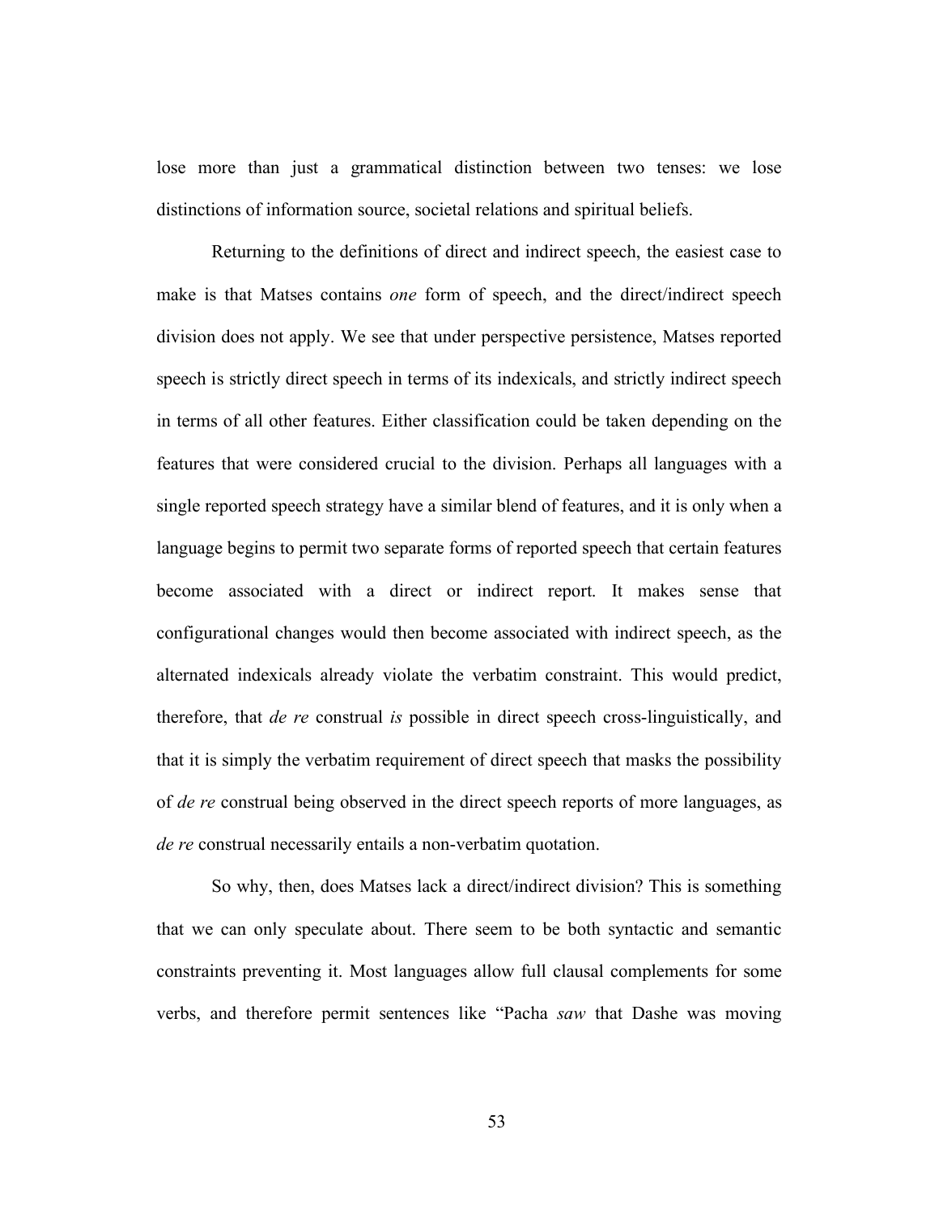lose more than just a grammatical distinction between two tenses: we lose distinctions of information source, societal relations and spiritual beliefs.

Returning to the definitions of direct and indirect speech, the easiest case to make is that Matses contains *one* form of speech, and the direct/indirect speech division does not apply. We see that under perspective persistence, Matses reported speech is strictly direct speech in terms of its indexicals, and strictly indirect speech in terms of all other features. Either classification could be taken depending on the features that were considered crucial to the division. Perhaps all languages with a single reported speech strategy have a similar blend of features, and it is only when a language begins to permit two separate forms of reported speech that certain features become associated with a direct or indirect report. It makes sense that configurational changes would then become associated with indirect speech, as the alternated indexicals already violate the verbatim constraint. This would predict, therefore, that *de re* construal *is* possible in direct speech cross-linguistically, and that it is simply the verbatim requirement of direct speech that masks the possibility of *de re* construal being observed in the direct speech reports of more languages, as *de re* construal necessarily entails a non-verbatim quotation.

So why, then, does Matses lack a direct/indirect division? This is something that we can only speculate about. There seem to be both syntactic and semantic constraints preventing it. Most languages allow full clausal complements for some verbs, and therefore permit sentences like "Pacha *saw* that Dashe was moving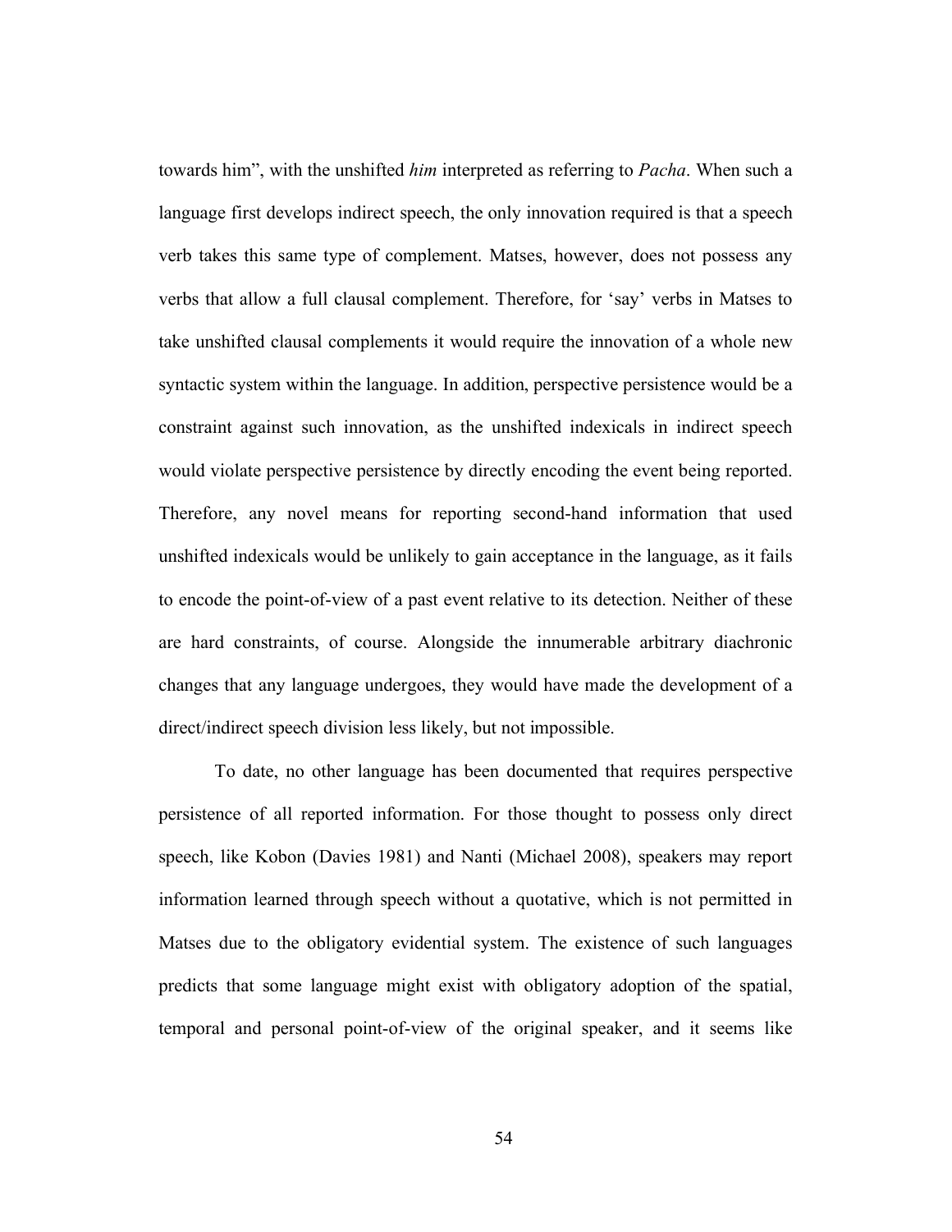towards him", with the unshifted *him* interpreted as referring to *Pacha*. When such a language first develops indirect speech, the only innovation required is that a speech verb takes this same type of complement. Matses, however, does not possess any verbs that allow a full clausal complement. Therefore, for 'say' verbs in Matses to take unshifted clausal complements it would require the innovation of a whole new syntactic system within the language. In addition, perspective persistence would be a constraint against such innovation, as the unshifted indexicals in indirect speech would violate perspective persistence by directly encoding the event being reported. Therefore, any novel means for reporting second-hand information that used unshifted indexicals would be unlikely to gain acceptance in the language, as it fails to encode the point-of-view of a past event relative to its detection. Neither of these are hard constraints, of course. Alongside the innumerable arbitrary diachronic changes that any language undergoes, they would have made the development of a direct/indirect speech division less likely, but not impossible.

To date, no other language has been documented that requires perspective persistence of all reported information. For those thought to possess only direct speech, like Kobon (Davies 1981) and Nanti (Michael 2008), speakers may report information learned through speech without a quotative, which is not permitted in Matses due to the obligatory evidential system. The existence of such languages predicts that some language might exist with obligatory adoption of the spatial, temporal and personal point-of-view of the original speaker, and it seems like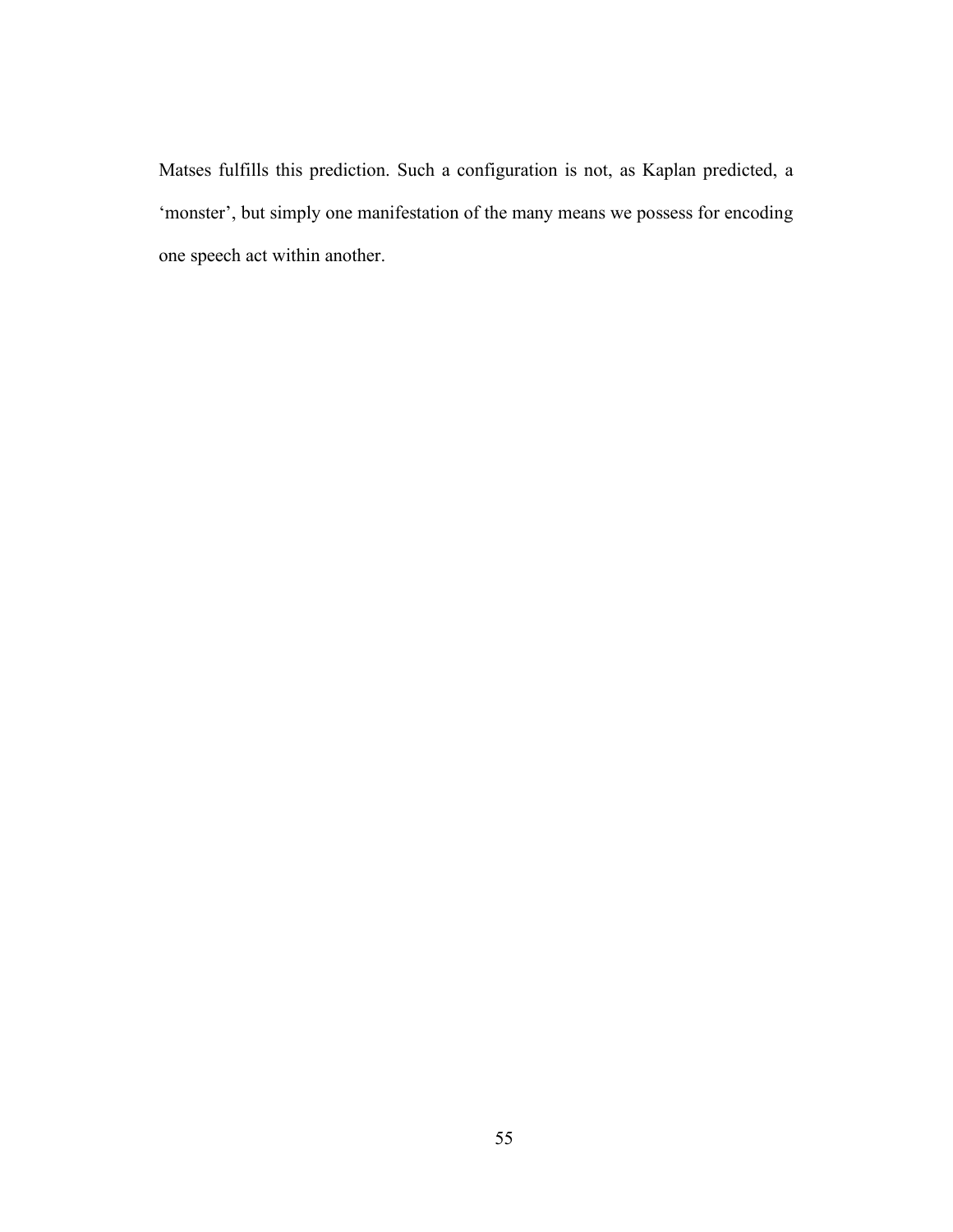Matses fulfills this prediction. Such a configuration is not, as Kaplan predicted, a ‘monster’, but simply one manifestation of the many means we possess for encoding one speech act within another.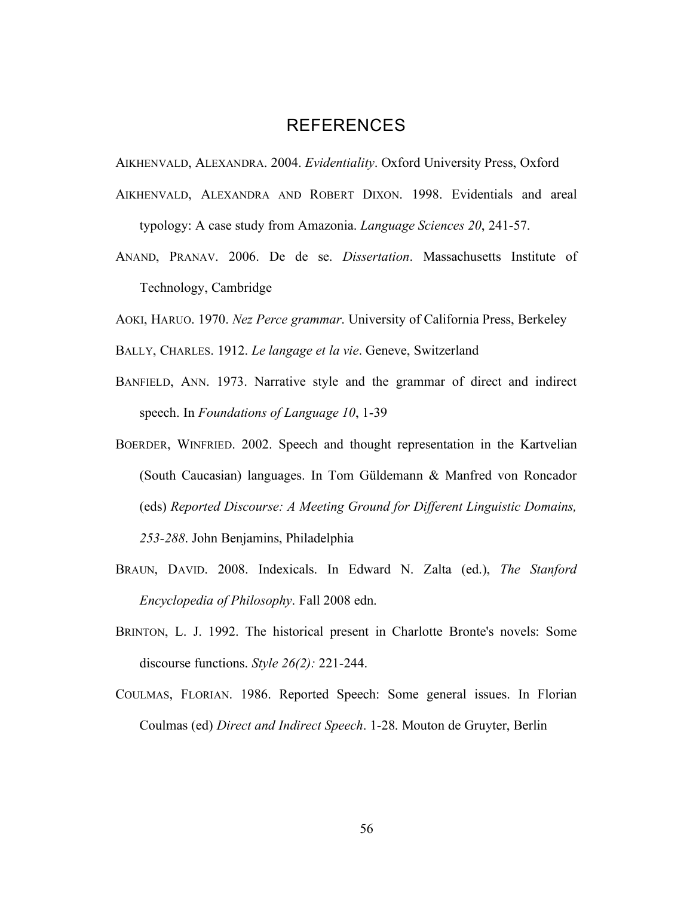# REFERENCES

AIKHENVALD, ALEXANDRA. 2004. *Evidentiality*. Oxford University Press, Oxford

AIKHENVALD, ALEXANDRA AND ROBERT DIXON. 1998. Evidentials and areal typology: A case study from Amazonia. *Language Sciences 20*, 241-57.

ANAND, PRANAV. 2006. De de se. *Dissertation*. Massachusetts Institute of Technology, Cambridge

AOKI, HARUO. 1970. *Nez Perce grammar*. University of California Press, Berkeley

BALLY, CHARLES. 1912. *Le langage et la vie*. Geneve, Switzerland

BANFIELD, ANN. 1973. Narrative style and the grammar of direct and indirect speech. In *Foundations of Language 10*, 1-39

BOERDER, WINFRIED. 2002. Speech and thought representation in the Kartvelian (South Caucasian) languages. In Tom Güldemann & Manfred von Roncador (eds) *Reported Discourse: A Meeting Ground for Different Linguistic Domains, 253-288*. John Benjamins, Philadelphia

BRAUN, DAVID. 2008. Indexicals. In Edward N. Zalta (ed.), *The Stanford Encyclopedia of Philosophy*. Fall 2008 edn.

BRINTON, L. J. 1992. The historical present in Charlotte Bronte's novels: Some discourse functions. *Style 26(2):* 221-244.

COULMAS, FLORIAN. 1986. Reported Speech: Some general issues. In Florian Coulmas (ed) *Direct and Indirect Speech*. 1-28. Mouton de Gruyter, Berlin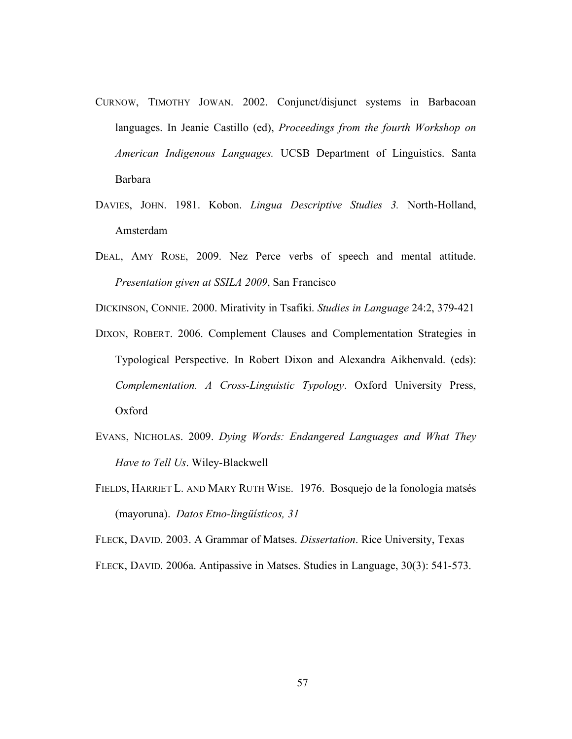CURNOW, TIMOTHY JOWAN. 2002. Conjunct/disjunct systems in Barbacoan languages. In Jeanie Castillo (ed), *Proceedings from the fourth Workshop on American Indigenous Languages.* UCSB Department of Linguistics. Santa Barbara

DAVIES, JOHN. 1981. Kobon. *Lingua Descriptive Studies 3.* North-Holland, Amsterdam

DEAL, AMY ROSE, 2009. Nez Perce verbs of speech and mental attitude. *Presentation given at SSILA 2009*, San Francisco

DICKINSON, CONNIE. 2000. Mirativity in Tsafiki. *Studies in Language* 24:2, 379-421

DIXON, ROBERT. 2006. Complement Clauses and Complementation Strategies in Typological Perspective. In Robert Dixon and Alexandra Aikhenvald. (eds): *Complementation. A Cross-Linguistic Typology*. Oxford University Press, Oxford

EVANS, NICHOLAS. 2009. *Dying Words: Endangered Languages and What They Have to Tell Us*. Wiley-Blackwell

FIELDS, HARRIET L. AND MARY RUTH WISE. 1976. Bosquejo de la fonología matsés (mayoruna). *Datos Etno-lingüísticos, 31*

FLECK, DAVID. 2003. A Grammar of Matses. *Dissertation*. Rice University, Texas

FLECK, DAVID. 2006a. Antipassive in Matses. Studies in Language, 30(3): 541-573.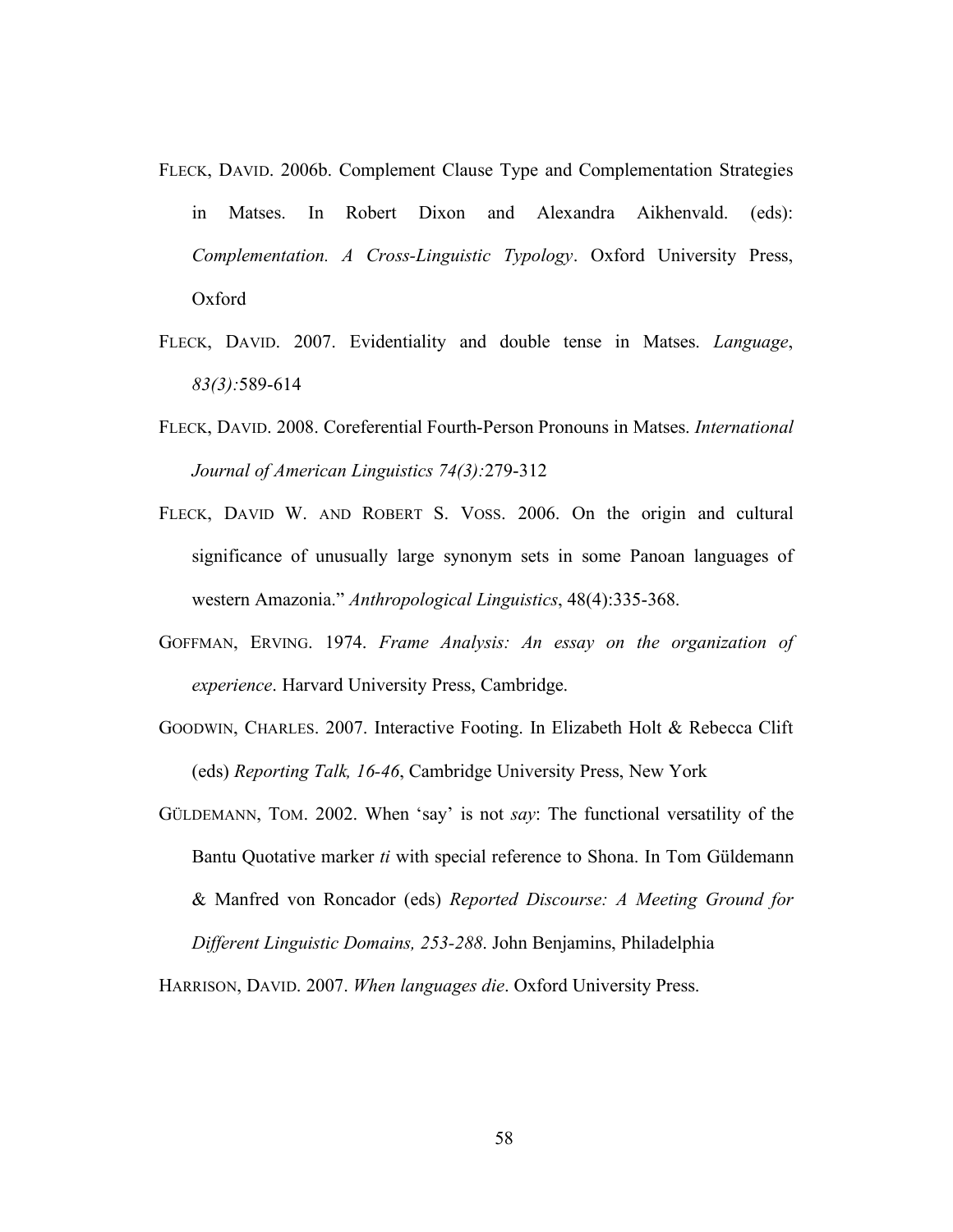FLECK, DAVID. 2006b. Complement Clause Type and Complementation Strategies in Matses. In Robert Dixon and Alexandra Aikhenvald. (eds): *Complementation. A Cross-Linguistic Typology*. Oxford University Press, Oxford

FLECK, DAVID. 2007. Evidentiality and double tense in Matses. *Language*, *83(3):*589-614

FLECK, DAVID. 2008. Coreferential Fourth-Person Pronouns in Matses. *International Journal of American Linguistics 74(3):*279-312

FLECK, DAVID W. AND ROBERT S. VOSS. 2006. On the origin and cultural significance of unusually large synonym sets in some Panoan languages of western Amazonia." *Anthropological Linguistics*, 48(4):335-368.

GOFFMAN, ERVING. 1974. *Frame Analysis: An essay on the organization of experience*. Harvard University Press, Cambridge.

GOODWIN, CHARLES. 2007. Interactive Footing. In Elizabeth Holt & Rebecca Clift (eds) *Reporting Talk, 16-46*, Cambridge University Press, New York

GÜLDEMANN, TOM. 2002. When 'say' is not *say*: The functional versatility of the Bantu Quotative marker *ti* with special reference to Shona. In Tom Güldemann & Manfred von Roncador (eds) *Reported Discourse: A Meeting Ground for Different Linguistic Domains, 253-288*. John Benjamins, Philadelphia

HARRISON, DAVID. 2007. *When languages die*. Oxford University Press.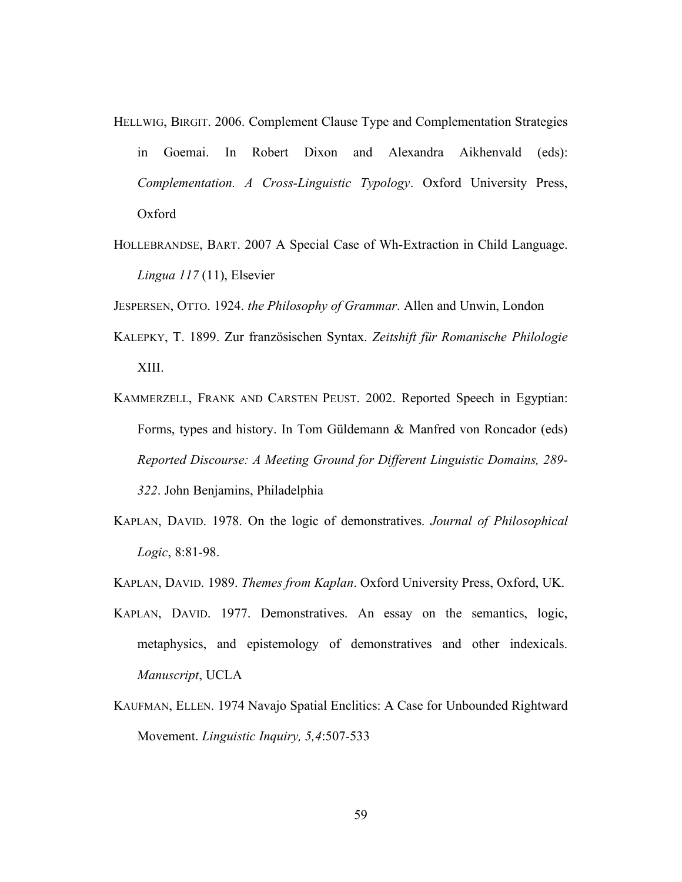HELLWIG, BIRGIT. 2006. Complement Clause Type and Complementation Strategies in Goemai. In Robert Dixon and Alexandra Aikhenvald (eds): *Complementation. A Cross-Linguistic Typology*. Oxford University Press, Oxford

HOLLEBRANDSE, BART. 2007 A Special Case of Wh-Extraction in Child Language. *Lingua 117* (11), Elsevier

JESPERSEN, OTTO. 1924. *the Philosophy of Grammar*. Allen and Unwin, London

KALEPKY, T. 1899. Zur französischen Syntax. *Zeitshift für Romanische Philologie* XIII.

KAMMERZELL, FRANK AND CARSTEN PEUST. 2002. Reported Speech in Egyptian: Forms, types and history. In Tom Güldemann & Manfred von Roncador (eds) *Reported Discourse: A Meeting Ground for Different Linguistic Domains, 289-322*. John Benjamins, Philadelphia

KAPLAN, DAVID. 1978. On the logic of demonstratives. *Journal of Philosophical Logic*, 8:81-98.

KAPLAN, DAVID. 1989. *Themes from Kaplan*. Oxford University Press, Oxford, UK.

KAPLAN, DAVID. 1977. Demonstratives. An essay on the semantics, logic, metaphysics, and epistemology of demonstratives and other indexicals. *Manuscript*, UCLA

KAUFMAN, ELLEN. 1974 Navajo Spatial Enclitics: A Case for Unbounded Rightward Movement. *Linguistic Inquiry, 5,4*:507-533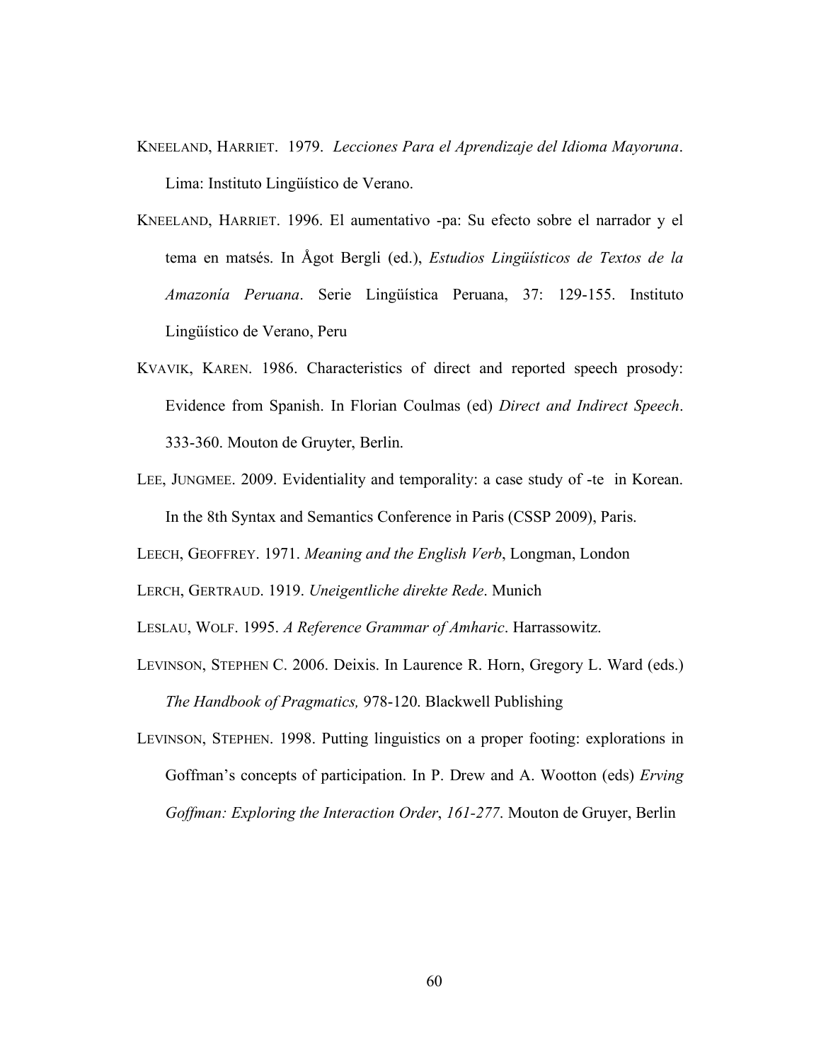KNEELAND, HARRIET. 1979. *Lecciones Para el Aprendizaje del Idioma Mayoruna*. Lima: Instituto Lingüístico de Verano.

KNEELAND, HARRIET. 1996. El aumentativo -pa: Su efecto sobre el narrador y el tema en matsés. In Ågot Bergli (ed.), *Estudios Lingüísticos de Textos de la Amazonía Peruana*. Serie Lingüística Peruana, 37: 129-155. Instituto Lingüístico de Verano, Peru

KVAVIK, KAREN. 1986. Characteristics of direct and reported speech prosody: Evidence from Spanish. In Florian Coulmas (ed) *Direct and Indirect Speech*. 333-360. Mouton de Gruyter, Berlin.

LEE, JUNGMEE. 2009. Evidentiality and temporality: a case study of -te in Korean. In the 8th Syntax and Semantics Conference in Paris (CSSP 2009), Paris.

LEECH, GEOFFREY. 1971. *Meaning and the English Verb*, Longman, London

LERCH, GERTRAUD. 1919. *Uneigentliche direkte Rede*. Munich

LESLAU, WOLF. 1995. *A Reference Grammar of Amharic*. Harrassowitz.

LEVINSON, STEPHEN C. 2006. Deixis. In Laurence R. Horn, Gregory L. Ward (eds.) *The Handbook of Pragmatics,* 978-120. Blackwell Publishing

LEVINSON, STEPHEN. 1998. Putting linguistics on a proper footing: explorations in Goffman's concepts of participation. In P. Drew and A. Wootton (eds) *Erving Goffman: Exploring the Interaction Order*, *161-277*. Mouton de Gruyer, Berlin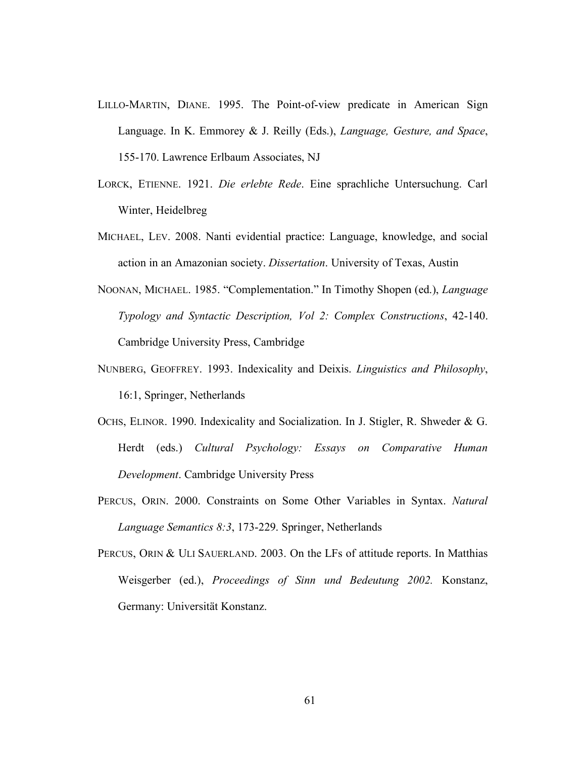LILLO-MARTIN, DIANE. 1995. The Point-of-view predicate in American Sign Language. In K. Emmorey & J. Reilly (Eds.), *Language, Gesture, and Space*, 155-170. Lawrence Erlbaum Associates, NJ

LORCK, ETIENNE. 1921. *Die erlebte Rede*. Eine sprachliche Untersuchung. Carl Winter, Heidelbreg

MICHAEL, LEV. 2008. Nanti evidential practice: Language, knowledge, and social action in an Amazonian society. *Dissertation*. University of Texas, Austin

NOONAN, MICHAEL. 1985. "Complementation." In Timothy Shopen (ed.), *Language Typology and Syntactic Description, Vol 2: Complex Constructions*, 42-140. Cambridge University Press, Cambridge

NUNBERG, GEOFFREY. 1993. Indexicality and Deixis. *Linguistics and Philosophy*, 16:1, Springer, Netherlands

OCHS, ELINOR. 1990. Indexicality and Socialization. In J. Stigler, R. Shweder & G. Herdt (eds.) *Cultural Psychology: Essays on Comparative Human Development*. Cambridge University Press

PERCUS, ORIN. 2000. Constraints on Some Other Variables in Syntax. *Natural Language Semantics 8:3*, 173-229. Springer, Netherlands

PERCUS, ORIN & ULI SAUERLAND. 2003. On the LFs of attitude reports. In Matthias Weisgerber (ed.), *Proceedings of Sinn und Bedeutung 2002.* Konstanz, Germany: Universität Konstanz.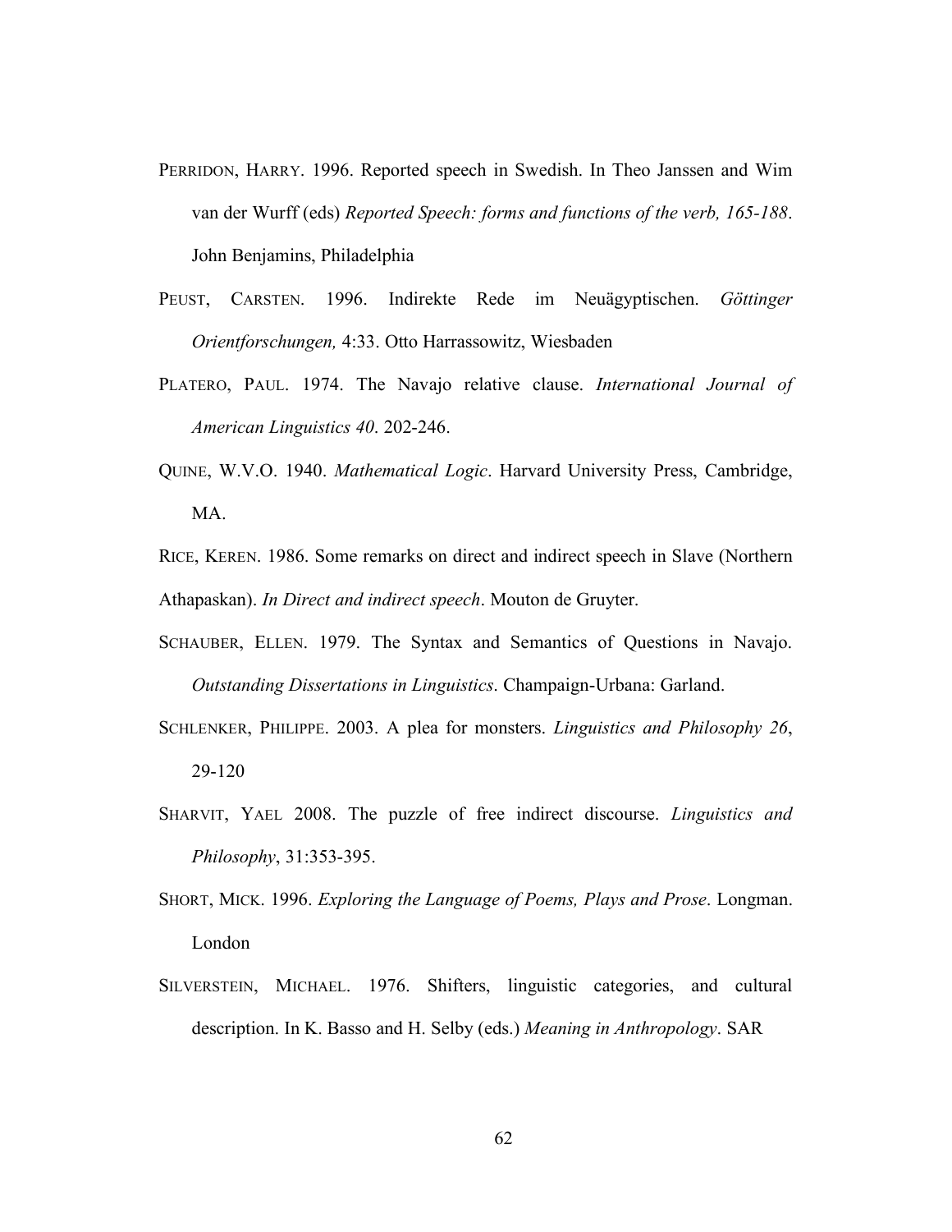PERRIDON, HARRY. 1996. Reported speech in Swedish. In Theo Janssen and Wim van der Wurff (eds) *Reported Speech: forms and functions of the verb, 165-188*. John Benjamins, Philadelphia

PEUST, CARSTEN. 1996. Indirekte Rede im Neuägyptischen. *Göttinger Orientforschungen,* 4:33. Otto Harrassowitz, Wiesbaden

PLATERO, PAUL. 1974. The Navajo relative clause. *International Journal of American Linguistics 40*. 202-246.

QUINE, W.V.O. 1940. *Mathematical Logic*. Harvard University Press, Cambridge, MA.

RICE, KEREN. 1986. Some remarks on direct and indirect speech in Slave (Northern Athapaskan). *In Direct and indirect speech*. Mouton de Gruyter.

SCHAUBER, ELLEN. 1979. The Syntax and Semantics of Questions in Navajo. *Outstanding Dissertations in Linguistics*. Champaign-Urbana: Garland.

SCHLENKER, PHILIPPE. 2003. A plea for monsters. *Linguistics and Philosophy 26*, 29-120

SHARVIT, YAEL 2008. The puzzle of free indirect discourse. *Linguistics and Philosophy*, 31:353-395.

SHORT, MICK. 1996. *Exploring the Language of Poems, Plays and Prose*. Longman. London

SILVERSTEIN, MICHAEL. 1976. Shifters, linguistic categories, and cultural description. In K. Basso and H. Selby (eds.) *Meaning in Anthropology*. SAR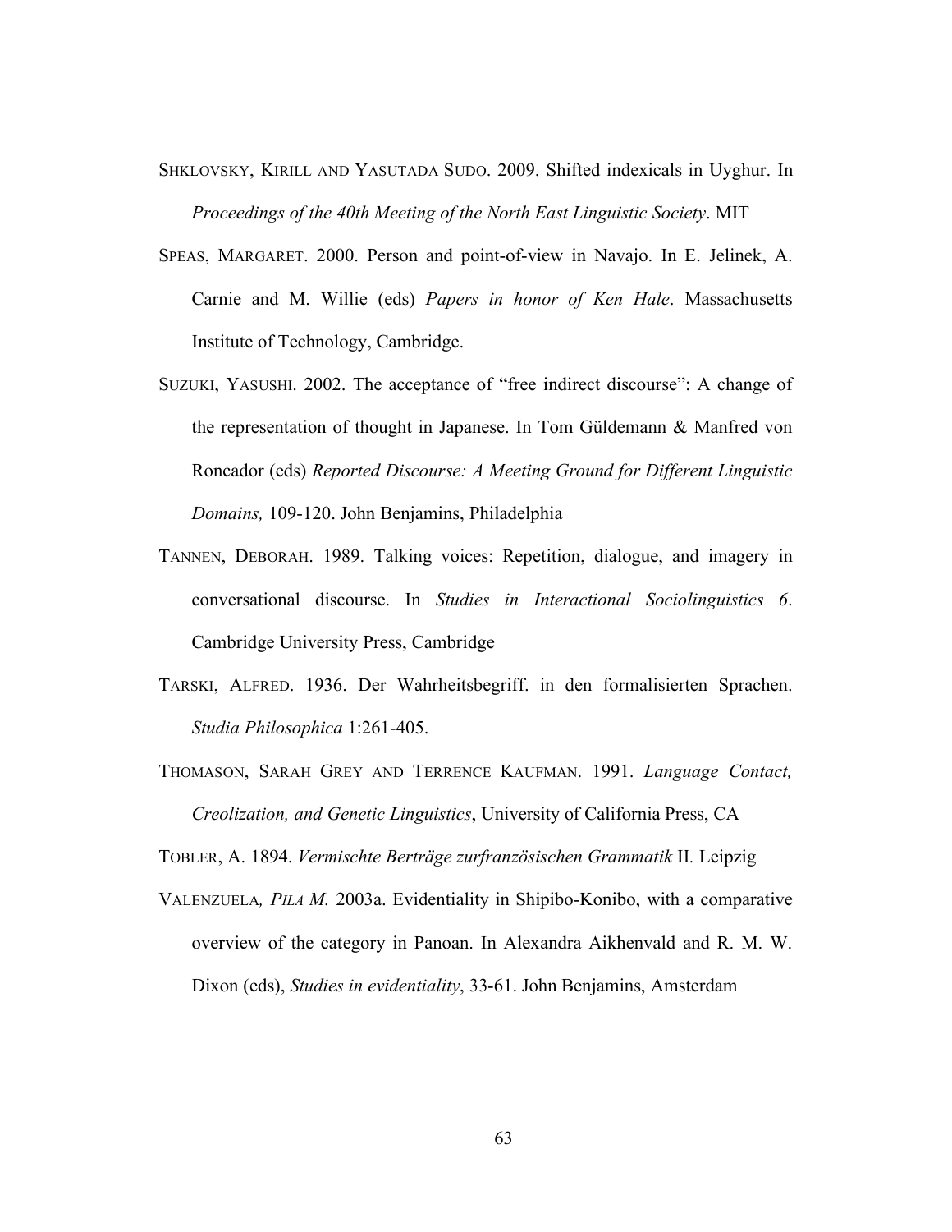SHKLOVSKY, KIRILL AND YASUTADA SUDO. 2009. Shifted indexicals in Uyghur. In *Proceedings of the 40th Meeting of the North East Linguistic Society*. MIT

SPEAS, MARGARET. 2000. Person and point-of-view in Navajo. In E. Jelinek, A. Carnie and M. Willie (eds) *Papers in honor of Ken Hale*. Massachusetts Institute of Technology, Cambridge.

SUZUKI, YASUSHI. 2002. The acceptance of "free indirect discourse": A change of the representation of thought in Japanese. In Tom Güldemann & Manfred von Roncador (eds) *Reported Discourse: A Meeting Ground for Different Linguistic Domains,* 109-120. John Benjamins, Philadelphia

TANNEN, DEBORAH. 1989. Talking voices: Repetition, dialogue, and imagery in conversational discourse. In *Studies in Interactional Sociolinguistics 6*. Cambridge University Press, Cambridge

TARSKI, ALFRED. 1936. Der Wahrheitsbegriff. in den formalisierten Sprachen. *Studia Philosophica* 1:261-405.

THOMASON, SARAH GREY AND TERRENCE KAUFMAN. 1991. *Language Contact, Creolization, and Genetic Linguistics*, University of California Press, CA

TOBLER, A. 1894. *Vermischte Berträge zurfranzösischen Grammatik* II. Leipzig

VALENZUELA*, PILA M.* 2003a. Evidentiality in Shipibo-Konibo, with a comparative overview of the category in Panoan. In Alexandra Aikhenvald and R. M. W. Dixon (eds), *Studies in evidentiality*, 33-61. John Benjamins, Amsterdam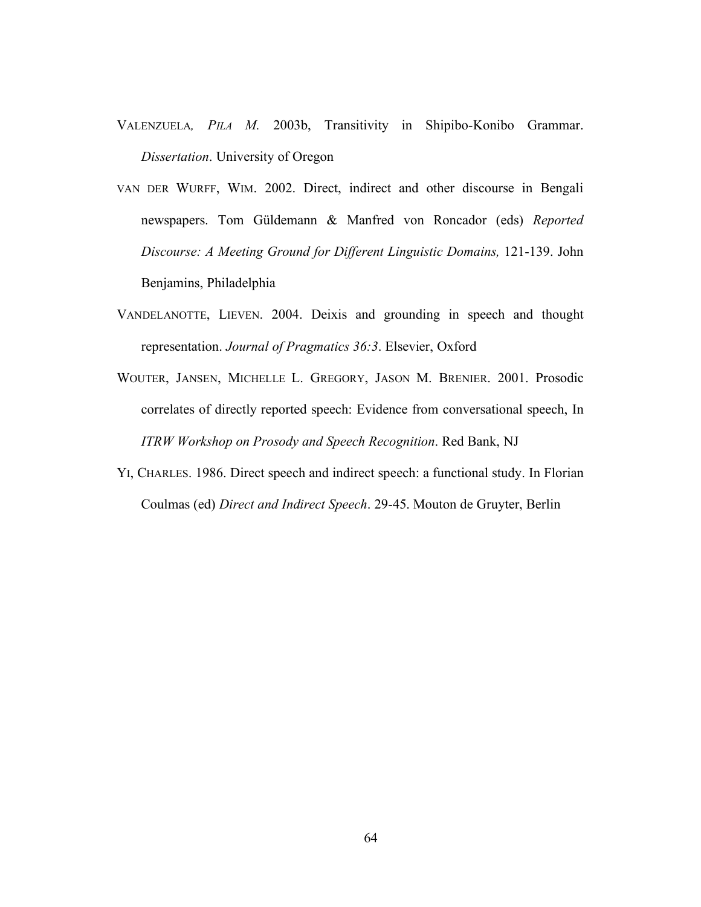VALENZUELA, *PILA M.* 2003b, Transitivity in Shipibo-Konibo Grammar. *Dissertation*. University of Oregon

VAN DER WURFF, WIM. 2002. Direct, indirect and other discourse in Bengali newspapers. Tom Güldemann & Manfred von Roncador (eds) *Reported Discourse: A Meeting Ground for Different Linguistic Domains,* 121-139. John Benjamins, Philadelphia

VANDELANOTTE, LIEVEN. 2004. Deixis and grounding in speech and thought representation. *Journal of Pragmatics 36:3*. Elsevier, Oxford

WOUTER, JANSEN, MICHELLE L. GREGORY, JASON M. BRENIER. 2001. Prosodic correlates of directly reported speech: Evidence from conversational speech, In *ITRW Workshop on Prosody and Speech Recognition*. Red Bank, NJ

YI, CHARLES. 1986. Direct speech and indirect speech: a functional study. In Florian Coulmas (ed) *Direct and Indirect Speech*. 29-45. Mouton de Gruyter, Berlin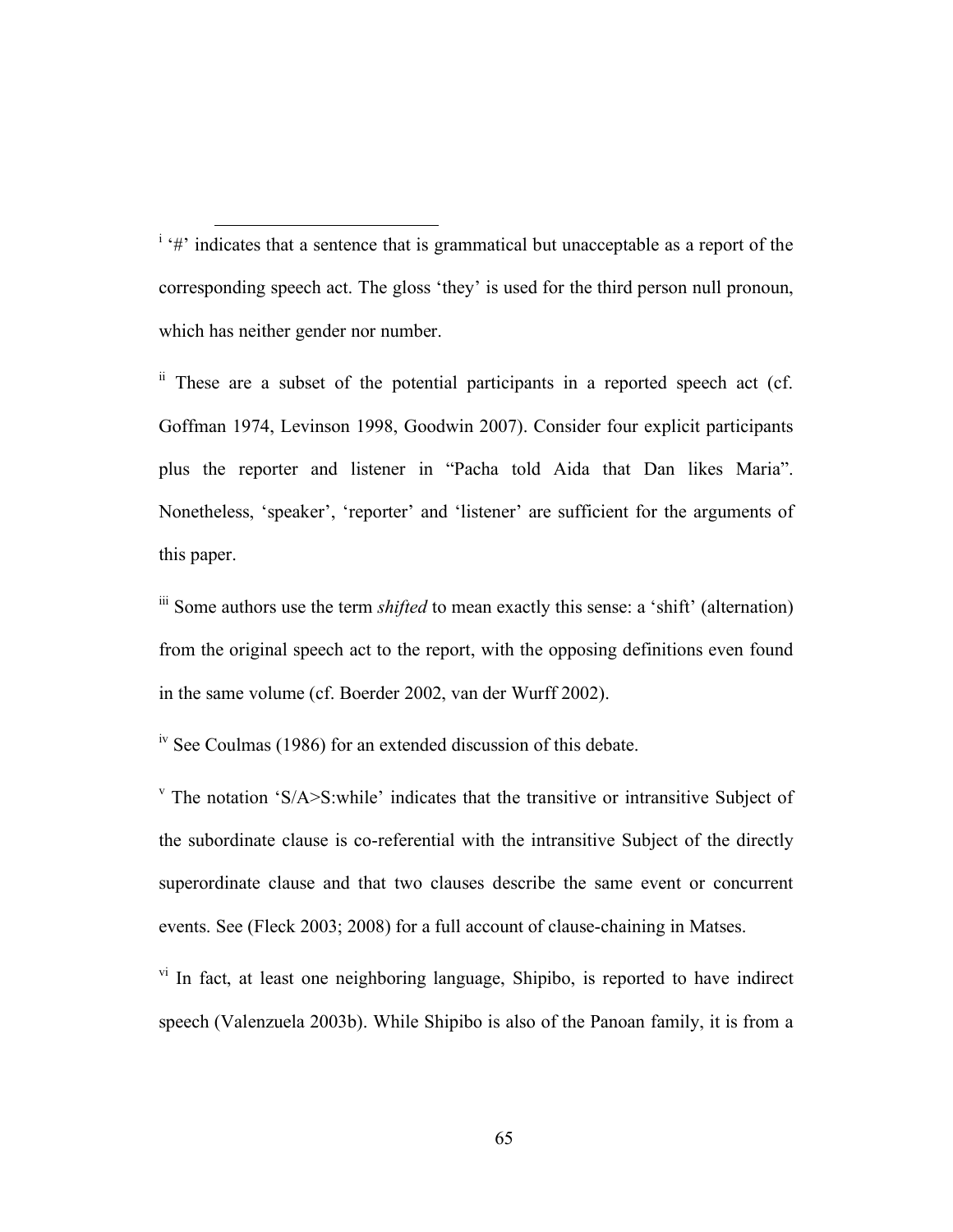[i] '#' indicates that a sentence that is grammatical but unacceptable as a report of the corresponding speech act. The gloss 'they' is used for the third person null pronoun, which has neither gender nor number.

[ii] These are a subset of the potential participants in a reported speech act (cf. Goffman 1974, Levinson 1998, Goodwin 2007). Consider four explicit participants plus the reporter and listener in "Pacha told Aida that Dan likes Maria". Nonetheless, 'speaker', 'reporter' and 'listener' are sufficient for the arguments of this paper.

[iii] Some authors use the term *shifted* to mean exactly this sense: a 'shift' (alternation) from the original speech act to the report, with the opposing definitions even found in the same volume (cf. Boerder 2002, van der Wurff 2002).

[iv] See Coulmas (1986) for an extended discussion of this debate.

[v] The notation 'S/A>S:while' indicates that the transitive or intransitive Subject of the subordinate clause is co-referential with the intransitive Subject of the directly superordinate clause and that two clauses describe the same event or concurrent events. See (Fleck 2003; 2008) for a full account of clause-chaining in Matses.

[vi] In fact, at least one neighboring language, Shipibo, is reported to have indirect speech (Valenzuela 2003b). While Shipibo is also of the Panoan family, it is from a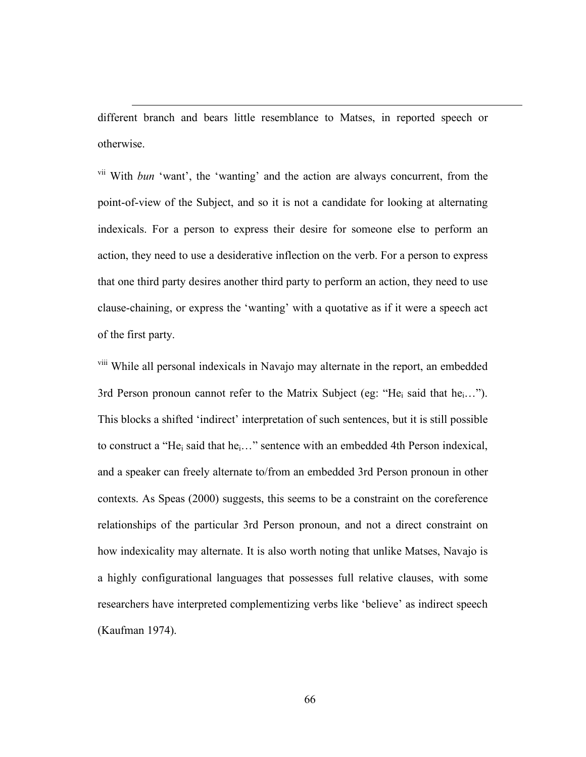different branch and bears little resemblance to Matses, in reported speech or otherwise.

[vii] With *bun* 'want', the 'wanting' and the action are always concurrent, from the point-of-view of the Subject, and so it is not a candidate for looking at alternating indexicals. For a person to express their desire for someone else to perform an action, they need to use a desiderative inflection on the verb. For a person to express that one third party desires another third party to perform an action, they need to use clause-chaining, or express the 'wanting' with a quotative as if it were a speech act of the first party.

[viii] While all personal indexicals in Navajo may alternate in the report, an embedded 3rd Person pronoun cannot refer to the Matrix Subject (eg: "$He_i$ said that $he_i$…"). This blocks a shifted 'indirect' interpretation of such sentences, but it is still possible to construct a "$He_i$ said that $he_i$…" sentence with an embedded 4th Person indexical, and a speaker can freely alternate to/from an embedded 3rd Person pronoun in other contexts. As Speas (2000) suggests, this seems to be a constraint on the coreference relationships of the particular 3rd Person pronoun, and not a direct constraint on how indexicality may alternate. It is also worth noting that unlike Matses, Navajo is a highly configurational languages that possesses full relative clauses, with some researchers have interpreted complementizing verbs like 'believe' as indirect speech (Kaufman 1974).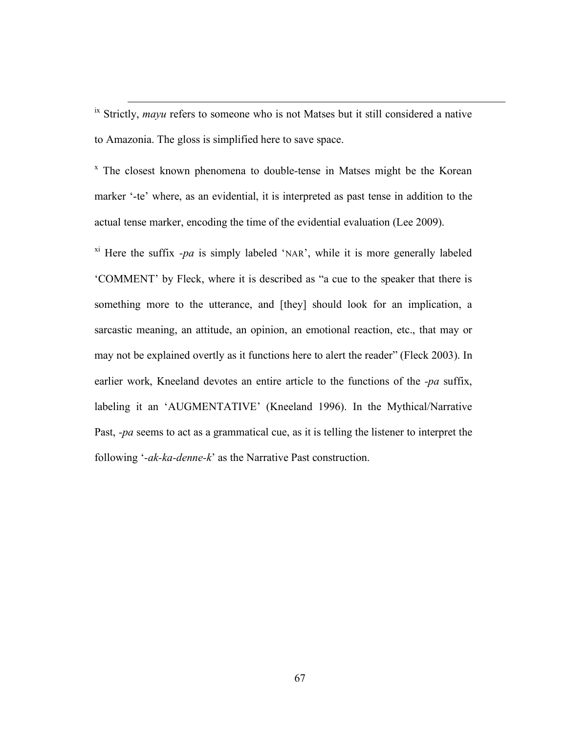[ix] Strictly, *mayu* refers to someone who is not Matses but it still considered a native to Amazonia. The gloss is simplified here to save space.

[x] The closest known phenomena to double-tense in Matses might be the Korean marker '-te' where, as an evidential, it is interpreted as past tense in addition to the actual tense marker, encoding the time of the evidential evaluation (Lee 2009).

[xi] Here the suffix *-pa* is simply labeled 'NAR', while it is more generally labeled 'COMMENT' by Fleck, where it is described as "a cue to the speaker that there is something more to the utterance, and [they] should look for an implication, a sarcastic meaning, an attitude, an opinion, an emotional reaction, etc., that may or may not be explained overtly as it functions here to alert the reader" (Fleck 2003). In earlier work, Kneeland devotes an entire article to the functions of the *-pa* suffix, labeling it an 'AUGMENTATIVE' (Kneeland 1996). In the Mythical/Narrative Past, *-pa* seems to act as a grammatical cue, as it is telling the listener to interpret the following '*-ak-ka-denne-k*' as the Narrative Past construction.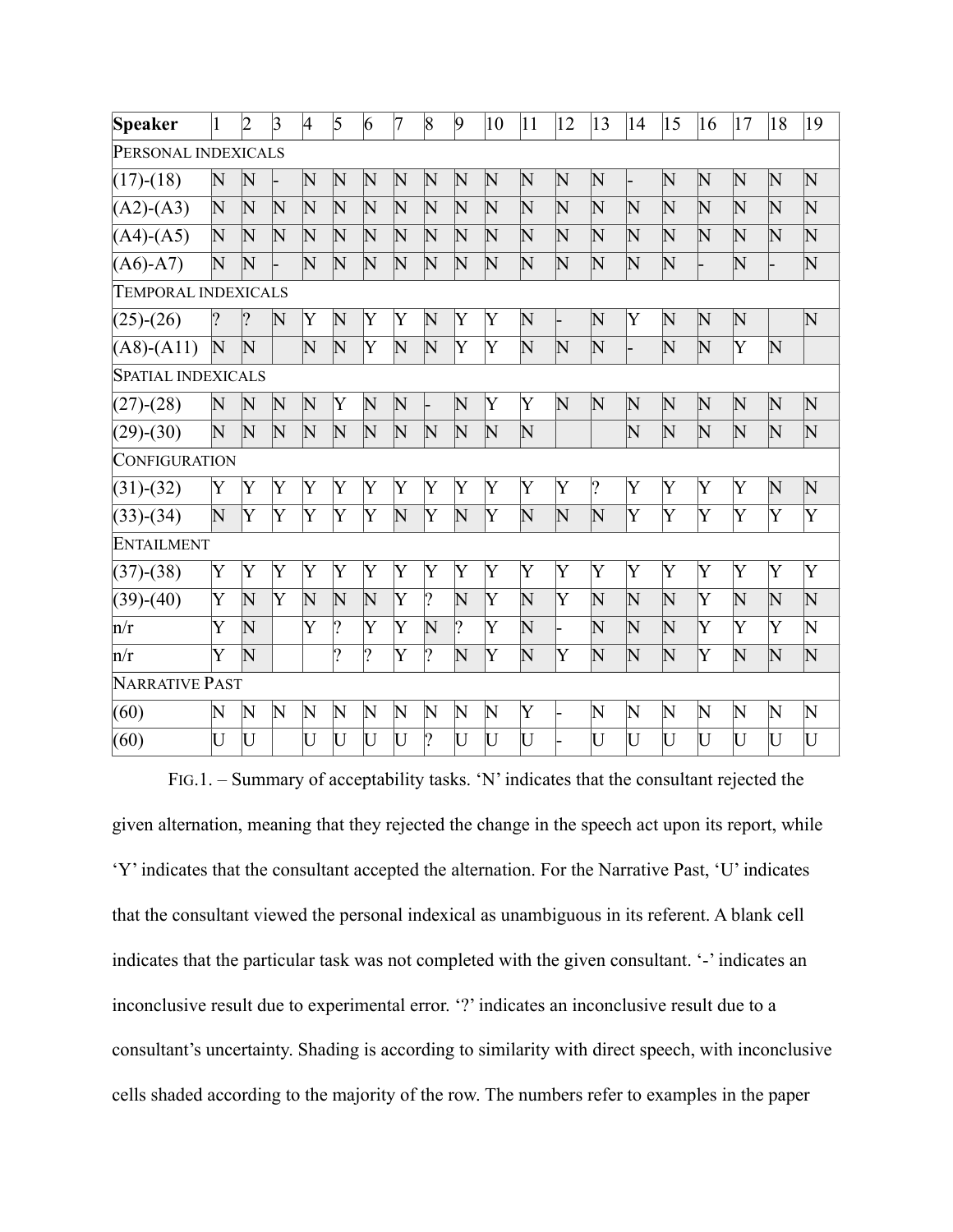| Speaker | 1 | 2 | 3 | 4 | 5 | 6 | 7 | 8 | 9 | 10 | 11 | 12 | 13 | 14 | 15 | 16 | 17 | 18 | 19 |
|---|---|---|---|---|---|---|---|---|---|---|---|---|---|---|---|---|---|---|---|
| PERSONAL INDEXICALS | | | | | | | | | | | | | | | | | | | |
| (17)-(18) | N | N | - | N | N | N | N | N | N | N | N | N | N | - | N | N | N | N | N |
| (A2)-(A3) | N | N | N | N | N | N | N | N | N | N | N | N | N | N | N | N | N | N | N |
| (A4)-(A5) | N | N | N | N | N | N | N | N | N | N | N | N | N | N | N | N | N | N | N |
| (A6)-A7) | N | N | - | N | N | N | N | N | N | N | N | N | N | N | N | - | N | - | N |
| TEMPORAL INDEXICALS | | | | | | | | | | | | | | | | | | | |
| (25)-(26) | ? | ? | N | Y | N | Y | Y | N | Y | Y | N | - | N | Y | N | N | N | | N |
| (A8)-(A11) | N | N | | N | N | Y | N | N | Y | Y | N | N | N | - | N | N | Y | N | |
| SPATIAL INDEXICALS | | | | | | | | | | | | | | | | | | | |
| (27)-(28) | N | N | N | N | Y | N | N | - | N | Y | Y | N | N | N | N | N | N | N | N |
| (29)-(30) | N | N | N | N | N | N | N | N | N | N | N | | | N | N | N | N | N | N |
| CONFIGURATION | | | | | | | | | | | | | | | | | | | |
| (31)-(32) | Y | Y | Y | Y | Y | Y | Y | Y | Y | Y | Y | Y | ? | Y | Y | Y | Y | N | N |
| (33)-(34) | N | Y | Y | Y | Y | Y | N | Y | N | Y | N | N | N | Y | Y | Y | Y | Y | Y |
| ENTAILMENT | | | | | | | | | | | | | | | | | | | |
| (37)-(38) | Y | Y | Y | Y | Y | Y | Y | Y | Y | Y | Y | Y | Y | Y | Y | Y | Y | Y | Y |
| (39)-(40) | Y | N | Y | N | N | N | Y | ? | N | Y | N | Y | N | N | N | Y | N | N | N |
| n/r | Y | N | | Y | ? | Y | Y | N | ? | Y | N | - | N | N | N | Y | Y | Y | N |
| n/r | Y | N | | | ? | ? | Y | ? | N | Y | N | Y | N | N | N | Y | N | N | N |
| NARRATIVE PAST | | | | | | | | | | | | | | | | | | | |
| (60) | N | N | N | N | N | N | N | N | N | N | Y | - | N | N | N | N | N | N | N |
| (60) | U | U | | U | U | U | U | ? | U | U | U | - | U | U | U | U | U | U | U |

FIG.1. – Summary of acceptability tasks. 'N' indicates that the consultant rejected the given alternation, meaning that they rejected the change in the speech act upon its report, while 'Y' indicates that the consultant accepted the alternation. For the Narrative Past, 'U' indicates that the consultant viewed the personal indexical as unambiguous in its referent. A blank cell indicates that the particular task was not completed with the given consultant. '-' indicates an inconclusive result due to experimental error. '?' indicates an inconclusive result due to a consultant's uncertainty. Shading is according to similarity with direct speech, with inconclusive cells shaded according to the majority of the row. The numbers refer to examples in the paper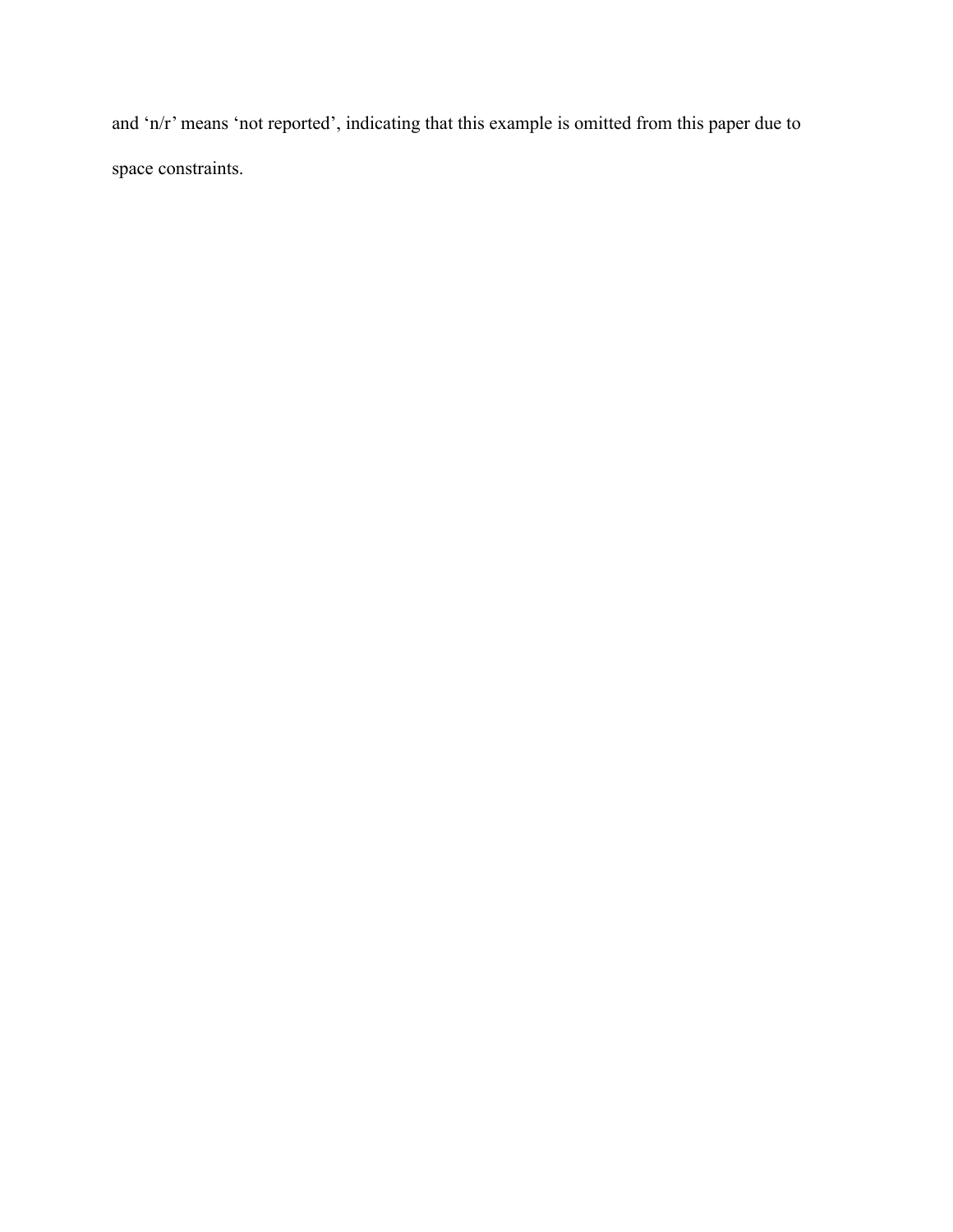and ‘n/r’ means ‘not reported’, indicating that this example is omitted from this paper due to space constraints.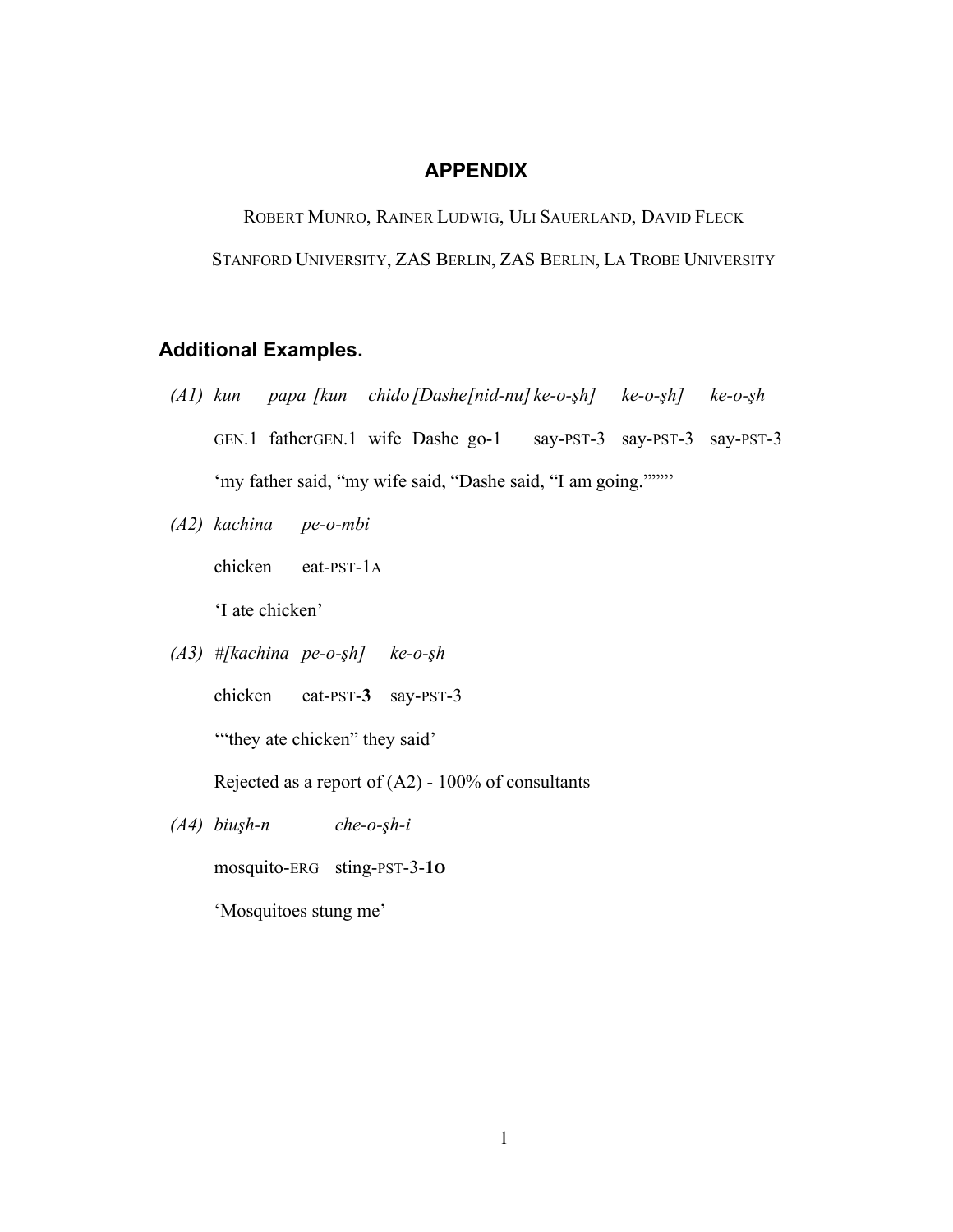## APPENDIX

ROBERT MUNRO, RAINER LUDWIG, ULI SAUERLAND, DAVID FLECK

STANFORD UNIVERSITY, ZAS BERLIN, ZAS BERLIN, LA TROBE UNIVERSITY

### Additional Examples.

*(A1)* *kun papa [kun chido [Dashe [nid-nu] ke-o-şh] ke-o-şh] ke-o-şh*

GEN.1 father GEN.1 wife Dashe go-1 say-PST-3 say-PST-3 say-PST-3

'my father said, "my wife said, "Dashe said, "I am going."""'

*(A2)* *kachina pe-o-mbi*

chicken eat-PST-1A

'I ate chicken'

*(A3)* *#[kachina pe-o-şh] ke-o-şh*

chicken eat-PST-**3** say-PST-3

'"they ate chicken" they said'

Rejected as a report of (A2) - 100% of consultants

*(A4)* *biuşh-n che-o-şh-i*

mosquito-ERG sting-PST-3-**1O**

'Mosquitoes stung me'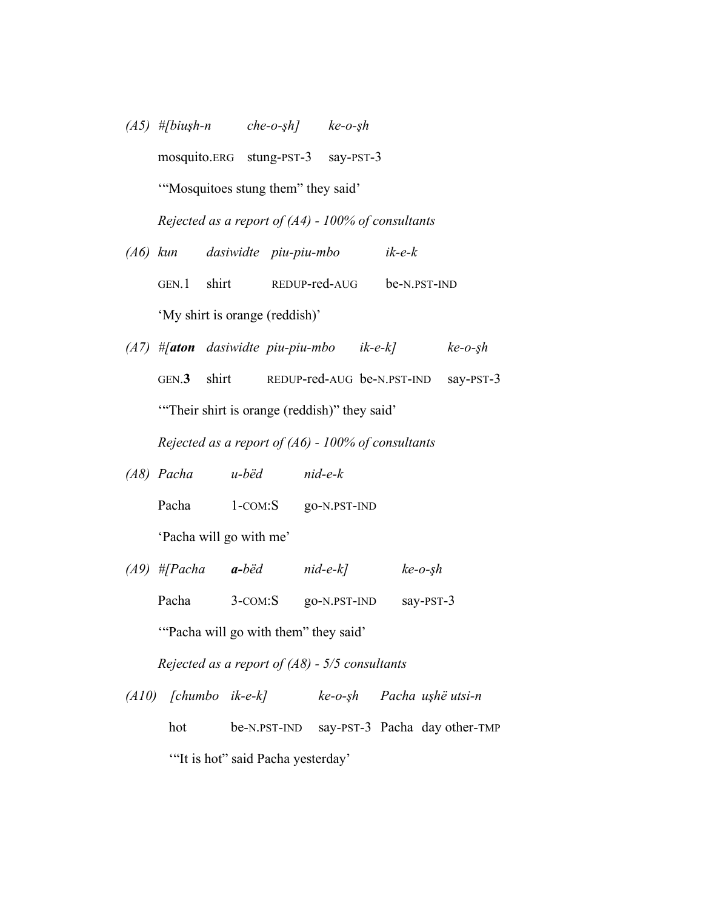(A5) #*[biuşh-n che-o-şh] ke-o-şh*

mosquito.ERG stung-PST-3 say-PST-3

'"Mosquitoes stung them" they said'

*Rejected as a report of (A4) - 100% of consultants*

(A6) *kun dasiwidte piu-piu-mbo ik-e-k*

GEN.1 shirt REDUP-red-AUG be-N.PST-IND

'My shirt is orange (reddish)'

(A7) #*[**aton** dasiwidte piu-piu-mbo ik-e-k] ke-o-şh*

GEN.**3** shirt REDUP-red-AUG be-N.PST-IND say-PST-3

'"Their shirt is orange (reddish)" they said'

*Rejected as a report of (A6) - 100% of consultants*

(A8) *Pacha u-bëd nid-e-k*

Pacha 1-COM:S go-N.PST-IND

'Pacha will go with me'

(A9) #*[Pacha **a-**bëd nid-e-k] ke-o-şh*

Pacha 3-COM:S go-N.PST-IND say-PST-3

'"Pacha will go with them" they said'

*Rejected as a report of (A8) - 5/5 consultants*

(A10) *[chumbo ik-e-k] ke-o-şh Pacha uşhë utsi-n*

hot be-N.PST-IND say-PST-3 Pacha day other-TMP

'"It is hot" said Pacha yesterday'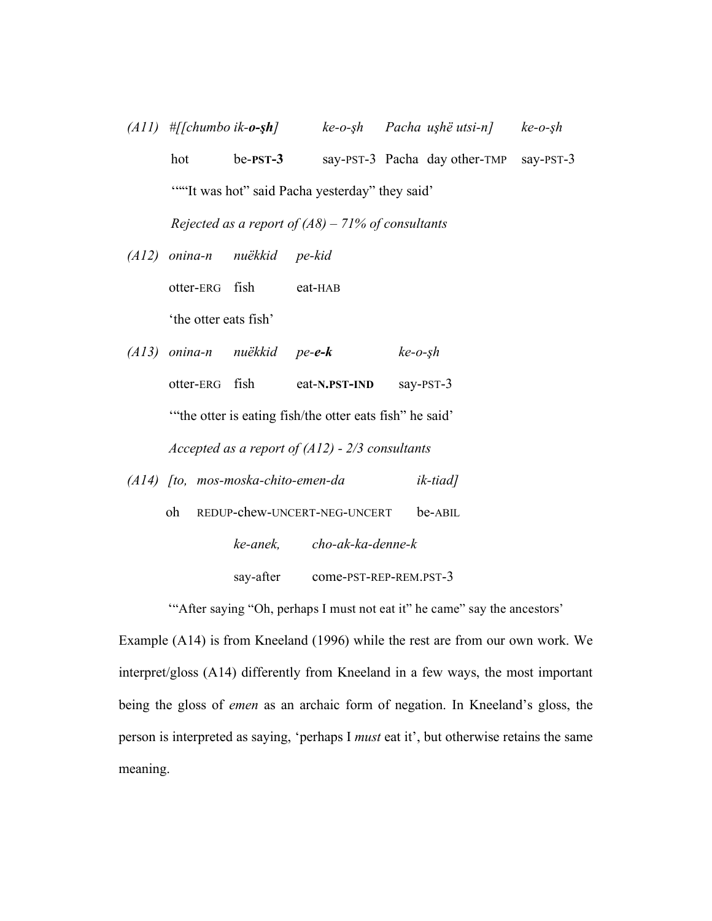(A11) #[[*chumbo ik-**o-şh**]* *ke-o-şh* *Pacha uşhë utsi-n]* *ke-o-şh*

hot be-**PST-3** say-PST-3 Pacha day other-TMP say-PST-3

'"“It was hot” said Pacha yesterday” they said'

*Rejected as a report of (A8) – 71% of consultants*

(A12) *onina-n nuëkkid pe-kid*

otter-ERG fish eat-HAB

'the otter eats fish'

(A13) *onina-n nuëkkid pe-**e-k*** *ke-o-şh*

otter-ERG fish eat-**N.PST-IND** say-PST-3

'"the otter is eating fish/the otter eats fish" he said'

*Accepted as a report of (A12) - 2/3 consultants*

(A14) *[to, mos-moska-chito-emen-da ik-tiad]*

oh REDUP-chew-UNCERT-NEG-UNCERT be-ABIL

*ke-anek, cho-ak-ka-denne-k*

say-after come-PST-REP-REM.PST-3

'"After saying “Oh, perhaps I must not eat it” he came" say the ancestors'

Example (A14) is from Kneeland (1996) while the rest are from our own work. We interpret/gloss (A14) differently from Kneeland in a few ways, the most important being the gloss of *emen* as an archaic form of negation. In Kneeland's gloss, the person is interpreted as saying, 'perhaps I *must* eat it', but otherwise retains the same meaning.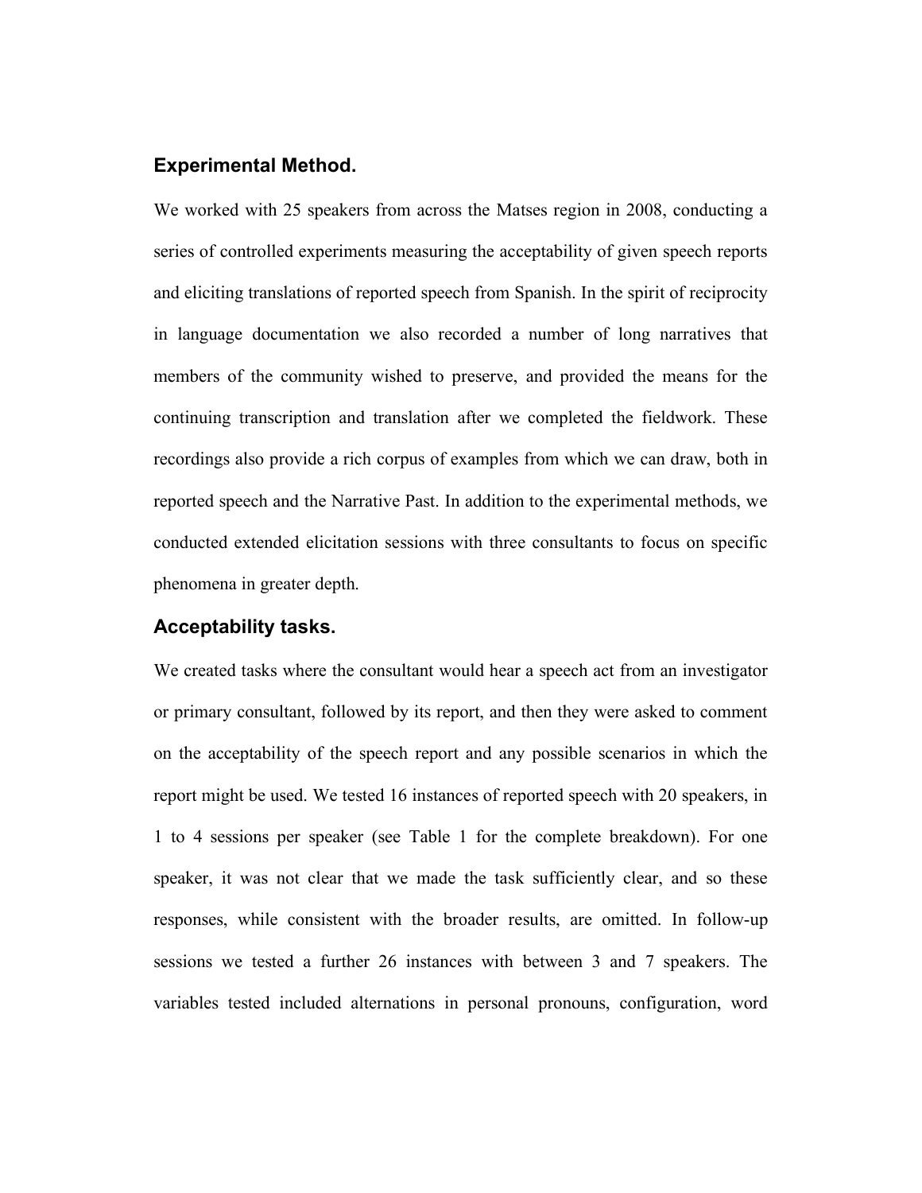## Experimental Method.

We worked with 25 speakers from across the Matses region in 2008, conducting a series of controlled experiments measuring the acceptability of given speech reports and eliciting translations of reported speech from Spanish. In the spirit of reciprocity in language documentation we also recorded a number of long narratives that members of the community wished to preserve, and provided the means for the continuing transcription and translation after we completed the fieldwork. These recordings also provide a rich corpus of examples from which we can draw, both in reported speech and the Narrative Past. In addition to the experimental methods, we conducted extended elicitation sessions with three consultants to focus on specific phenomena in greater depth.

## Acceptability tasks.

We created tasks where the consultant would hear a speech act from an investigator or primary consultant, followed by its report, and then they were asked to comment on the acceptability of the speech report and any possible scenarios in which the report might be used. We tested 16 instances of reported speech with 20 speakers, in 1 to 4 sessions per speaker (see Table 1 for the complete breakdown). For one speaker, it was not clear that we made the task sufficiently clear, and so these responses, while consistent with the broader results, are omitted. In follow-up sessions we tested a further 26 instances with between 3 and 7 speakers. The variables tested included alternations in personal pronouns, configuration, word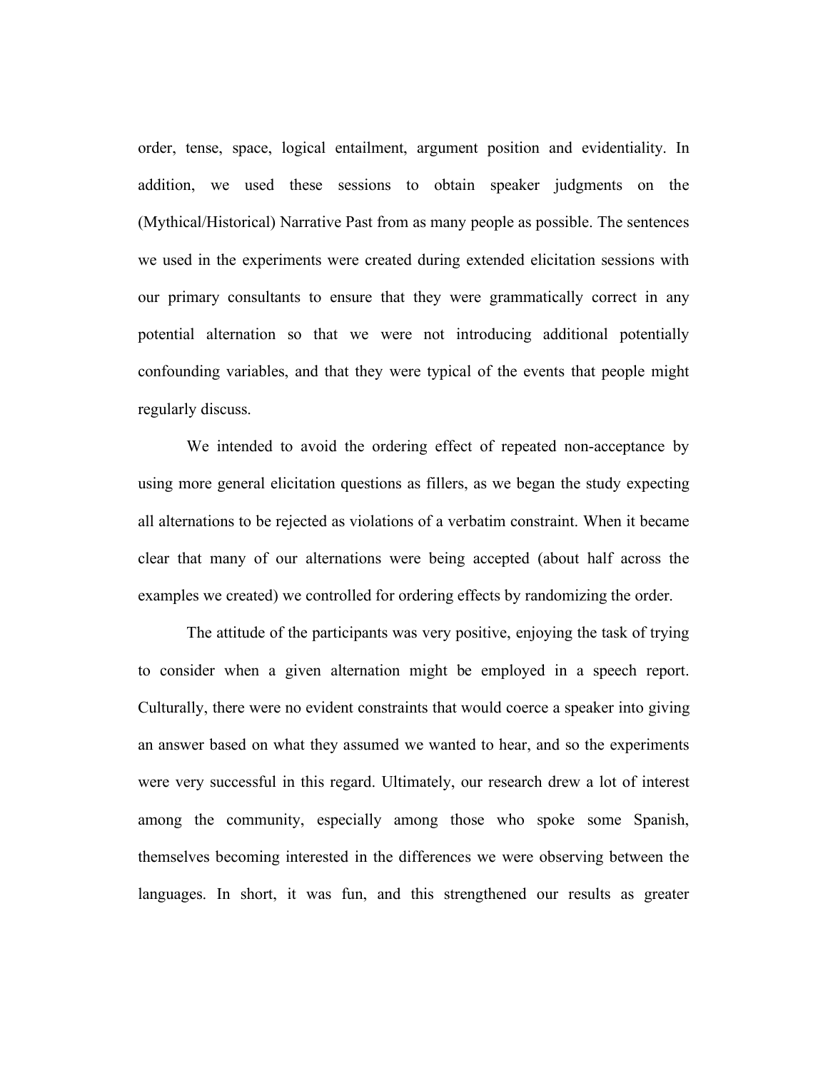order, tense, space, logical entailment, argument position and evidentiality. In addition, we used these sessions to obtain speaker judgments on the (Mythical/Historical) Narrative Past from as many people as possible. The sentences we used in the experiments were created during extended elicitation sessions with our primary consultants to ensure that they were grammatically correct in any potential alternation so that we were not introducing additional potentially confounding variables, and that they were typical of the events that people might regularly discuss.

We intended to avoid the ordering effect of repeated non-acceptance by using more general elicitation questions as fillers, as we began the study expecting all alternations to be rejected as violations of a verbatim constraint. When it became clear that many of our alternations were being accepted (about half across the examples we created) we controlled for ordering effects by randomizing the order.

The attitude of the participants was very positive, enjoying the task of trying to consider when a given alternation might be employed in a speech report. Culturally, there were no evident constraints that would coerce a speaker into giving an answer based on what they assumed we wanted to hear, and so the experiments were very successful in this regard. Ultimately, our research drew a lot of interest among the community, especially among those who spoke some Spanish, themselves becoming interested in the differences we were observing between the languages. In short, it was fun, and this strengthened our results as greater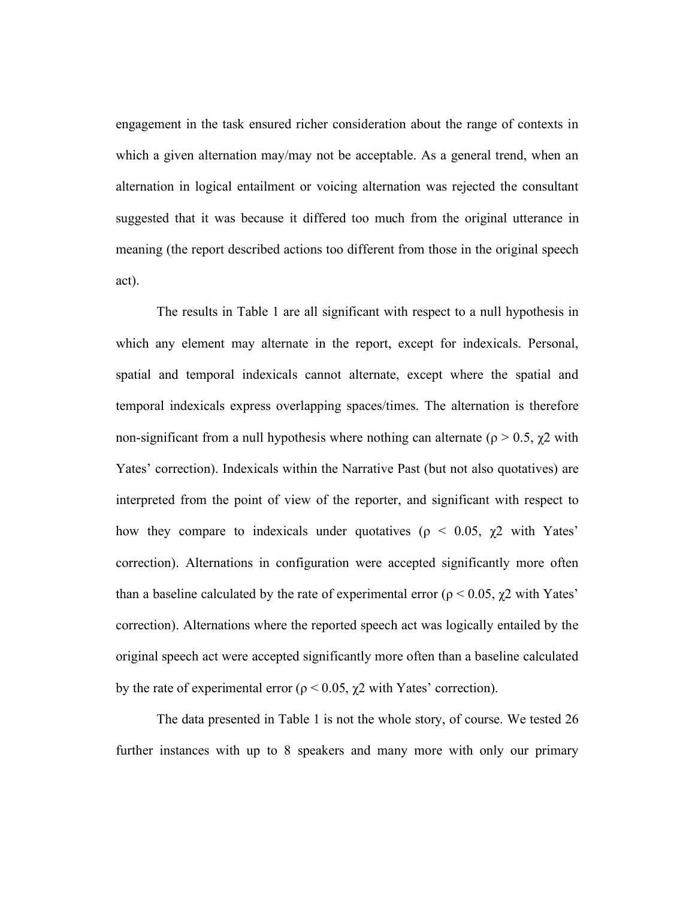engagement in the task ensured richer consideration about the range of contexts in which a given alternation may/may not be acceptable. As a general trend, when an alternation in logical entailment or voicing alternation was rejected the consultant suggested that it was because it differed too much from the original utterance in meaning (the report described actions too different from those in the original speech act).

The results in Table 1 are all significant with respect to a null hypothesis in which any element may alternate in the report, except for indexicals. Personal, spatial and temporal indexicals cannot alternate, except where the spatial and temporal indexicals express overlapping spaces/times. The alternation is therefore non-significant from a null hypothesis where nothing can alternate ($\rho > 0.5$, $\chi 2$ with Yates' correction). Indexicals within the Narrative Past (but not also quotatives) are interpreted from the point of view of the reporter, and significant with respect to how they compare to indexicals under quotatives ($\rho < 0.05$, $\chi 2$ with Yates' correction). Alternations in configuration were accepted significantly more often than a baseline calculated by the rate of experimental error ($\rho < 0.05$, $\chi 2$ with Yates' correction). Alternations where the reported speech act was logically entailed by the original speech act were accepted significantly more often than a baseline calculated by the rate of experimental error ($\rho < 0.05$, $\chi 2$ with Yates' correction).

The data presented in Table 1 is not the whole story, of course. We tested 26 further instances with up to 8 speakers and many more with only our primary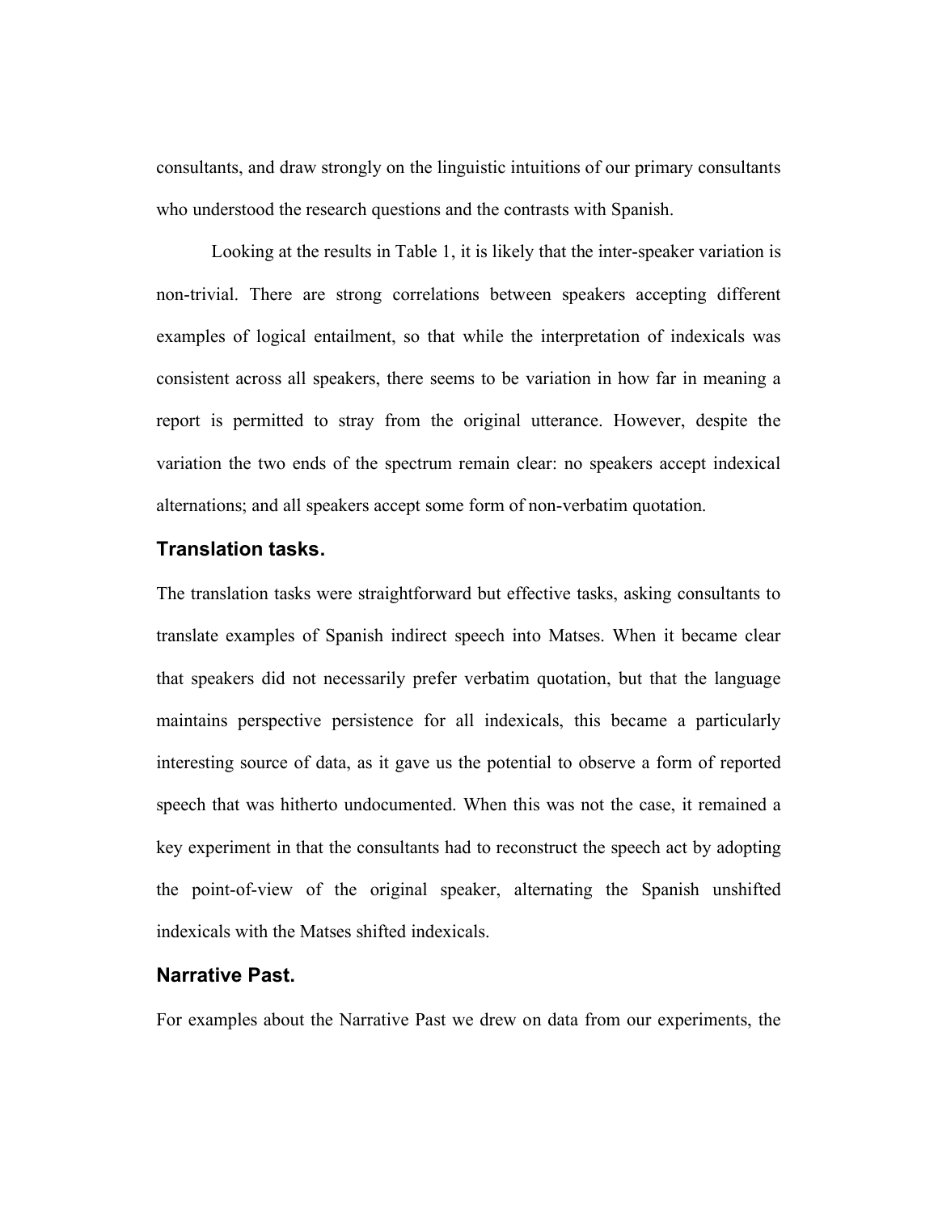consultants, and draw strongly on the linguistic intuitions of our primary consultants who understood the research questions and the contrasts with Spanish.

Looking at the results in Table 1, it is likely that the inter-speaker variation is non-trivial. There are strong correlations between speakers accepting different examples of logical entailment, so that while the interpretation of indexicals was consistent across all speakers, there seems to be variation in how far in meaning a report is permitted to stray from the original utterance. However, despite the variation the two ends of the spectrum remain clear: no speakers accept indexical alternations; and all speakers accept some form of non-verbatim quotation.

### Translation tasks.

The translation tasks were straightforward but effective tasks, asking consultants to translate examples of Spanish indirect speech into Matses. When it became clear that speakers did not necessarily prefer verbatim quotation, but that the language maintains perspective persistence for all indexicals, this became a particularly interesting source of data, as it gave us the potential to observe a form of reported speech that was hitherto undocumented. When this was not the case, it remained a key experiment in that the consultants had to reconstruct the speech act by adopting the point-of-view of the original speaker, alternating the Spanish unshifted indexicals with the Matses shifted indexicals.

### Narrative Past.

For examples about the Narrative Past we drew on data from our experiments, the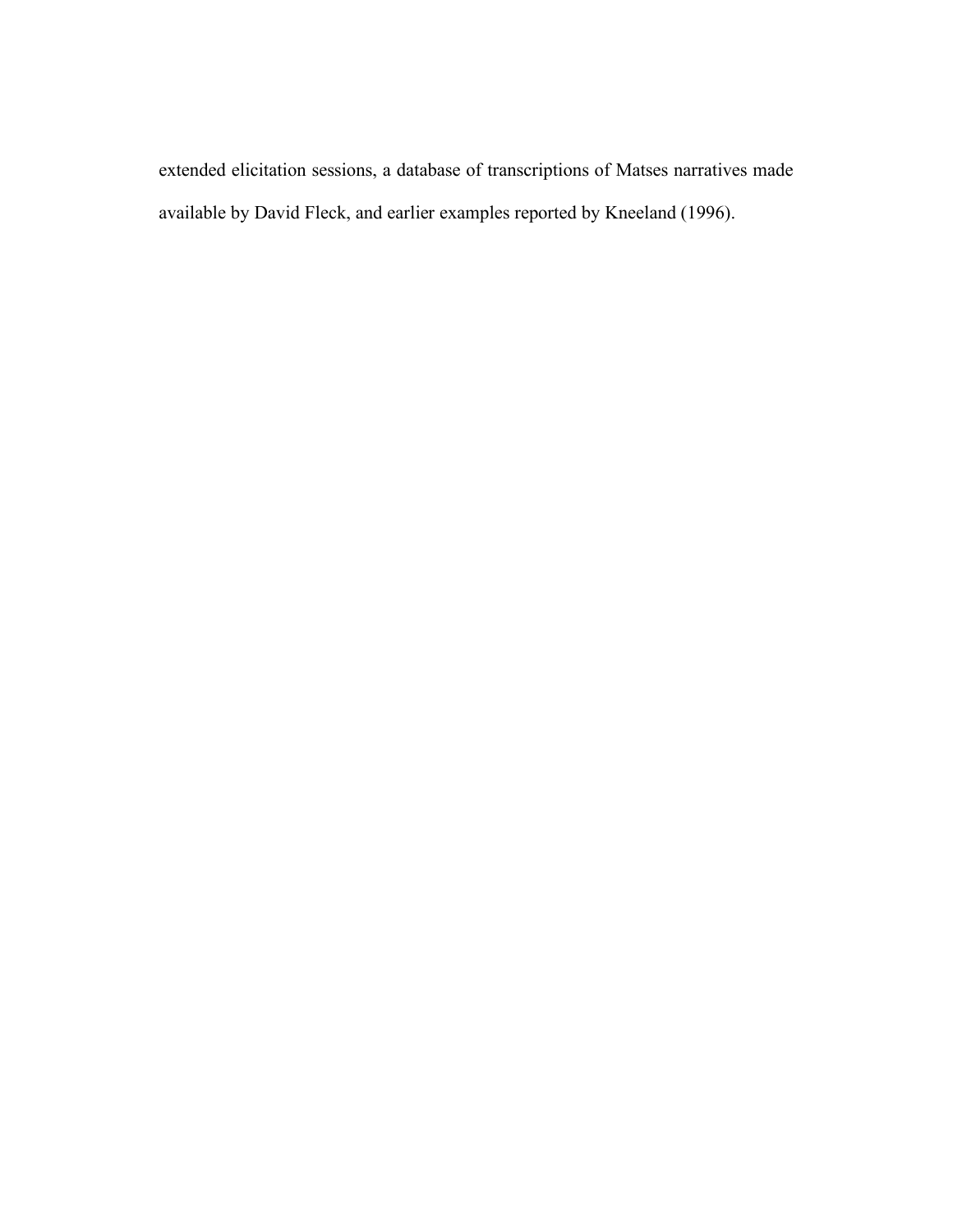extended elicitation sessions, a database of transcriptions of Matses narratives made available by David Fleck, and earlier examples reported by Kneeland (1996).